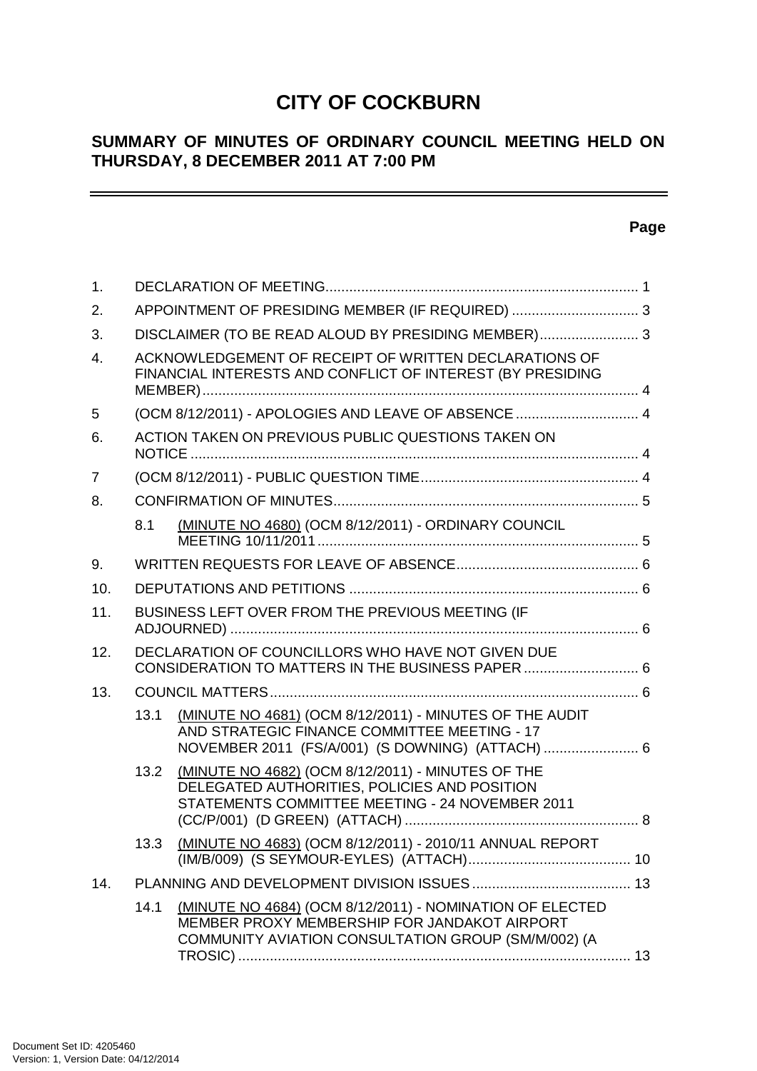# CITY OF COCKBURN

## SUMMARY OF MINUTES OF ORDINARY COUNCIL MEETING HELD ON THURSDAY, 8 DECEMBER 2011 AT 7:00 PM

**Page**

1. DECLARATION OF MEETING ... 1
2. APPOINTMENT OF PRESIDING MEMBER (IF REQUIRED) ... 3
3. DISCLAIMER (TO BE READ ALOUD BY PRESIDING MEMBER) ... 3
4. ACKNOWLEDGEMENT OF RECEIPT OF WRITTEN DECLARATIONS OF FINANCIAL INTERESTS AND CONFLICT OF INTEREST (BY PRESIDING MEMBER) ... 4
5. (OCM 8/12/2011) - APOLOGIES AND LEAVE OF ABSENCE ... 4
6. ACTION TAKEN ON PREVIOUS PUBLIC QUESTIONS TAKEN ON NOTICE ... 4
7. (OCM 8/12/2011) - PUBLIC QUESTION TIME ... 4
8. CONFIRMATION OF MINUTES ... 5
   - 8.1 (MINUTE NO 4680) (OCM 8/12/2011) - ORDINARY COUNCIL MEETING 10/11/2011 ... 5
9. WRITTEN REQUESTS FOR LEAVE OF ABSENCE ... 6
10. DEPUTATIONS AND PETITIONS ... 6
11. BUSINESS LEFT OVER FROM THE PREVIOUS MEETING (IF ADJOURNED) ... 6
12. DECLARATION OF COUNCILLORS WHO HAVE NOT GIVEN DUE CONSIDERATION TO MATTERS IN THE BUSINESS PAPER ... 6
13. COUNCIL MATTERS ... 6
    - 13.1 (MINUTE NO 4681) (OCM 8/12/2011) - MINUTES OF THE AUDIT AND STRATEGIC FINANCE COMMITTEE MEETING - 17 NOVEMBER 2011 (FS/A/001) (S DOWNING) (ATTACH) ... 6
    - 13.2 (MINUTE NO 4682) (OCM 8/12/2011) - MINUTES OF THE DELEGATED AUTHORITIES, POLICIES AND POSITION STATEMENTS COMMITTEE MEETING - 24 NOVEMBER 2011 (CC/P/001) (D GREEN) (ATTACH) ... 8
    - 13.3 (MINUTE NO 4683) (OCM 8/12/2011) - 2010/11 ANNUAL REPORT (IM/B/009) (S SEYMOUR-EYLES) (ATTACH) ... 10
14. PLANNING AND DEVELOPMENT DIVISION ISSUES ... 13
    - 14.1 (MINUTE NO 4684) (OCM 8/12/2011) - NOMINATION OF ELECTED MEMBER PROXY MEMBERSHIP FOR JANDAKOT AIRPORT COMMUNITY AVIATION CONSULTATION GROUP (SM/M/002) (A TROSIC) ... 13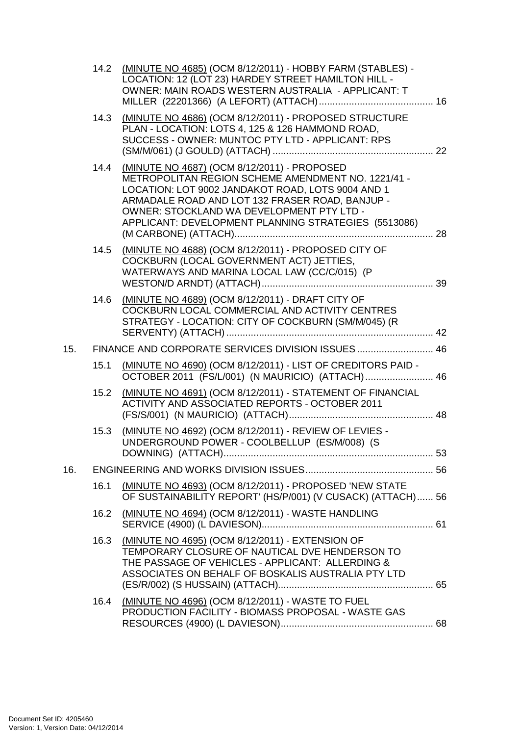14.2 (MINUTE NO 4685) (OCM 8/12/2011) - HOBBY FARM (STABLES) - LOCATION: 12 (LOT 23) HARDEY STREET HAMILTON HILL - OWNER: MAIN ROADS WESTERN AUSTRALIA - APPLICANT: T MILLER (22201366) (A LEFORT) (ATTACH) .......................................... 16

14.3 (MINUTE NO 4686) (OCM 8/12/2011) - PROPOSED STRUCTURE PLAN - LOCATION: LOTS 4, 125 & 126 HAMMOND ROAD, SUCCESS - OWNER: MUNTOC PTY LTD - APPLICANT: RPS (SM/M/061) (J GOULD) (ATTACH) .......................................... 22

14.4 (MINUTE NO 4687) (OCM 8/12/2011) - PROPOSED METROPOLITAN REGION SCHEME AMENDMENT NO. 1221/41 - LOCATION: LOT 9002 JANDAKOT ROAD, LOTS 9004 AND 1 ARMADALE ROAD AND LOT 132 FRASER ROAD, BANJUP - OWNER: STOCKLAND WA DEVELOPMENT PTY LTD - APPLICANT: DEVELOPMENT PLANNING STRATEGIES (5513086) (M CARBONE) (ATTACH) .......................................... 28

14.5 (MINUTE NO 4688) (OCM 8/12/2011) - PROPOSED CITY OF COCKBURN (LOCAL GOVERNMENT ACT) JETTIES, WATERWAYS AND MARINA LOCAL LAW (CC/C/015) (P WESTON/D ARNDT) (ATTACH) .......................................... 39

14.6 (MINUTE NO 4689) (OCM 8/12/2011) - DRAFT CITY OF COCKBURN LOCAL COMMERCIAL AND ACTIVITY CENTRES STRATEGY - LOCATION: CITY OF COCKBURN (SM/M/045) (R SERVENTY) (ATTACH) .......................................... 42

15. FINANCE AND CORPORATE SERVICES DIVISION ISSUES .......................................... 46

15.1 (MINUTE NO 4690) (OCM 8/12/2011) - LIST OF CREDITORS PAID - OCTOBER 2011 (FS/L/001) (N MAURICIO) (ATTACH) .......................................... 46

15.2 (MINUTE NO 4691) (OCM 8/12/2011) - STATEMENT OF FINANCIAL ACTIVITY AND ASSOCIATED REPORTS - OCTOBER 2011 (FS/S/001) (N MAURICIO) (ATTACH) .......................................... 48

15.3 (MINUTE NO 4692) (OCM 8/12/2011) - REVIEW OF LEVIES - UNDERGROUND POWER - COOLBELLUP (ES/M/008) (S DOWNING) (ATTACH) .......................................... 53

16. ENGINEERING AND WORKS DIVISION ISSUES .......................................... 56

16.1 (MINUTE NO 4693) (OCM 8/12/2011) - PROPOSED 'NEW STATE OF SUSTAINABILITY REPORT' (HS/P/001) (V CUSACK) (ATTACH) ...... 56

16.2 (MINUTE NO 4694) (OCM 8/12/2011) - WASTE HANDLING SERVICE (4900) (L DAVIESON) .......................................... 61

16.3 (MINUTE NO 4695) (OCM 8/12/2011) - EXTENSION OF TEMPORARY CLOSURE OF NAUTICAL DVE HENDERSON TO THE PASSAGE OF VEHICLES - APPLICANT: ALLERDING & ASSOCIATES ON BEHALF OF BOSKALIS AUSTRALIA PTY LTD (ES/R/002) (S HUSSAIN) (ATTACH) .......................................... 65

16.4 (MINUTE NO 4696) (OCM 8/12/2011) - WASTE TO FUEL PRODUCTION FACILITY - BIOMASS PROPOSAL - WASTE GAS RESOURCES (4900) (L DAVIESON) .......................................... 68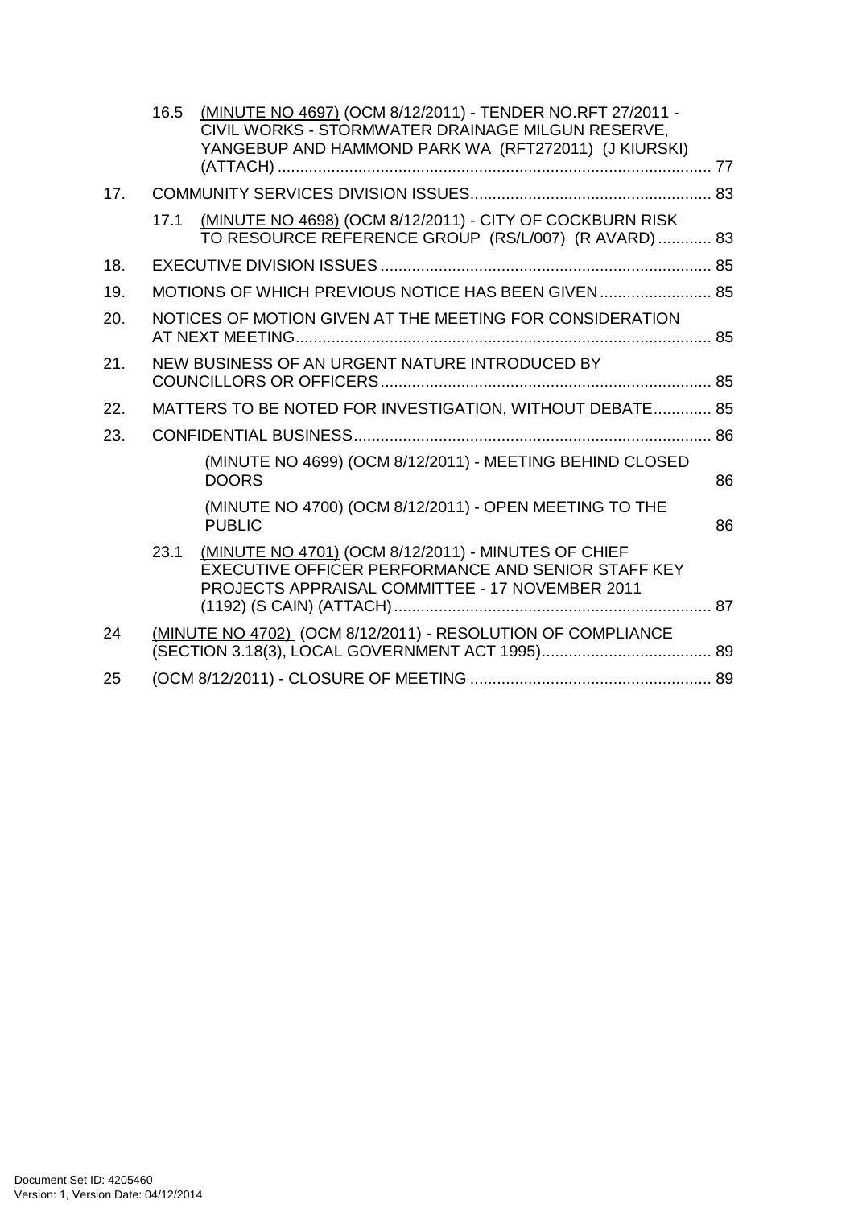16.5 (MINUTE NO 4697) (OCM 8/12/2011) - TENDER NO.RFT 27/2011 - CIVIL WORKS - STORMWATER DRAINAGE MILGUN RESERVE, YANGEBUP AND HAMMOND PARK WA (RFT272011) (J KIURSKI) (ATTACH) ................................................................................................ 77

17. COMMUNITY SERVICES DIVISION ISSUES...................................................... 83

17.1 (MINUTE NO 4698) (OCM 8/12/2011) - CITY OF COCKBURN RISK TO RESOURCE REFERENCE GROUP (RS/L/007) (R AVARD)............ 83

18. EXECUTIVE DIVISION ISSUES .......................................................................... 85

19. MOTIONS OF WHICH PREVIOUS NOTICE HAS BEEN GIVEN......................... 85

20. NOTICES OF MOTION GIVEN AT THE MEETING FOR CONSIDERATION AT NEXT MEETING............................................................................................ 85

21. NEW BUSINESS OF AN URGENT NATURE INTRODUCED BY COUNCILLORS OR OFFICERS.......................................................................... 85

22. MATTERS TO BE NOTED FOR INVESTIGATION, WITHOUT DEBATE............. 85

23. CONFIDENTIAL BUSINESS................................................................................ 86

(MINUTE NO 4699) (OCM 8/12/2011) - MEETING BEHIND CLOSED DOORS 86

(MINUTE NO 4700) (OCM 8/12/2011) - OPEN MEETING TO THE PUBLIC 86

23.1 (MINUTE NO 4701) (OCM 8/12/2011) - MINUTES OF CHIEF EXECUTIVE OFFICER PERFORMANCE AND SENIOR STAFF KEY PROJECTS APPRAISAL COMMITTEE - 17 NOVEMBER 2011 (1192) (S CAIN) (ATTACH)....................................................................... 87

24 (MINUTE NO 4702) (OCM 8/12/2011) - RESOLUTION OF COMPLIANCE (SECTION 3.18(3), LOCAL GOVERNMENT ACT 1995)...................................... 89

25 (OCM 8/12/2011) - CLOSURE OF MEETING ...................................................... 89

Document Set ID: 4205460
Version: 1, Version Date: 04/12/2014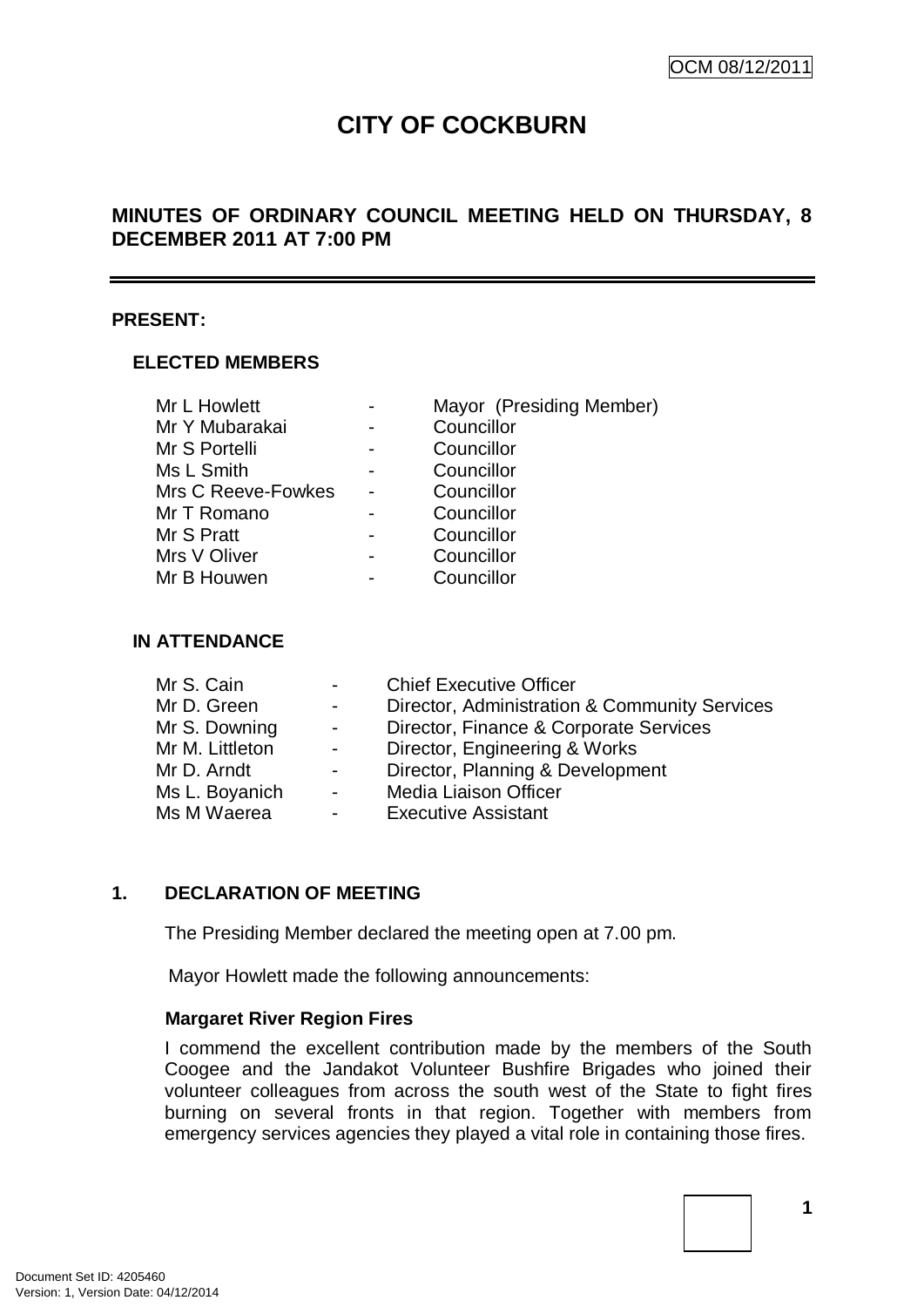OCM 08/12/2011

# CITY OF COCKBURN

## MINUTES OF ORDINARY COUNCIL MEETING HELD ON THURSDAY, 8 DECEMBER 2011 AT 7:00 PM

**PRESENT:**

### ELECTED MEMBERS

| | | |
|---|---|---|
| Mr L Howlett | - | Mayor (Presiding Member) |
| Mr Y Mubarakai | - | Councillor |
| Mr S Portelli | - | Councillor |
| Ms L Smith | - | Councillor |
| Mrs C Reeve-Fowkes | - | Councillor |
| Mr T Romano | - | Councillor |
| Mr S Pratt | - | Councillor |
| Mrs V Oliver | - | Councillor |
| Mr B Houwen | - | Councillor |

### IN ATTENDANCE

| | | |
|---|---|---|
| Mr S. Cain | - | Chief Executive Officer |
| Mr D. Green | - | Director, Administration & Community Services |
| Mr S. Downing | - | Director, Finance & Corporate Services |
| Mr M. Littleton | - | Director, Engineering & Works |
| Mr D. Arndt | - | Director, Planning & Development |
| Ms L. Boyanich | - | Media Liaison Officer |
| Ms M Waerea | - | Executive Assistant |

## 1. DECLARATION OF MEETING

The Presiding Member declared the meeting open at 7.00 pm.

Mayor Howlett made the following announcements:

**Margaret River Region Fires**

I commend the excellent contribution made by the members of the South Coogee and the Jandakot Volunteer Bushfire Brigades who joined their volunteer colleagues from across the south west of the State to fight fires burning on several fronts in that region. Together with members from emergency services agencies they played a vital role in containing those fires.

Document Set ID: 4205460
Version: 1, Version Date: 04/12/2014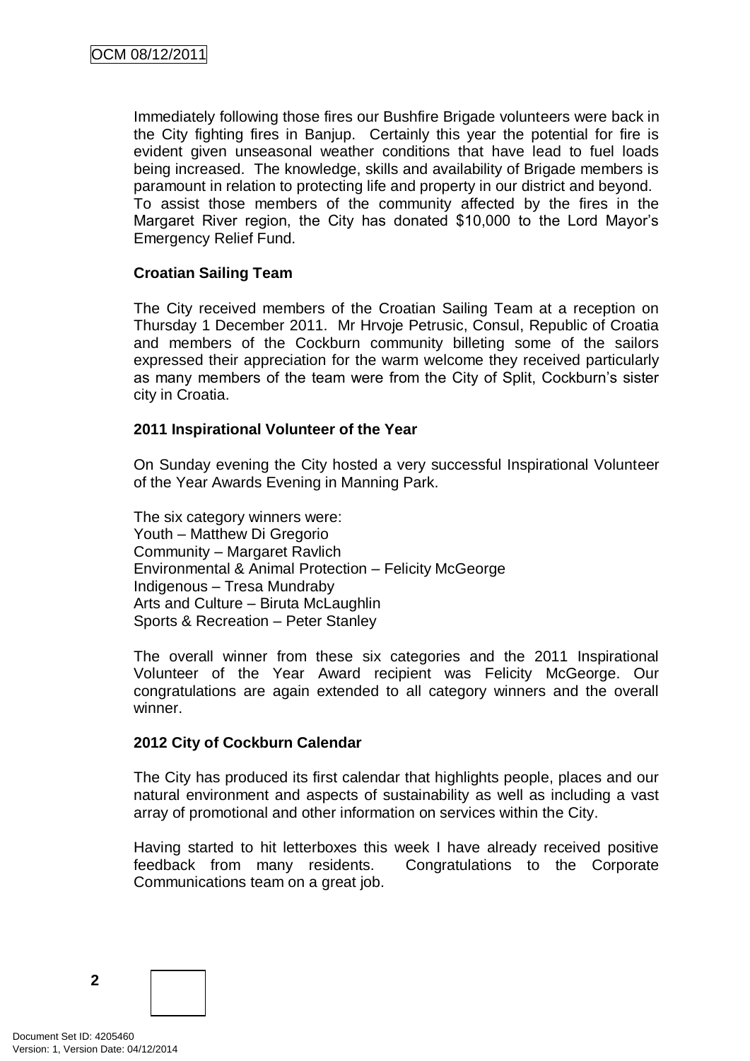Immediately following those fires our Bushfire Brigade volunteers were back in the City fighting fires in Banjup. Certainly this year the potential for fire is evident given unseasonal weather conditions that have lead to fuel loads being increased. The knowledge, skills and availability of Brigade members is paramount in relation to protecting life and property in our district and beyond. To assist those members of the community affected by the fires in the Margaret River region, the City has donated $10,000 to the Lord Mayor's Emergency Relief Fund.

**Croatian Sailing Team**

The City received members of the Croatian Sailing Team at a reception on Thursday 1 December 2011. Mr Hrvoje Petrusic, Consul, Republic of Croatia and members of the Cockburn community billeting some of the sailors expressed their appreciation for the warm welcome they received particularly as many members of the team were from the City of Split, Cockburn's sister city in Croatia.

**2011 Inspirational Volunteer of the Year**

On Sunday evening the City hosted a very successful Inspirational Volunteer of the Year Awards Evening in Manning Park.

The six category winners were:
Youth – Matthew Di Gregorio
Community – Margaret Ravlich
Environmental & Animal Protection – Felicity McGeorge
Indigenous – Tresa Mundraby
Arts and Culture – Biruta McLaughlin
Sports & Recreation – Peter Stanley

The overall winner from these six categories and the 2011 Inspirational Volunteer of the Year Award recipient was Felicity McGeorge. Our congratulations are again extended to all category winners and the overall winner.

**2012 City of Cockburn Calendar**

The City has produced its first calendar that highlights people, places and our natural environment and aspects of sustainability as well as including a vast array of promotional and other information on services within the City.

Having started to hit letterboxes this week I have already received positive feedback from many residents. Congratulations to the Corporate Communications team on a great job.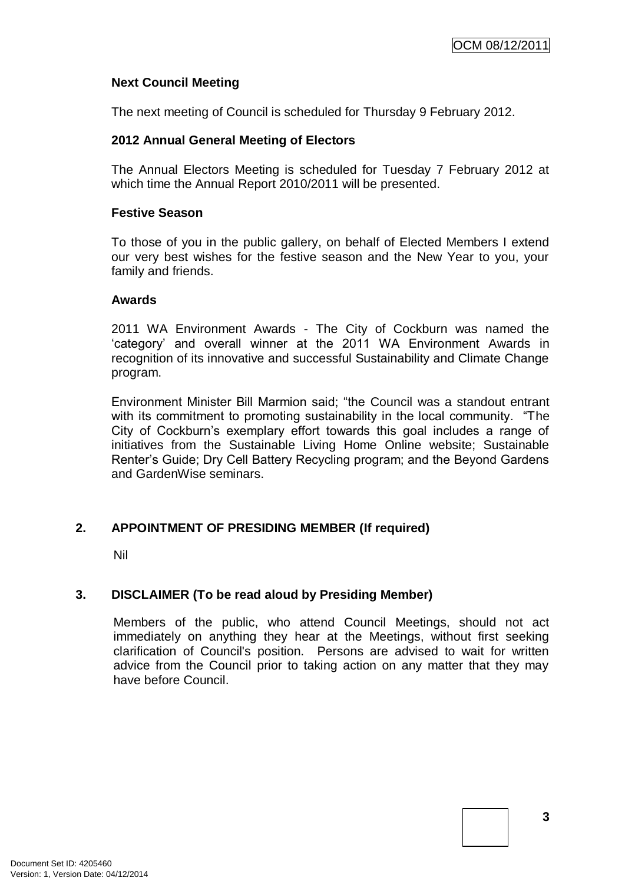**Next Council Meeting**

The next meeting of Council is scheduled for Thursday 9 February 2012.

**2012 Annual General Meeting of Electors**

The Annual Electors Meeting is scheduled for Tuesday 7 February 2012 at which time the Annual Report 2010/2011 will be presented.

**Festive Season**

To those of you in the public gallery, on behalf of Elected Members I extend our very best wishes for the festive season and the New Year to you, your family and friends.

**Awards**

2011 WA Environment Awards - The City of Cockburn was named the 'category' and overall winner at the 2011 WA Environment Awards in recognition of its innovative and successful Sustainability and Climate Change program.

Environment Minister Bill Marmion said; "the Council was a standout entrant with its commitment to promoting sustainability in the local community. "The City of Cockburn's exemplary effort towards this goal includes a range of initiatives from the Sustainable Living Home Online website; Sustainable Renter's Guide; Dry Cell Battery Recycling program; and the Beyond Gardens and GardenWise seminars.

## 2. APPOINTMENT OF PRESIDING MEMBER (If required)

Nil

## 3. DISCLAIMER (To be read aloud by Presiding Member)

Members of the public, who attend Council Meetings, should not act immediately on anything they hear at the Meetings, without first seeking clarification of Council's position. Persons are advised to wait for written advice from the Council prior to taking action on any matter that they may have before Council.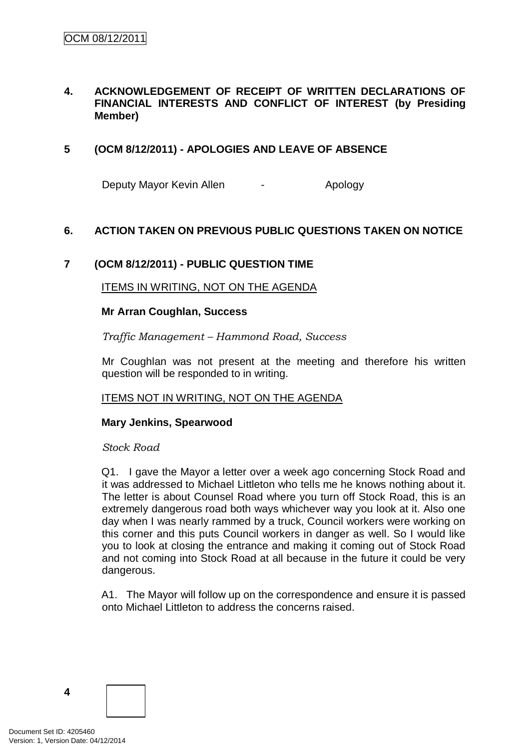## 4. ACKNOWLEDGEMENT OF RECEIPT OF WRITTEN DECLARATIONS OF FINANCIAL INTERESTS AND CONFLICT OF INTEREST (by Presiding Member)

## 5 (OCM 8/12/2011) - APOLOGIES AND LEAVE OF ABSENCE

Deputy Mayor Kevin Allen - Apology

## 6. ACTION TAKEN ON PREVIOUS PUBLIC QUESTIONS TAKEN ON NOTICE

## 7 (OCM 8/12/2011) - PUBLIC QUESTION TIME

ITEMS IN WRITING, NOT ON THE AGENDA

**Mr Arran Coughlan, Success**

*Traffic Management – Hammond Road, Success*

Mr Coughlan was not present at the meeting and therefore his written question will be responded to in writing.

ITEMS NOT IN WRITING, NOT ON THE AGENDA

**Mary Jenkins, Spearwood**

*Stock Road*

Q1. I gave the Mayor a letter over a week ago concerning Stock Road and it was addressed to Michael Littleton who tells me he knows nothing about it. The letter is about Counsel Road where you turn off Stock Road, this is an extremely dangerous road both ways whichever way you look at it. Also one day when I was nearly rammed by a truck, Council workers were working on this corner and this puts Council workers in danger as well. So I would like you to look at closing the entrance and making it coming out of Stock Road and not coming into Stock Road at all because in the future it could be very dangerous.

A1. The Mayor will follow up on the correspondence and ensure it is passed onto Michael Littleton to address the concerns raised.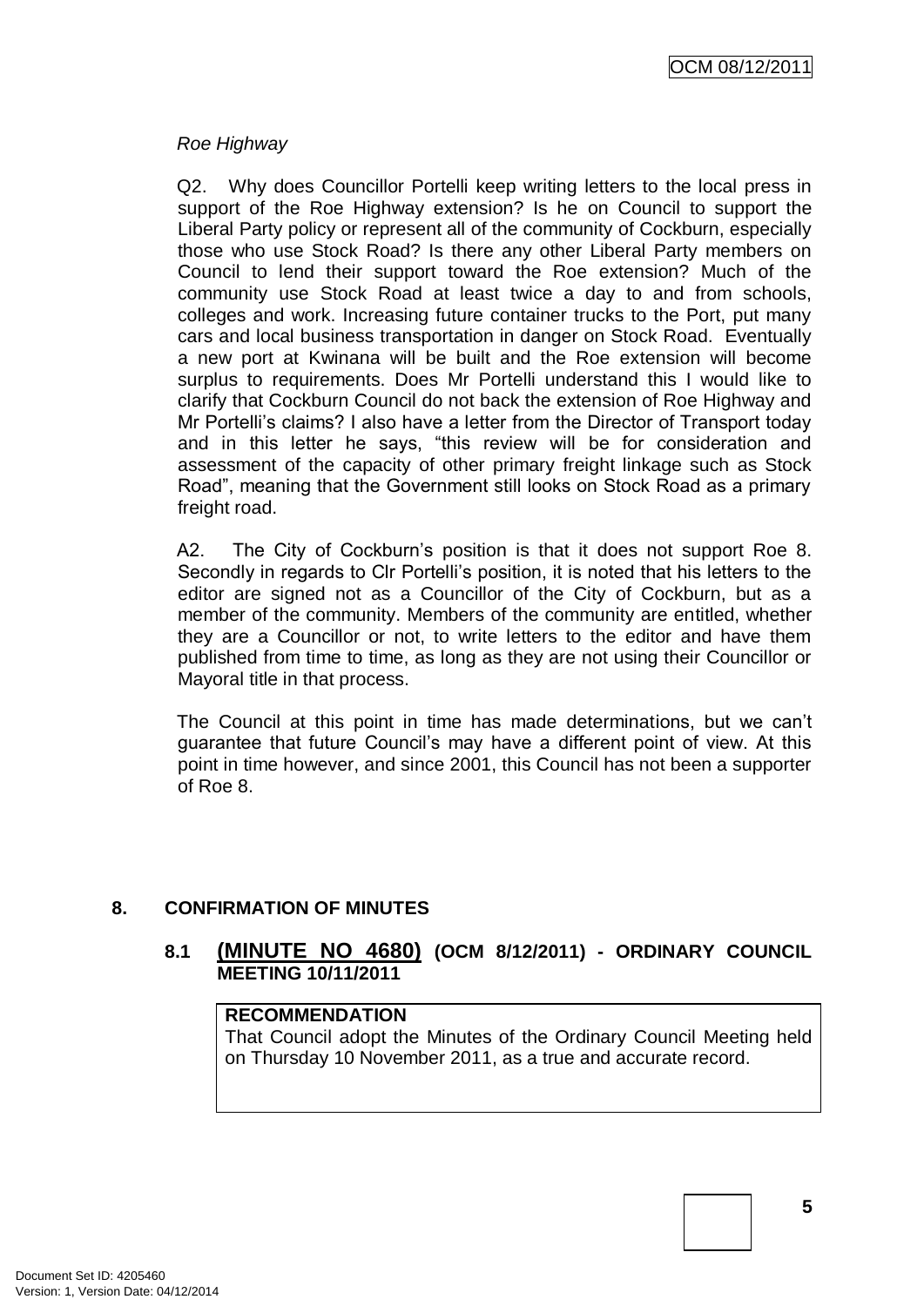*Roe Highway*

Q2. Why does Councillor Portelli keep writing letters to the local press in support of the Roe Highway extension? Is he on Council to support the Liberal Party policy or represent all of the community of Cockburn, especially those who use Stock Road? Is there any other Liberal Party members on Council to lend their support toward the Roe extension? Much of the community use Stock Road at least twice a day to and from schools, colleges and work. Increasing future container trucks to the Port, put many cars and local business transportation in danger on Stock Road. Eventually a new port at Kwinana will be built and the Roe extension will become surplus to requirements. Does Mr Portelli understand this I would like to clarify that Cockburn Council do not back the extension of Roe Highway and Mr Portelli's claims? I also have a letter from the Director of Transport today and in this letter he says, "this review will be for consideration and assessment of the capacity of other primary freight linkage such as Stock Road", meaning that the Government still looks on Stock Road as a primary freight road.

A2. The City of Cockburn's position is that it does not support Roe 8. Secondly in regards to Clr Portelli's position, it is noted that his letters to the editor are signed not as a Councillor of the City of Cockburn, but as a member of the community. Members of the community are entitled, whether they are a Councillor or not, to write letters to the editor and have them published from time to time, as long as they are not using their Councillor or Mayoral title in that process.

The Council at this point in time has made determinations, but we can't guarantee that future Council's may have a different point of view. At this point in time however, and since 2001, this Council has not been a supporter of Roe 8.

## 8. CONFIRMATION OF MINUTES

### 8.1 (MINUTE NO 4680) (OCM 8/12/2011) - ORDINARY COUNCIL MEETING 10/11/2011

| **RECOMMENDATION** |
| --- |
| That Council adopt the Minutes of the Ordinary Council Meeting held on Thursday 10 November 2011, as a true and accurate record. |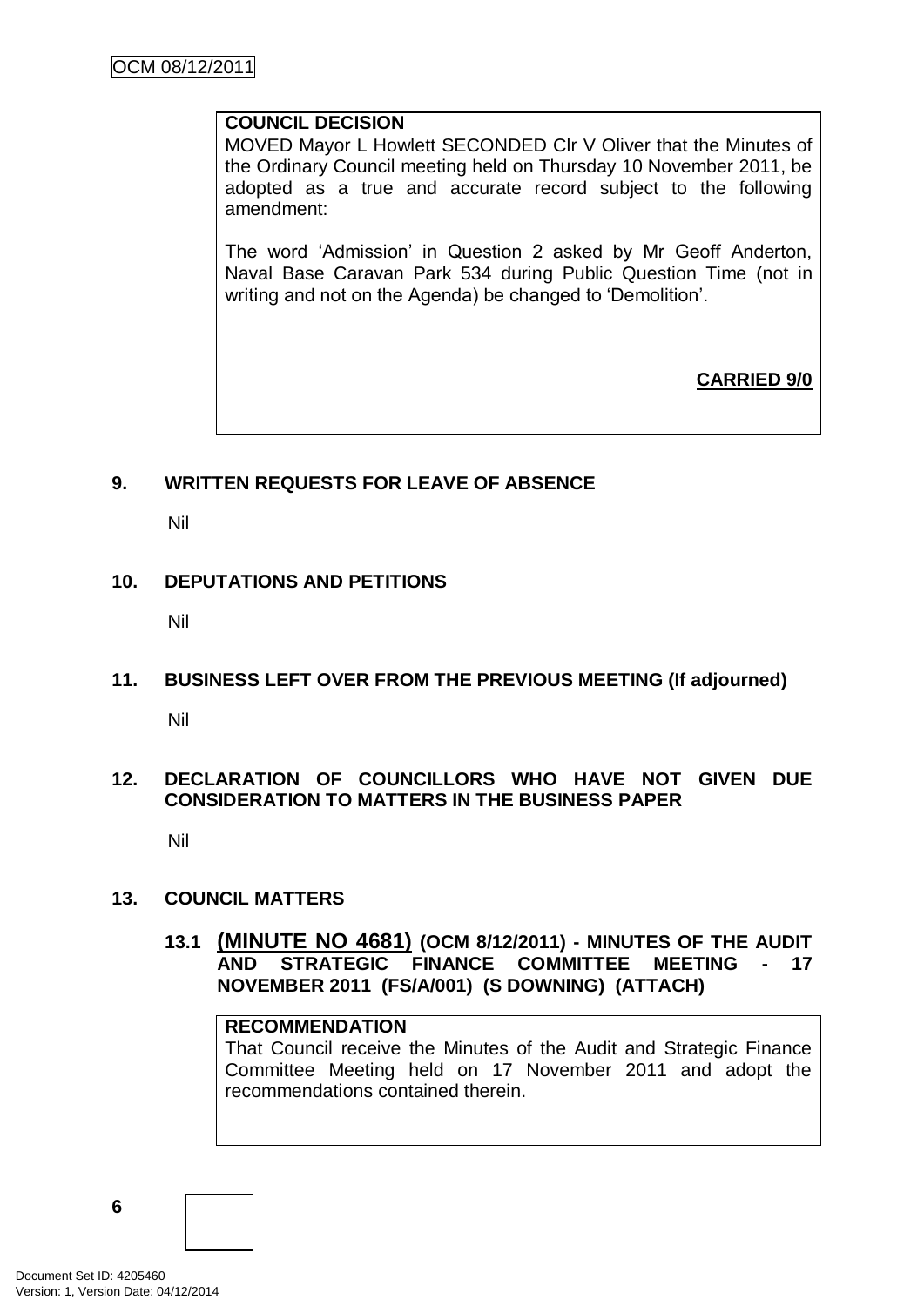**COUNCIL DECISION**

MOVED Mayor L Howlett SECONDED Clr V Oliver that the Minutes of the Ordinary Council meeting held on Thursday 10 November 2011, be adopted as a true and accurate record subject to the following amendment:

The word 'Admission' in Question 2 asked by Mr Geoff Anderton, Naval Base Caravan Park 534 during Public Question Time (not in writing and not on the Agenda) be changed to 'Demolition'.

**CARRIED 9/0**

## 9. WRITTEN REQUESTS FOR LEAVE OF ABSENCE

Nil

## 10. DEPUTATIONS AND PETITIONS

Nil

## 11. BUSINESS LEFT OVER FROM THE PREVIOUS MEETING (If adjourned)

Nil

## 12. DECLARATION OF COUNCILLORS WHO HAVE NOT GIVEN DUE CONSIDERATION TO MATTERS IN THE BUSINESS PAPER

Nil

## 13. COUNCIL MATTERS

### 13.1 (MINUTE NO 4681) (OCM 8/12/2011) - MINUTES OF THE AUDIT AND STRATEGIC FINANCE COMMITTEE MEETING - 17 NOVEMBER 2011 (FS/A/001) (S DOWNING) (ATTACH)

**RECOMMENDATION**

That Council receive the Minutes of the Audit and Strategic Finance Committee Meeting held on 17 November 2011 and adopt the recommendations contained therein.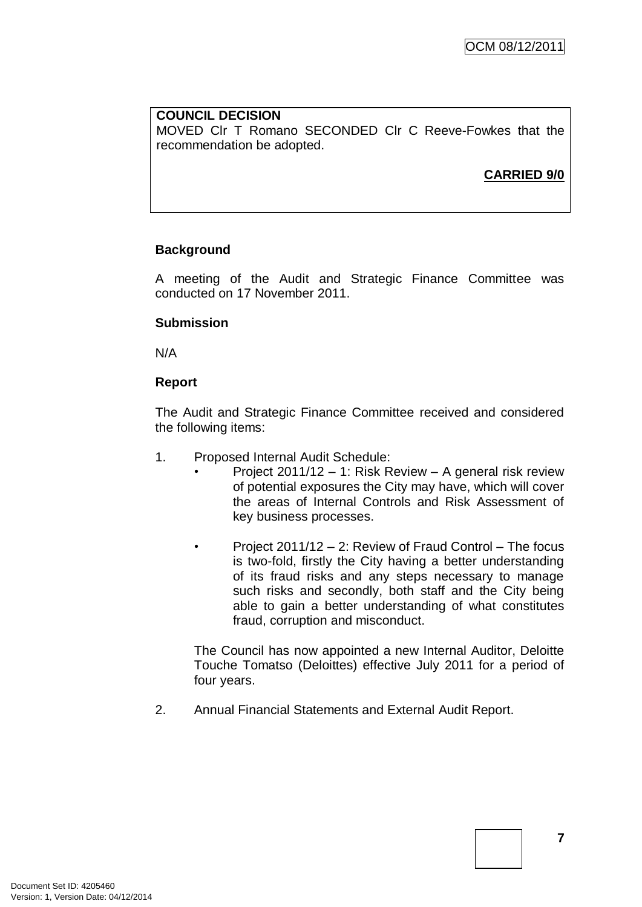**COUNCIL DECISION**
MOVED Clr T Romano SECONDED Clr C Reeve-Fowkes that the recommendation be adopted.

**CARRIED 9/0**

**Background**

A meeting of the Audit and Strategic Finance Committee was conducted on 17 November 2011.

**Submission**

N/A

**Report**

The Audit and Strategic Finance Committee received and considered the following items:

1. Proposed Internal Audit Schedule:
   - Project 2011/12 – 1: Risk Review – A general risk review of potential exposures the City may have, which will cover the areas of Internal Controls and Risk Assessment of key business processes.
   - Project 2011/12 – 2: Review of Fraud Control – The focus is two-fold, firstly the City having a better understanding of its fraud risks and any steps necessary to manage such risks and secondly, both staff and the City being able to gain a better understanding of what constitutes fraud, corruption and misconduct.

   The Council has now appointed a new Internal Auditor, Deloitte Touche Tomatso (Deloittes) effective July 2011 for a period of four years.

2. Annual Financial Statements and External Audit Report.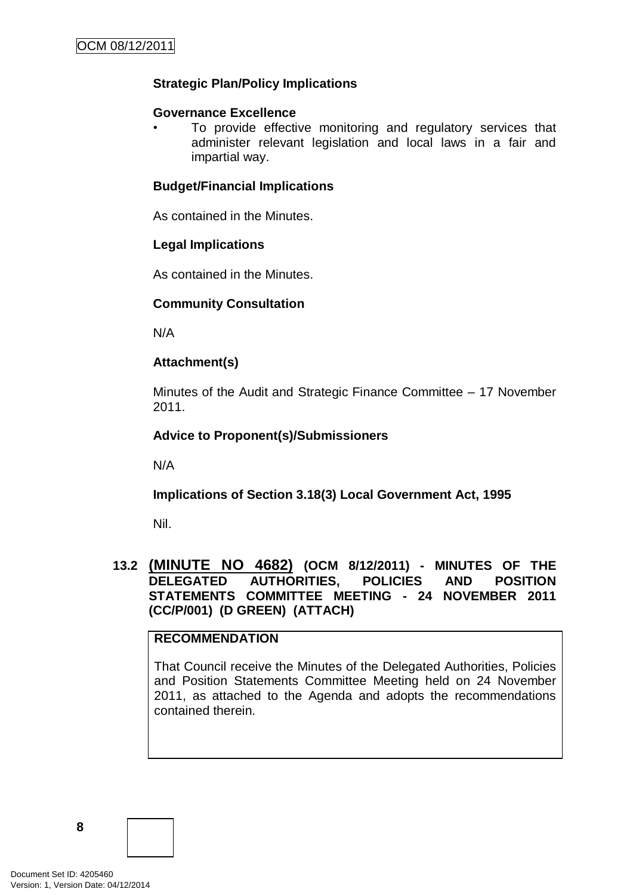**Strategic Plan/Policy Implications**

**Governance Excellence**

- To provide effective monitoring and regulatory services that administer relevant legislation and local laws in a fair and impartial way.

**Budget/Financial Implications**

As contained in the Minutes.

**Legal Implications**

As contained in the Minutes.

**Community Consultation**

N/A

**Attachment(s)**

Minutes of the Audit and Strategic Finance Committee – 17 November 2011.

**Advice to Proponent(s)/Submissioners**

N/A

**Implications of Section 3.18(3) Local Government Act, 1995**

Nil.

## 13.2 (MINUTE NO 4682) (OCM 8/12/2011) - MINUTES OF THE DELEGATED AUTHORITIES, POLICIES AND POSITION STATEMENTS COMMITTEE MEETING - 24 NOVEMBER 2011 (CC/P/001) (D GREEN) (ATTACH)

**RECOMMENDATION**

That Council receive the Minutes of the Delegated Authorities, Policies and Position Statements Committee Meeting held on 24 November 2011, as attached to the Agenda and adopts the recommendations contained therein.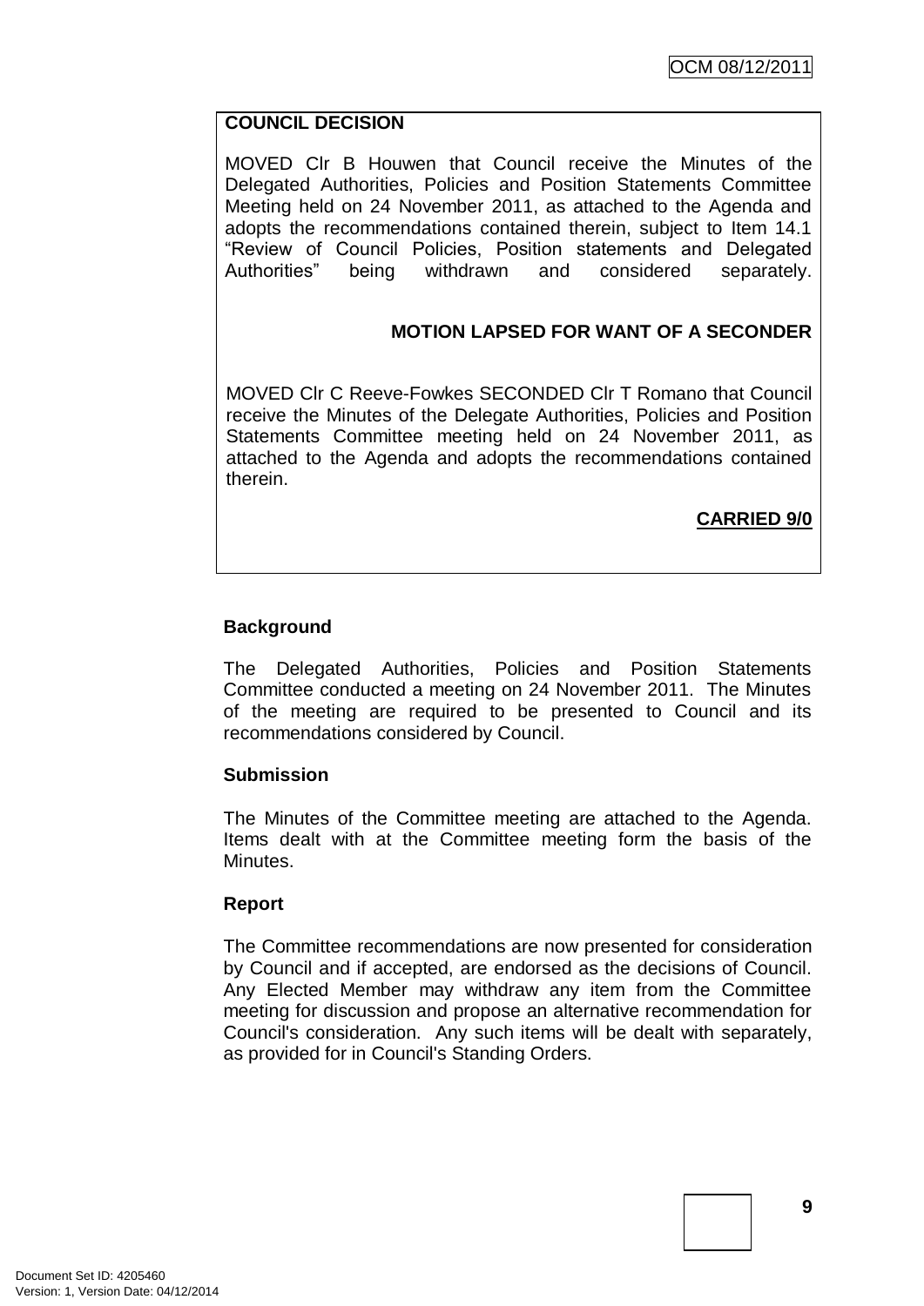**COUNCIL DECISION**

MOVED Clr B Houwen that Council receive the Minutes of the Delegated Authorities, Policies and Position Statements Committee Meeting held on 24 November 2011, as attached to the Agenda and adopts the recommendations contained therein, subject to Item 14.1 "Review of Council Policies, Position statements and Delegated Authorities" being withdrawn and considered separately.

**MOTION LAPSED FOR WANT OF A SECONDER**

MOVED Clr C Reeve-Fowkes SECONDED Clr T Romano that Council receive the Minutes of the Delegate Authorities, Policies and Position Statements Committee meeting held on 24 November 2011, as attached to the Agenda and adopts the recommendations contained therein.

**CARRIED 9/0**

**Background**

The Delegated Authorities, Policies and Position Statements Committee conducted a meeting on 24 November 2011. The Minutes of the meeting are required to be presented to Council and its recommendations considered by Council.

**Submission**

The Minutes of the Committee meeting are attached to the Agenda. Items dealt with at the Committee meeting form the basis of the Minutes.

**Report**

The Committee recommendations are now presented for consideration by Council and if accepted, are endorsed as the decisions of Council. Any Elected Member may withdraw any item from the Committee meeting for discussion and propose an alternative recommendation for Council's consideration. Any such items will be dealt with separately, as provided for in Council's Standing Orders.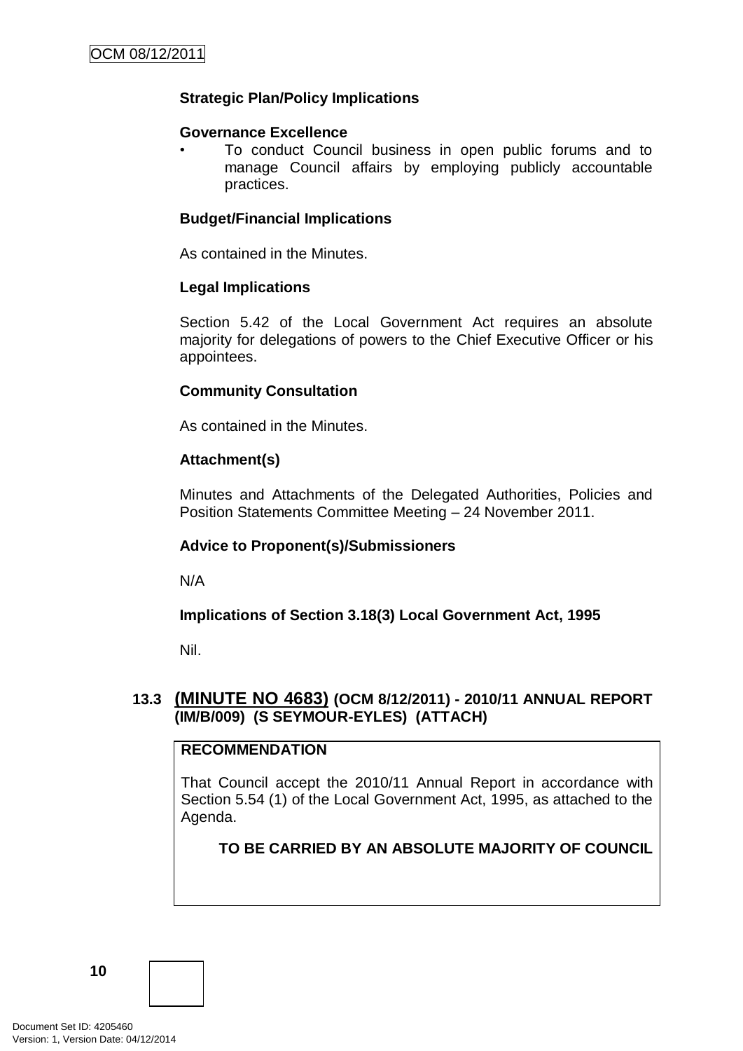**Strategic Plan/Policy Implications**

**Governance Excellence**

- To conduct Council business in open public forums and to manage Council affairs by employing publicly accountable practices.

**Budget/Financial Implications**

As contained in the Minutes.

**Legal Implications**

Section 5.42 of the Local Government Act requires an absolute majority for delegations of powers to the Chief Executive Officer or his appointees.

**Community Consultation**

As contained in the Minutes.

**Attachment(s)**

Minutes and Attachments of the Delegated Authorities, Policies and Position Statements Committee Meeting – 24 November 2011.

**Advice to Proponent(s)/Submissioners**

N/A

**Implications of Section 3.18(3) Local Government Act, 1995**

Nil.

### 13.3 (MINUTE NO 4683) (OCM 8/12/2011) - 2010/11 ANNUAL REPORT (IM/B/009) (S SEYMOUR-EYLES) (ATTACH)

**RECOMMENDATION**

That Council accept the 2010/11 Annual Report in accordance with Section 5.54 (1) of the Local Government Act, 1995, as attached to the Agenda.

**TO BE CARRIED BY AN ABSOLUTE MAJORITY OF COUNCIL**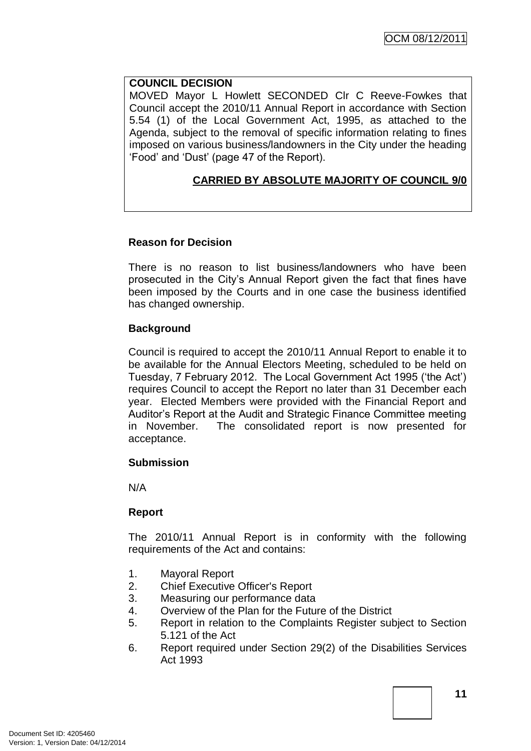**COUNCIL DECISION**

MOVED Mayor L Howlett SECONDED Clr C Reeve-Fowkes that Council accept the 2010/11 Annual Report in accordance with Section 5.54 (1) of the Local Government Act, 1995, as attached to the Agenda, subject to the removal of specific information relating to fines imposed on various business/landowners in the City under the heading 'Food' and 'Dust' (page 47 of the Report).

**CARRIED BY ABSOLUTE MAJORITY OF COUNCIL 9/0**

**Reason for Decision**

There is no reason to list business/landowners who have been prosecuted in the City's Annual Report given the fact that fines have been imposed by the Courts and in one case the business identified has changed ownership.

**Background**

Council is required to accept the 2010/11 Annual Report to enable it to be available for the Annual Electors Meeting, scheduled to be held on Tuesday, 7 February 2012. The Local Government Act 1995 ('the Act') requires Council to accept the Report no later than 31 December each year. Elected Members were provided with the Financial Report and Auditor's Report at the Audit and Strategic Finance Committee meeting in November. The consolidated report is now presented for acceptance.

**Submission**

N/A

**Report**

The 2010/11 Annual Report is in conformity with the following requirements of the Act and contains:

1. Mayoral Report
2. Chief Executive Officer's Report
3. Measuring our performance data
4. Overview of the Plan for the Future of the District
5. Report in relation to the Complaints Register subject to Section 5.121 of the Act
6. Report required under Section 29(2) of the Disabilities Services Act 1993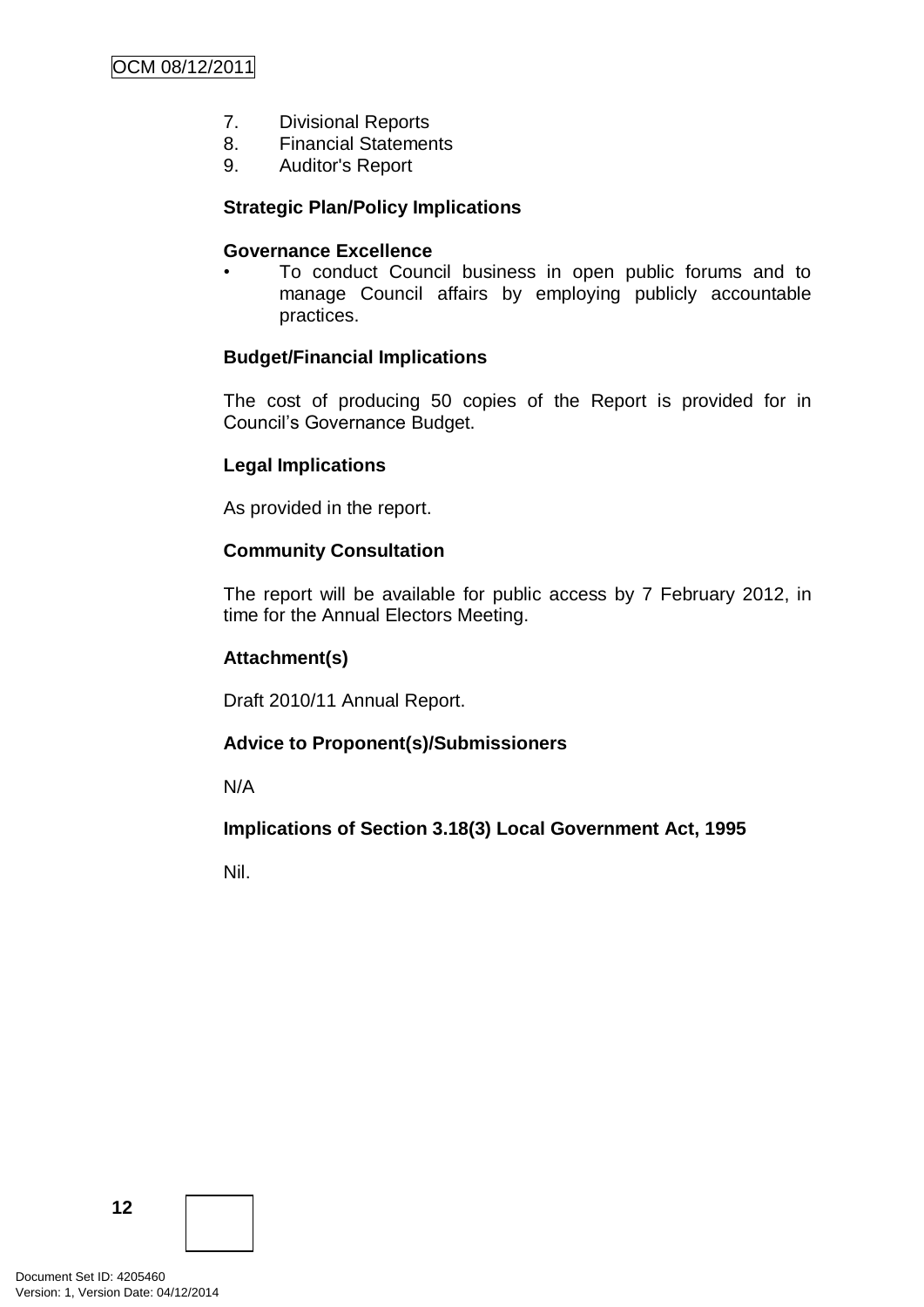7. Divisional Reports
8. Financial Statements
9. Auditor's Report

**Strategic Plan/Policy Implications**

**Governance Excellence**

- To conduct Council business in open public forums and to manage Council affairs by employing publicly accountable practices.

**Budget/Financial Implications**

The cost of producing 50 copies of the Report is provided for in Council's Governance Budget.

**Legal Implications**

As provided in the report.

**Community Consultation**

The report will be available for public access by 7 February 2012, in time for the Annual Electors Meeting.

**Attachment(s)**

Draft 2010/11 Annual Report.

**Advice to Proponent(s)/Submissioners**

N/A

**Implications of Section 3.18(3) Local Government Act, 1995**

Nil.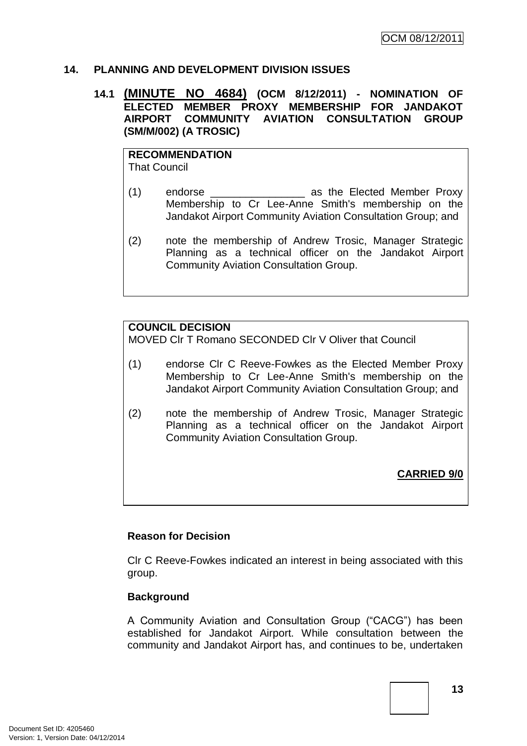## 14. PLANNING AND DEVELOPMENT DIVISION ISSUES

### 14.1 (MINUTE NO 4684) (OCM 8/12/2011) - NOMINATION OF ELECTED MEMBER PROXY MEMBERSHIP FOR JANDAKOT AIRPORT COMMUNITY AVIATION CONSULTATION GROUP (SM/M/002) (A TROSIC)

**RECOMMENDATION**
That Council

(1) endorse ________________ as the Elected Member Proxy Membership to Cr Lee-Anne Smith's membership on the Jandakot Airport Community Aviation Consultation Group; and

(2) note the membership of Andrew Trosic, Manager Strategic Planning as a technical officer on the Jandakot Airport Community Aviation Consultation Group.

**COUNCIL DECISION**
MOVED Clr T Romano SECONDED Clr V Oliver that Council

(1) endorse Clr C Reeve-Fowkes as the Elected Member Proxy Membership to Cr Lee-Anne Smith's membership on the Jandakot Airport Community Aviation Consultation Group; and

(2) note the membership of Andrew Trosic, Manager Strategic Planning as a technical officer on the Jandakot Airport Community Aviation Consultation Group.

**CARRIED 9/0**

**Reason for Decision**

Clr C Reeve-Fowkes indicated an interest in being associated with this group.

**Background**

A Community Aviation and Consultation Group ("CACG") has been established for Jandakot Airport. While consultation between the community and Jandakot Airport has, and continues to be, undertaken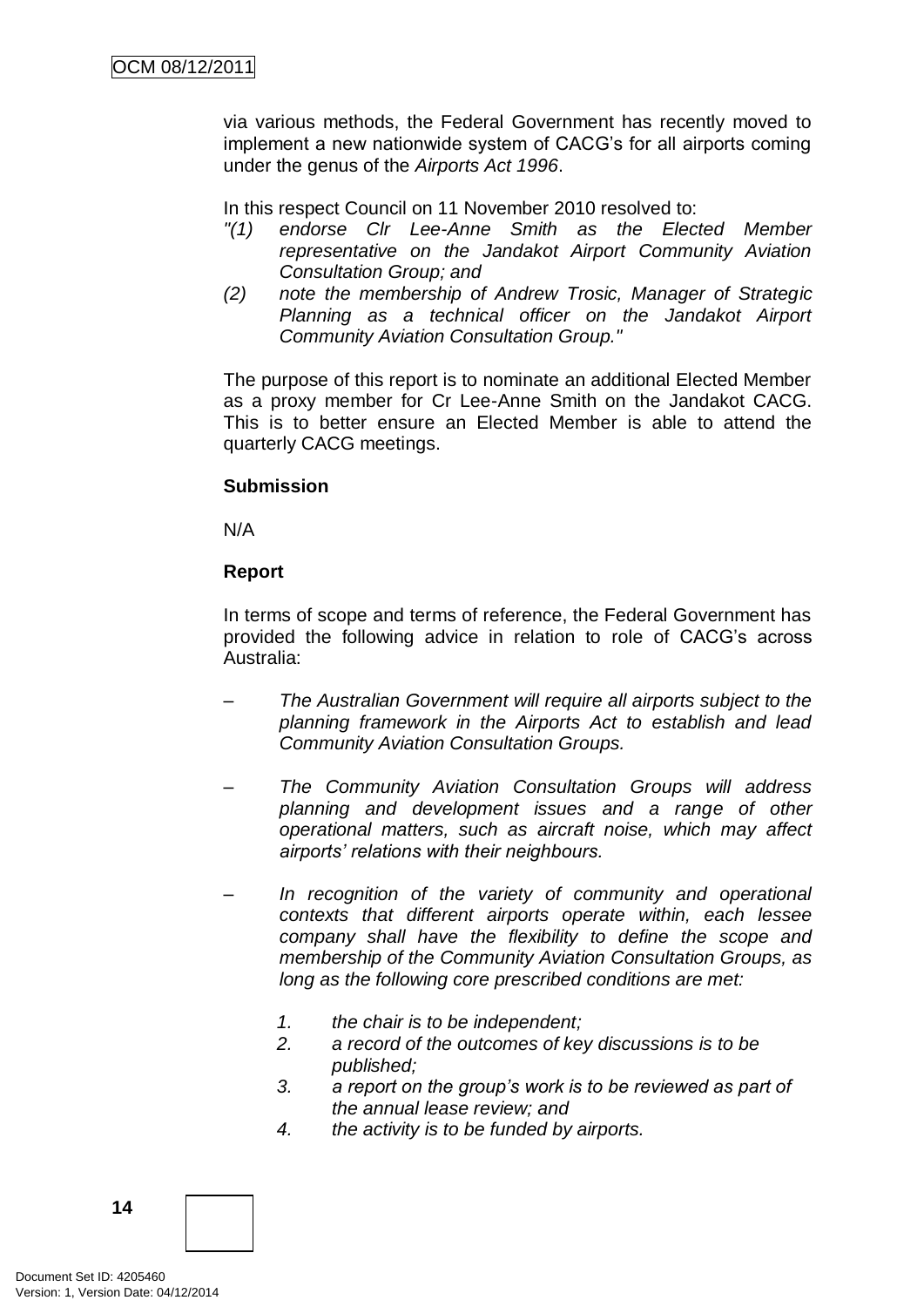via various methods, the Federal Government has recently moved to implement a new nationwide system of CACG's for all airports coming under the genus of the *Airports Act 1996*.

In this respect Council on 11 November 2010 resolved to:

*"(1) endorse Clr Lee-Anne Smith as the Elected Member representative on the Jandakot Airport Community Aviation Consultation Group; and*

*(2) note the membership of Andrew Trosic, Manager of Strategic Planning as a technical officer on the Jandakot Airport Community Aviation Consultation Group."*

The purpose of this report is to nominate an additional Elected Member as a proxy member for Cr Lee-Anne Smith on the Jandakot CACG. This is to better ensure an Elected Member is able to attend the quarterly CACG meetings.

**Submission**

N/A

**Report**

In terms of scope and terms of reference, the Federal Government has provided the following advice in relation to role of CACG's across Australia:

– *The Australian Government will require all airports subject to the planning framework in the Airports Act to establish and lead Community Aviation Consultation Groups.*

– *The Community Aviation Consultation Groups will address planning and development issues and a range of other operational matters, such as aircraft noise, which may affect airports' relations with their neighbours.*

– *In recognition of the variety of community and operational contexts that different airports operate within, each lessee company shall have the flexibility to define the scope and membership of the Community Aviation Consultation Groups, as long as the following core prescribed conditions are met:*

1. *the chair is to be independent;*
2. *a record of the outcomes of key discussions is to be published;*
3. *a report on the group's work is to be reviewed as part of the annual lease review; and*
4. *the activity is to be funded by airports.*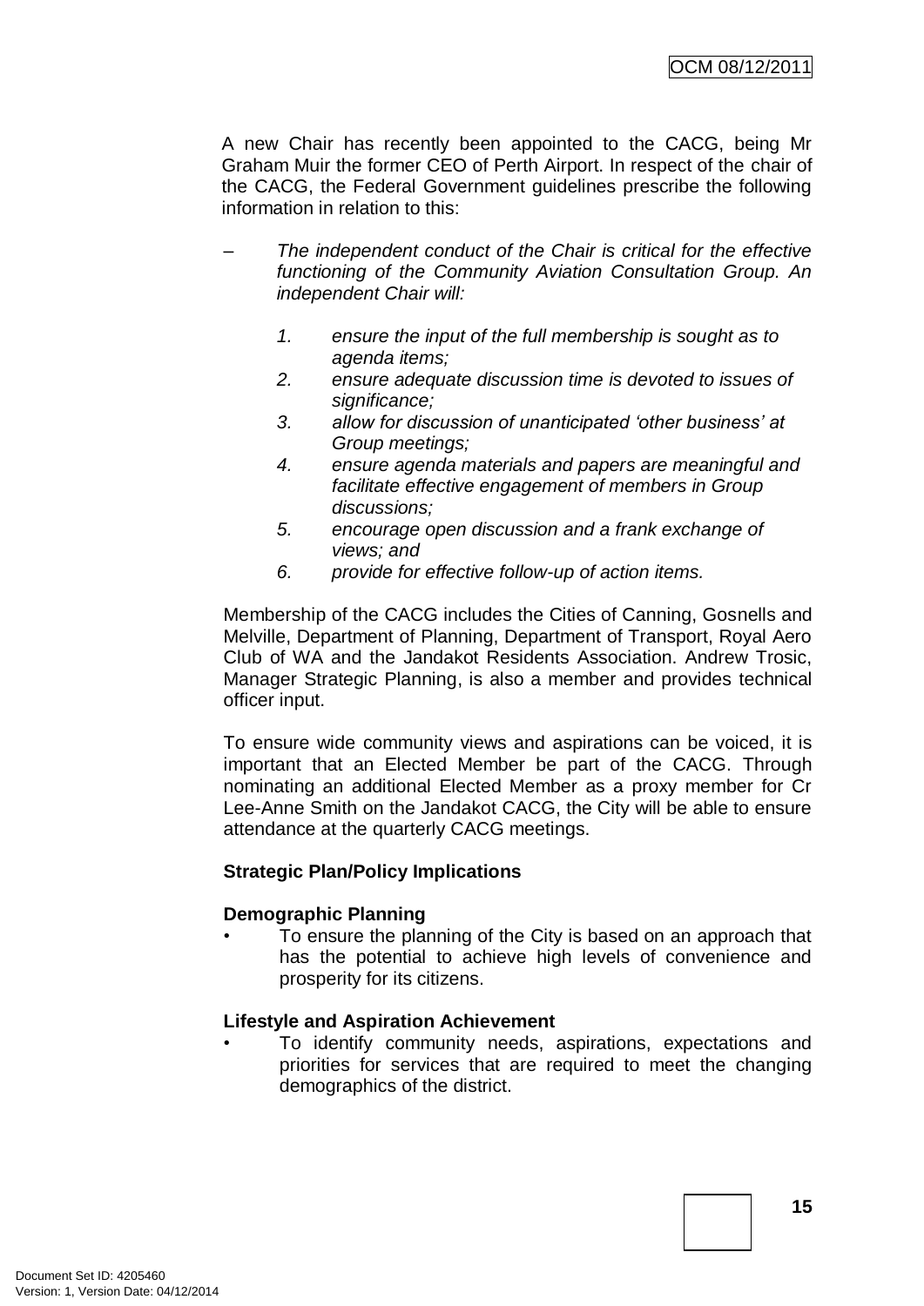A new Chair has recently been appointed to the CACG, being Mr Graham Muir the former CEO of Perth Airport. In respect of the chair of the CACG, the Federal Government guidelines prescribe the following information in relation to this:

– *The independent conduct of the Chair is critical for the effective functioning of the Community Aviation Consultation Group. An independent Chair will:*

  1. *ensure the input of the full membership is sought as to agenda items;*
  2. *ensure adequate discussion time is devoted to issues of significance;*
  3. *allow for discussion of unanticipated 'other business' at Group meetings;*
  4. *ensure agenda materials and papers are meaningful and facilitate effective engagement of members in Group discussions;*
  5. *encourage open discussion and a frank exchange of views; and*
  6. *provide for effective follow-up of action items.*

Membership of the CACG includes the Cities of Canning, Gosnells and Melville, Department of Planning, Department of Transport, Royal Aero Club of WA and the Jandakot Residents Association. Andrew Trosic, Manager Strategic Planning, is also a member and provides technical officer input.

To ensure wide community views and aspirations can be voiced, it is important that an Elected Member be part of the CACG. Through nominating an additional Elected Member as a proxy member for Cr Lee-Anne Smith on the Jandakot CACG, the City will be able to ensure attendance at the quarterly CACG meetings.

**Strategic Plan/Policy Implications**

**Demographic Planning**

- To ensure the planning of the City is based on an approach that has the potential to achieve high levels of convenience and prosperity for its citizens.

**Lifestyle and Aspiration Achievement**

- To identify community needs, aspirations, expectations and priorities for services that are required to meet the changing demographics of the district.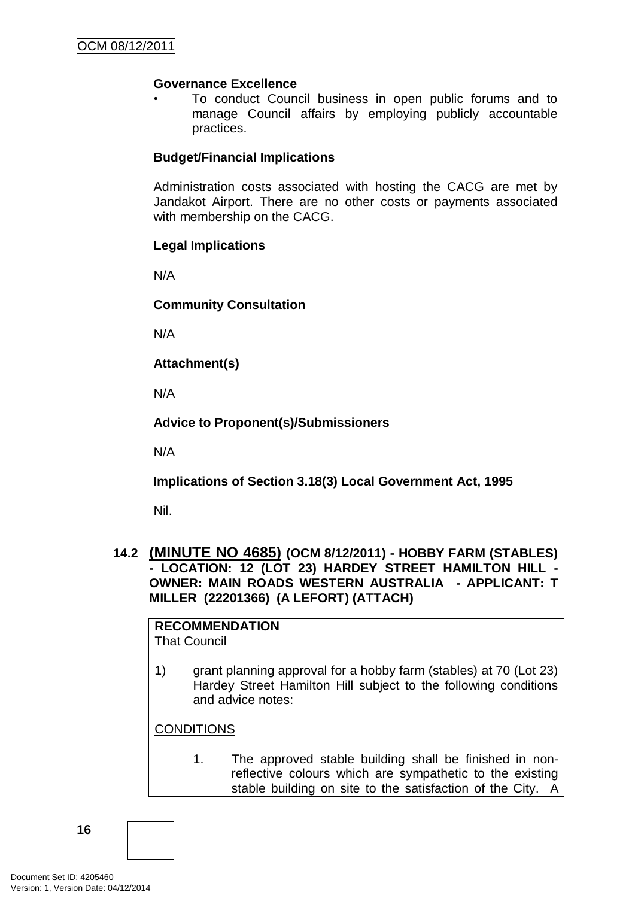**Governance Excellence**

- To conduct Council business in open public forums and to manage Council affairs by employing publicly accountable practices.

**Budget/Financial Implications**

Administration costs associated with hosting the CACG are met by Jandakot Airport. There are no other costs or payments associated with membership on the CACG.

**Legal Implications**

N/A

**Community Consultation**

N/A

**Attachment(s)**

N/A

**Advice to Proponent(s)/Submissioners**

N/A

**Implications of Section 3.18(3) Local Government Act, 1995**

Nil.

### 14.2 (MINUTE NO 4685) (OCM 8/12/2011) - HOBBY FARM (STABLES) - LOCATION: 12 (LOT 23) HARDEY STREET HAMILTON HILL - OWNER: MAIN ROADS WESTERN AUSTRALIA - APPLICANT: T MILLER (22201366) (A LEFORT) (ATTACH)

**RECOMMENDATION**
That Council

1) grant planning approval for a hobby farm (stables) at 70 (Lot 23) Hardey Street Hamilton Hill subject to the following conditions and advice notes:

CONDITIONS

1. The approved stable building shall be finished in non-reflective colours which are sympathetic to the existing stable building on site to the satisfaction of the City. A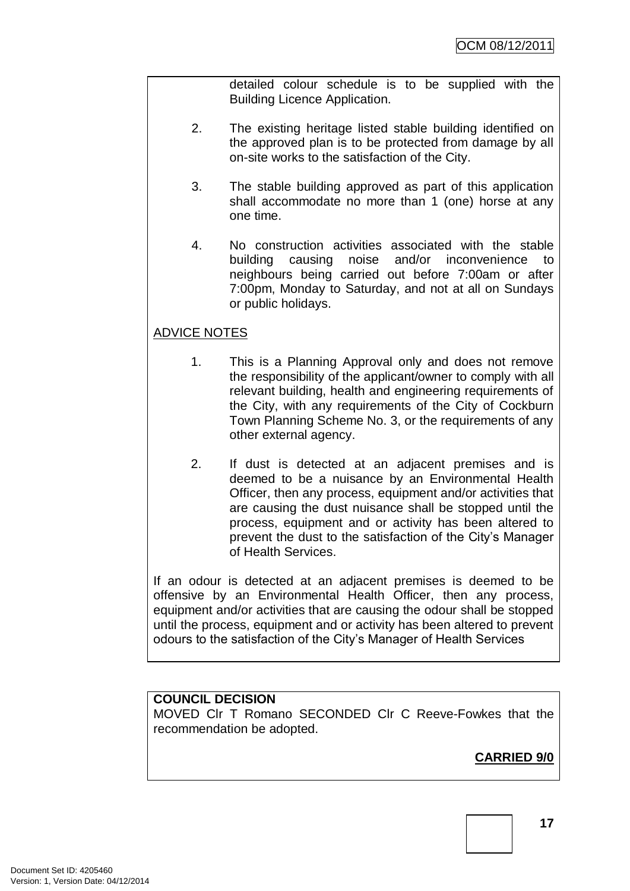detailed colour schedule is to be supplied with the Building Licence Application.

2. The existing heritage listed stable building identified on the approved plan is to be protected from damage by all on-site works to the satisfaction of the City.

3. The stable building approved as part of this application shall accommodate no more than 1 (one) horse at any one time.

4. No construction activities associated with the stable building causing noise and/or inconvenience to neighbours being carried out before 7:00am or after 7:00pm, Monday to Saturday, and not at all on Sundays or public holidays.

ADVICE NOTES

1. This is a Planning Approval only and does not remove the responsibility of the applicant/owner to comply with all relevant building, health and engineering requirements of the City, with any requirements of the City of Cockburn Town Planning Scheme No. 3, or the requirements of any other external agency.

2. If dust is detected at an adjacent premises and is deemed to be a nuisance by an Environmental Health Officer, then any process, equipment and/or activities that are causing the dust nuisance shall be stopped until the process, equipment and or activity has been altered to prevent the dust to the satisfaction of the City's Manager of Health Services.

If an odour is detected at an adjacent premises is deemed to be offensive by an Environmental Health Officer, then any process, equipment and/or activities that are causing the odour shall be stopped until the process, equipment and or activity has been altered to prevent odours to the satisfaction of the City's Manager of Health Services

**COUNCIL DECISION**
MOVED Clr T Romano SECONDED Clr C Reeve-Fowkes that the recommendation be adopted.

**CARRIED 9/0**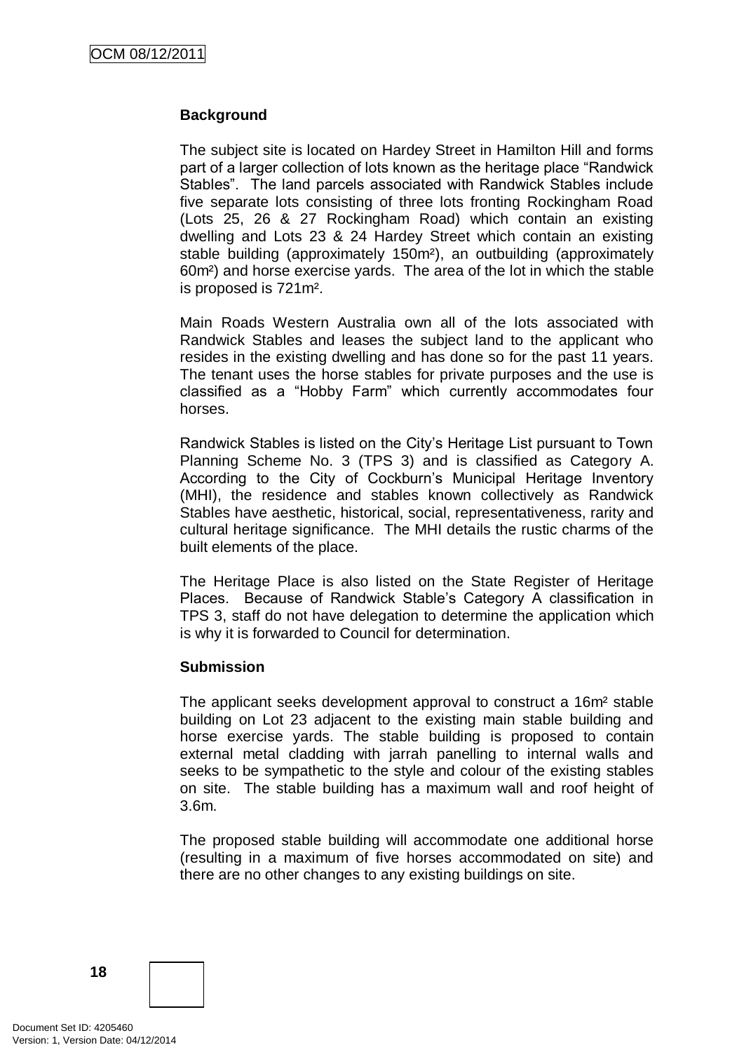**Background**

The subject site is located on Hardey Street in Hamilton Hill and forms part of a larger collection of lots known as the heritage place "Randwick Stables". The land parcels associated with Randwick Stables include five separate lots consisting of three lots fronting Rockingham Road (Lots 25, 26 & 27 Rockingham Road) which contain an existing dwelling and Lots 23 & 24 Hardey Street which contain an existing stable building (approximately 150m²), an outbuilding (approximately 60m²) and horse exercise yards. The area of the lot in which the stable is proposed is 721m².

Main Roads Western Australia own all of the lots associated with Randwick Stables and leases the subject land to the applicant who resides in the existing dwelling and has done so for the past 11 years. The tenant uses the horse stables for private purposes and the use is classified as a "Hobby Farm" which currently accommodates four horses.

Randwick Stables is listed on the City's Heritage List pursuant to Town Planning Scheme No. 3 (TPS 3) and is classified as Category A. According to the City of Cockburn's Municipal Heritage Inventory (MHI), the residence and stables known collectively as Randwick Stables have aesthetic, historical, social, representativeness, rarity and cultural heritage significance. The MHI details the rustic charms of the built elements of the place.

The Heritage Place is also listed on the State Register of Heritage Places. Because of Randwick Stable's Category A classification in TPS 3, staff do not have delegation to determine the application which is why it is forwarded to Council for determination.

**Submission**

The applicant seeks development approval to construct a 16m² stable building on Lot 23 adjacent to the existing main stable building and horse exercise yards. The stable building is proposed to contain external metal cladding with jarrah panelling to internal walls and seeks to be sympathetic to the style and colour of the existing stables on site. The stable building has a maximum wall and roof height of 3.6m.

The proposed stable building will accommodate one additional horse (resulting in a maximum of five horses accommodated on site) and there are no other changes to any existing buildings on site.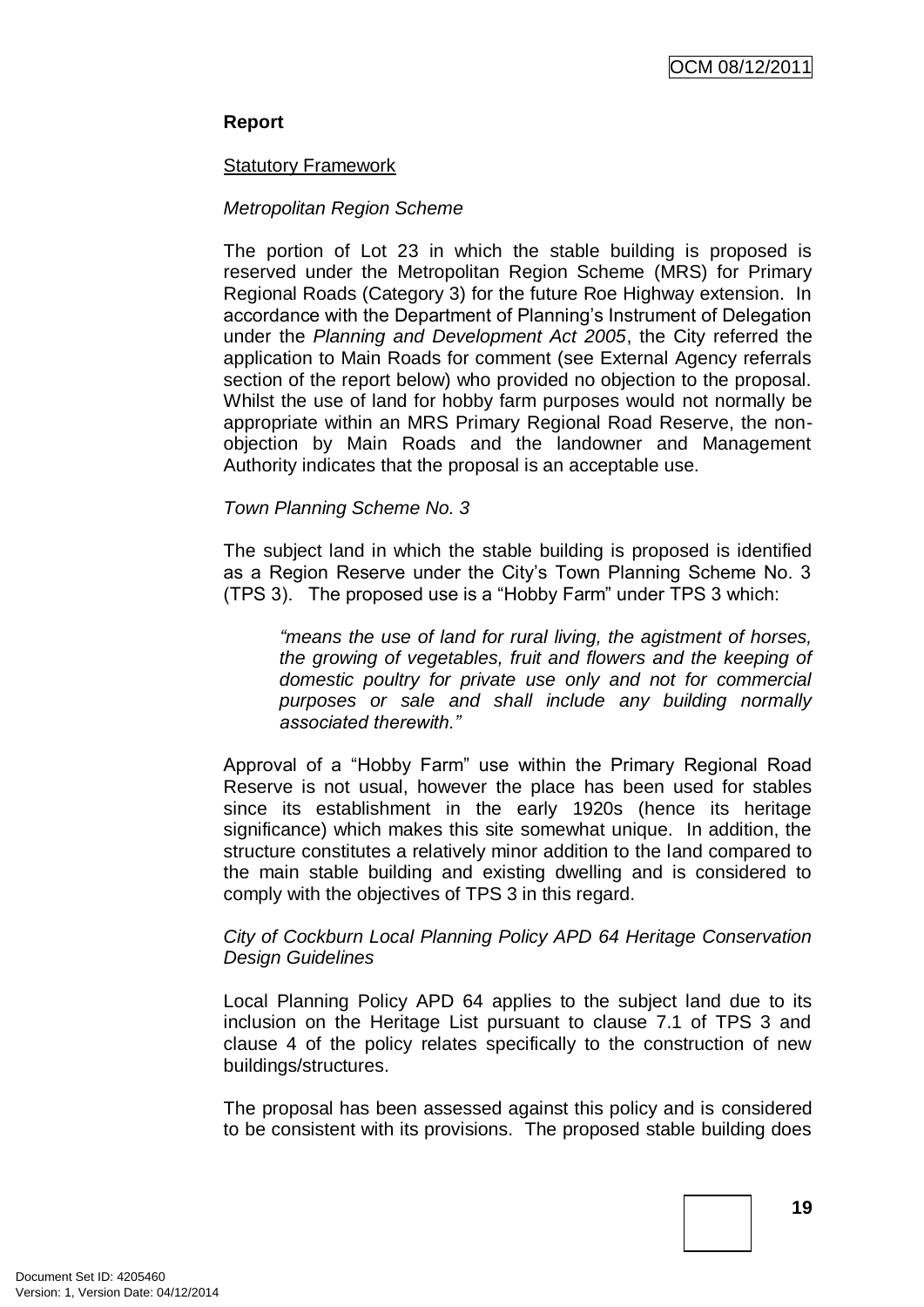## Report

Statutory Framework

*Metropolitan Region Scheme*

The portion of Lot 23 in which the stable building is proposed is reserved under the Metropolitan Region Scheme (MRS) for Primary Regional Roads (Category 3) for the future Roe Highway extension. In accordance with the Department of Planning's Instrument of Delegation under the *Planning and Development Act 2005*, the City referred the application to Main Roads for comment (see External Agency referrals section of the report below) who provided no objection to the proposal. Whilst the use of land for hobby farm purposes would not normally be appropriate within an MRS Primary Regional Road Reserve, the non-objection by Main Roads and the landowner and Management Authority indicates that the proposal is an acceptable use.

*Town Planning Scheme No. 3*

The subject land in which the stable building is proposed is identified as a Region Reserve under the City's Town Planning Scheme No. 3 (TPS 3). The proposed use is a "Hobby Farm" under TPS 3 which:

> *"means the use of land for rural living, the agistment of horses, the growing of vegetables, fruit and flowers and the keeping of domestic poultry for private use only and not for commercial purposes or sale and shall include any building normally associated therewith."*

Approval of a "Hobby Farm" use within the Primary Regional Road Reserve is not usual, however the place has been used for stables since its establishment in the early 1920s (hence its heritage significance) which makes this site somewhat unique. In addition, the structure constitutes a relatively minor addition to the land compared to the main stable building and existing dwelling and is considered to comply with the objectives of TPS 3 in this regard.

*City of Cockburn Local Planning Policy APD 64 Heritage Conservation Design Guidelines*

Local Planning Policy APD 64 applies to the subject land due to its inclusion on the Heritage List pursuant to clause 7.1 of TPS 3 and clause 4 of the policy relates specifically to the construction of new buildings/structures.

The proposal has been assessed against this policy and is considered to be consistent with its provisions. The proposed stable building does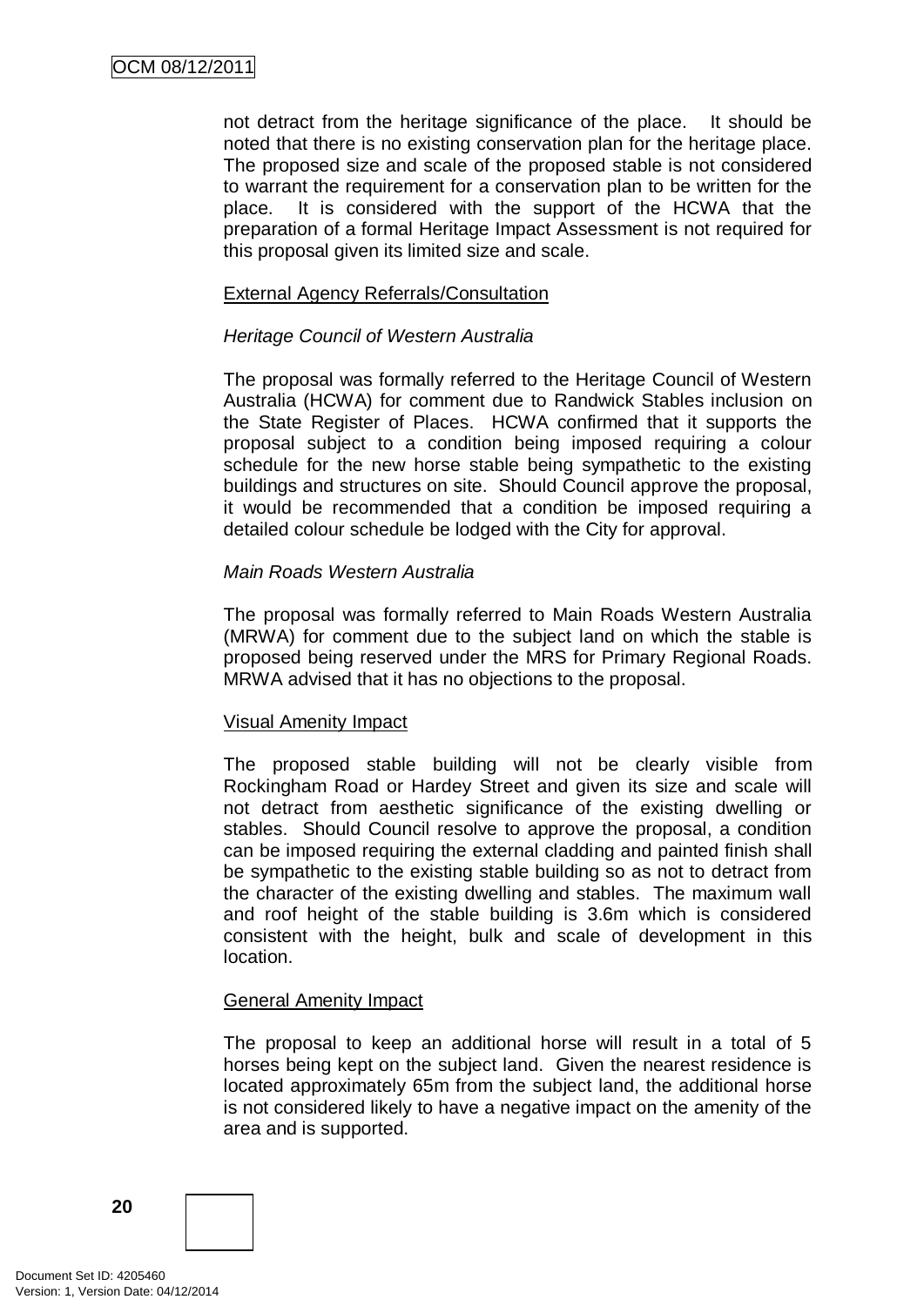not detract from the heritage significance of the place. It should be noted that there is no existing conservation plan for the heritage place. The proposed size and scale of the proposed stable is not considered to warrant the requirement for a conservation plan to be written for the place. It is considered with the support of the HCWA that the preparation of a formal Heritage Impact Assessment is not required for this proposal given its limited size and scale.

<u>External Agency Referrals/Consultation</u>

*Heritage Council of Western Australia*

The proposal was formally referred to the Heritage Council of Western Australia (HCWA) for comment due to Randwick Stables inclusion on the State Register of Places. HCWA confirmed that it supports the proposal subject to a condition being imposed requiring a colour schedule for the new horse stable being sympathetic to the existing buildings and structures on site. Should Council approve the proposal, it would be recommended that a condition be imposed requiring a detailed colour schedule be lodged with the City for approval.

*Main Roads Western Australia*

The proposal was formally referred to Main Roads Western Australia (MRWA) for comment due to the subject land on which the stable is proposed being reserved under the MRS for Primary Regional Roads. MRWA advised that it has no objections to the proposal.

<u>Visual Amenity Impact</u>

The proposed stable building will not be clearly visible from Rockingham Road or Hardey Street and given its size and scale will not detract from aesthetic significance of the existing dwelling or stables. Should Council resolve to approve the proposal, a condition can be imposed requiring the external cladding and painted finish shall be sympathetic to the existing stable building so as not to detract from the character of the existing dwelling and stables. The maximum wall and roof height of the stable building is 3.6m which is considered consistent with the height, bulk and scale of development in this location.

<u>General Amenity Impact</u>

The proposal to keep an additional horse will result in a total of 5 horses being kept on the subject land. Given the nearest residence is located approximately 65m from the subject land, the additional horse is not considered likely to have a negative impact on the amenity of the area and is supported.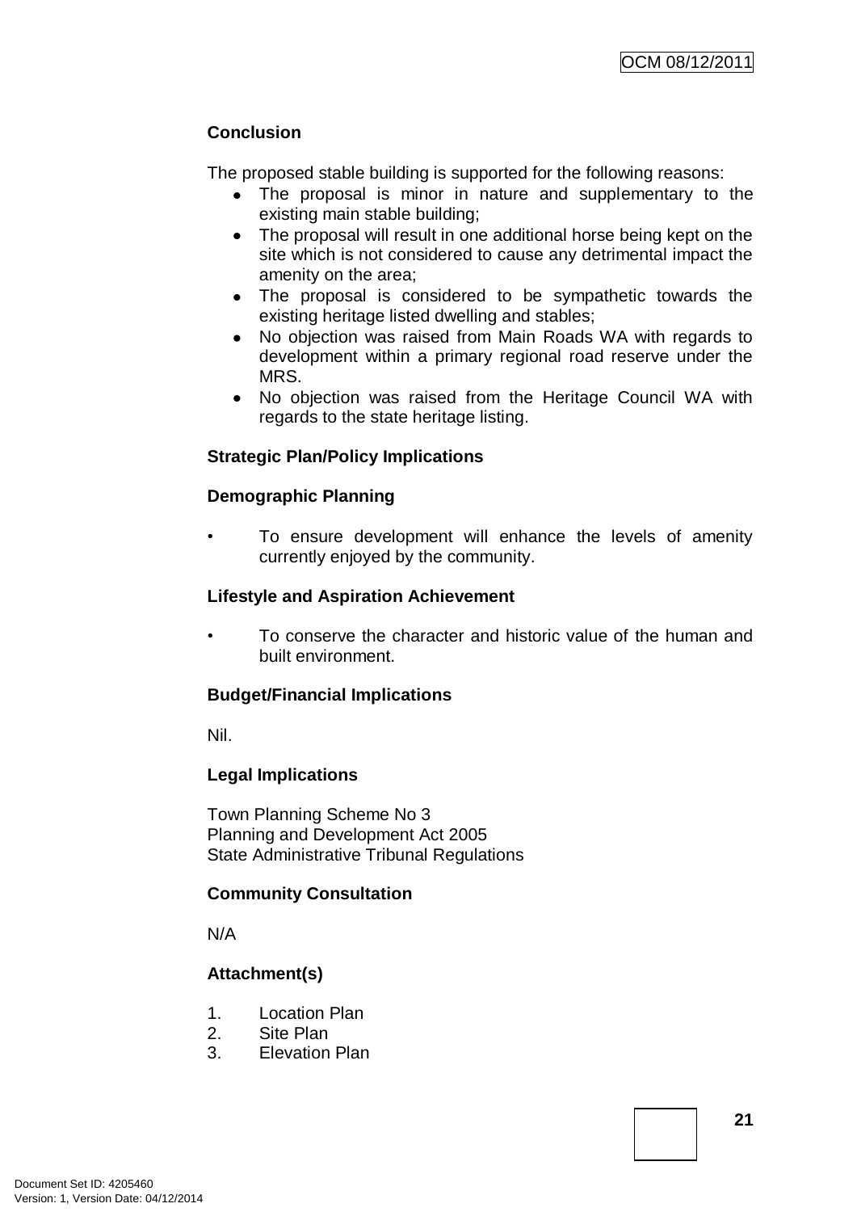**Conclusion**

The proposed stable building is supported for the following reasons:

- The proposal is minor in nature and supplementary to the existing main stable building;
- The proposal will result in one additional horse being kept on the site which is not considered to cause any detrimental impact the amenity on the area;
- The proposal is considered to be sympathetic towards the existing heritage listed dwelling and stables;
- No objection was raised from Main Roads WA with regards to development within a primary regional road reserve under the MRS.
- No objection was raised from the Heritage Council WA with regards to the state heritage listing.

**Strategic Plan/Policy Implications**

**Demographic Planning**

- To ensure development will enhance the levels of amenity currently enjoyed by the community.

**Lifestyle and Aspiration Achievement**

- To conserve the character and historic value of the human and built environment.

**Budget/Financial Implications**

Nil.

**Legal Implications**

Town Planning Scheme No 3
Planning and Development Act 2005
State Administrative Tribunal Regulations

**Community Consultation**

N/A

**Attachment(s)**

1. Location Plan
2. Site Plan
3. Elevation Plan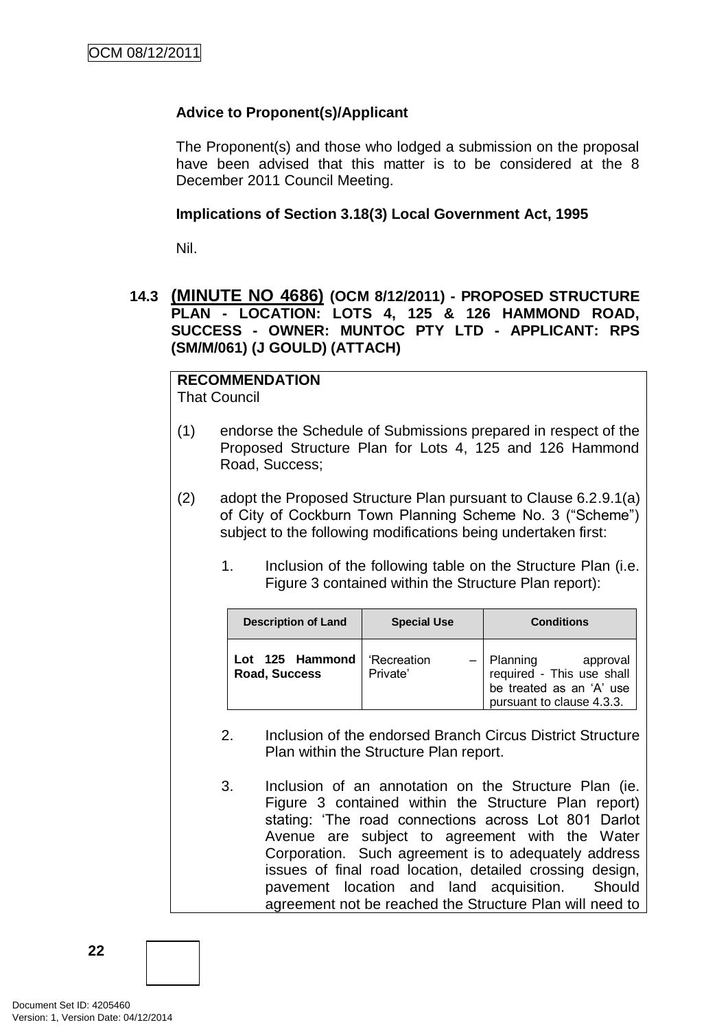**Advice to Proponent(s)/Applicant**

The Proponent(s) and those who lodged a submission on the proposal have been advised that this matter is to be considered at the 8 December 2011 Council Meeting.

**Implications of Section 3.18(3) Local Government Act, 1995**

Nil.

### 14.3 (MINUTE NO 4686) (OCM 8/12/2011) - PROPOSED STRUCTURE PLAN - LOCATION: LOTS 4, 125 & 126 HAMMOND ROAD, SUCCESS - OWNER: MUNTOC PTY LTD - APPLICANT: RPS (SM/M/061) (J GOULD) (ATTACH)

**RECOMMENDATION**
That Council

(1) endorse the Schedule of Submissions prepared in respect of the Proposed Structure Plan for Lots 4, 125 and 126 Hammond Road, Success;

(2) adopt the Proposed Structure Plan pursuant to Clause 6.2.9.1(a) of City of Cockburn Town Planning Scheme No. 3 ("Scheme") subject to the following modifications being undertaken first:

1. Inclusion of the following table on the Structure Plan (i.e. Figure 3 contained within the Structure Plan report):

| Description of Land | Special Use | Conditions |
|---|---|---|
| **Lot 125 Hammond Road, Success** | 'Recreation – Private' | Planning approval required - This use shall be treated as an 'A' use pursuant to clause 4.3.3. |

2. Inclusion of the endorsed Branch Circus District Structure Plan within the Structure Plan report.

3. Inclusion of an annotation on the Structure Plan (ie. Figure 3 contained within the Structure Plan report) stating: 'The road connections across Lot 801 Darlot Avenue are subject to agreement with the Water Corporation. Such agreement is to adequately address issues of final road location, detailed crossing design, pavement location and land acquisition. Should agreement not be reached the Structure Plan will need to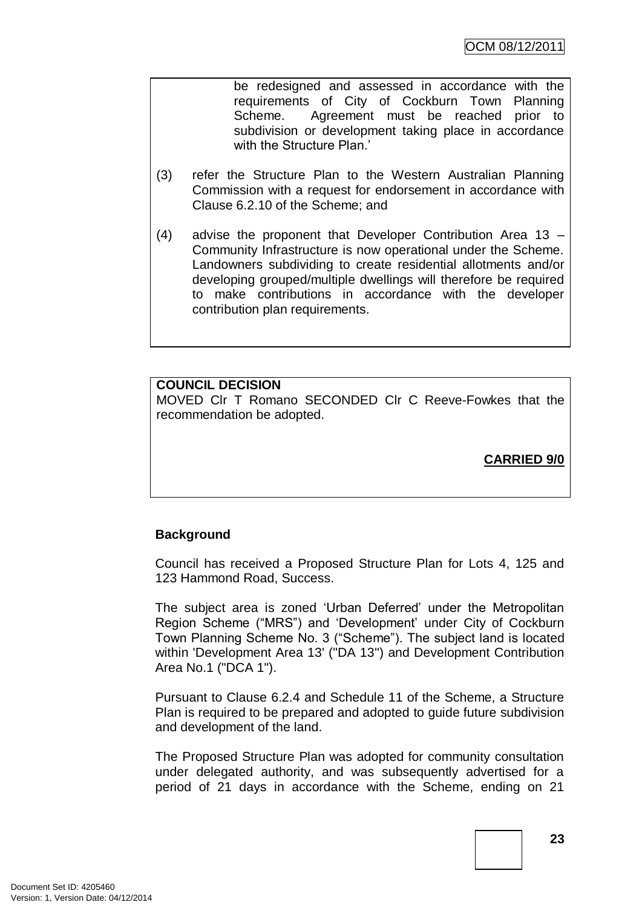be redesigned and assessed in accordance with the requirements of City of Cockburn Town Planning Scheme. Agreement must be reached prior to subdivision or development taking place in accordance with the Structure Plan.'

(3) refer the Structure Plan to the Western Australian Planning Commission with a request for endorsement in accordance with Clause 6.2.10 of the Scheme; and

(4) advise the proponent that Developer Contribution Area 13 – Community Infrastructure is now operational under the Scheme. Landowners subdividing to create residential allotments and/or developing grouped/multiple dwellings will therefore be required to make contributions in accordance with the developer contribution plan requirements.

**COUNCIL DECISION**

MOVED Clr T Romano SECONDED Clr C Reeve-Fowkes that the recommendation be adopted.

**CARRIED 9/0**

**Background**

Council has received a Proposed Structure Plan for Lots 4, 125 and 123 Hammond Road, Success.

The subject area is zoned 'Urban Deferred' under the Metropolitan Region Scheme ("MRS") and 'Development' under City of Cockburn Town Planning Scheme No. 3 ("Scheme"). The subject land is located within 'Development Area 13' ("DA 13") and Development Contribution Area No.1 ("DCA 1").

Pursuant to Clause 6.2.4 and Schedule 11 of the Scheme, a Structure Plan is required to be prepared and adopted to guide future subdivision and development of the land.

The Proposed Structure Plan was adopted for community consultation under delegated authority, and was subsequently advertised for a period of 21 days in accordance with the Scheme, ending on 21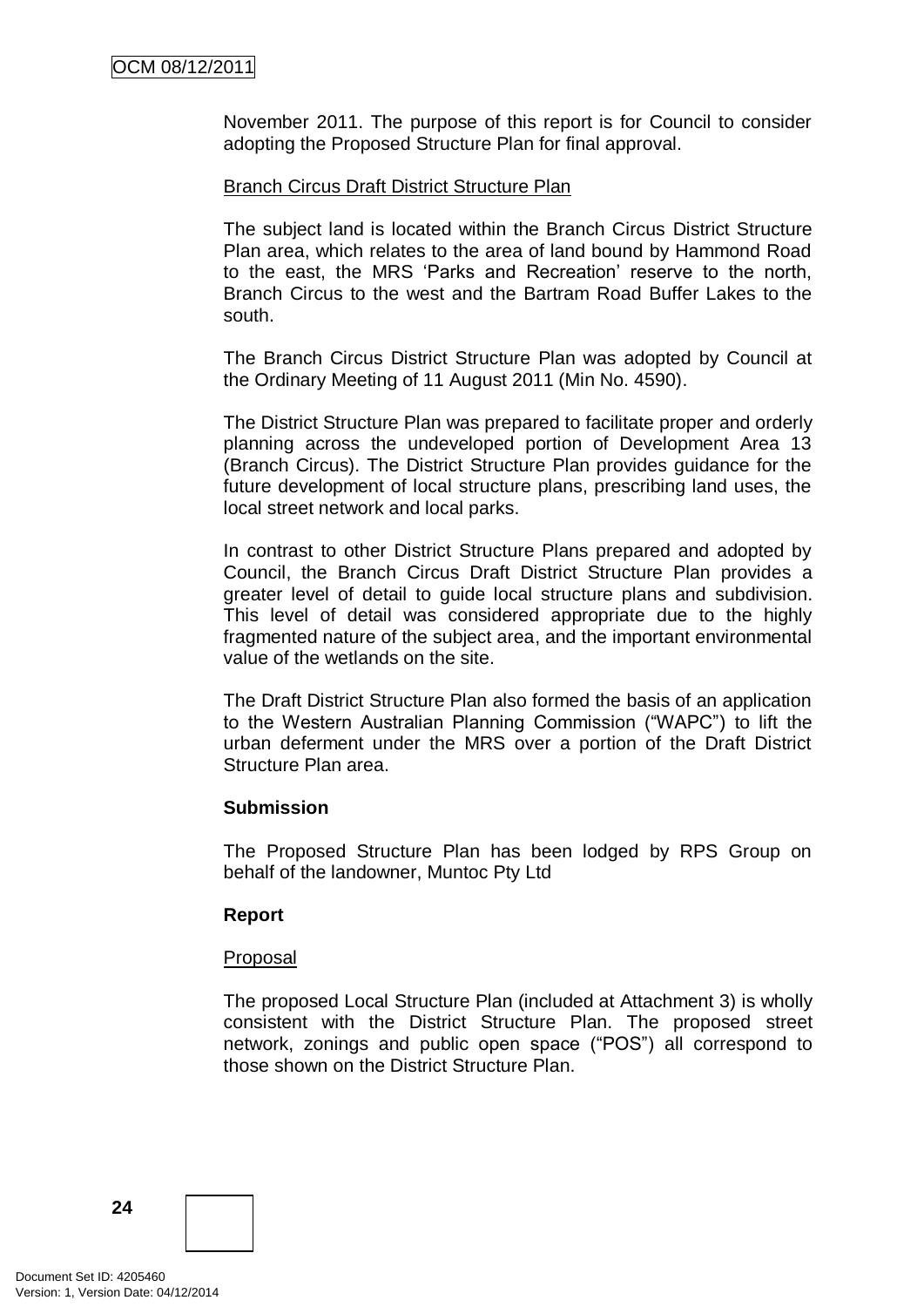November 2011. The purpose of this report is for Council to consider adopting the Proposed Structure Plan for final approval.

Branch Circus Draft District Structure Plan

The subject land is located within the Branch Circus District Structure Plan area, which relates to the area of land bound by Hammond Road to the east, the MRS 'Parks and Recreation' reserve to the north, Branch Circus to the west and the Bartram Road Buffer Lakes to the south.

The Branch Circus District Structure Plan was adopted by Council at the Ordinary Meeting of 11 August 2011 (Min No. 4590).

The District Structure Plan was prepared to facilitate proper and orderly planning across the undeveloped portion of Development Area 13 (Branch Circus). The District Structure Plan provides guidance for the future development of local structure plans, prescribing land uses, the local street network and local parks.

In contrast to other District Structure Plans prepared and adopted by Council, the Branch Circus Draft District Structure Plan provides a greater level of detail to guide local structure plans and subdivision. This level of detail was considered appropriate due to the highly fragmented nature of the subject area, and the important environmental value of the wetlands on the site.

The Draft District Structure Plan also formed the basis of an application to the Western Australian Planning Commission ("WAPC") to lift the urban deferment under the MRS over a portion of the Draft District Structure Plan area.

**Submission**

The Proposed Structure Plan has been lodged by RPS Group on behalf of the landowner, Muntoc Pty Ltd

**Report**

Proposal

The proposed Local Structure Plan (included at Attachment 3) is wholly consistent with the District Structure Plan. The proposed street network, zonings and public open space ("POS") all correspond to those shown on the District Structure Plan.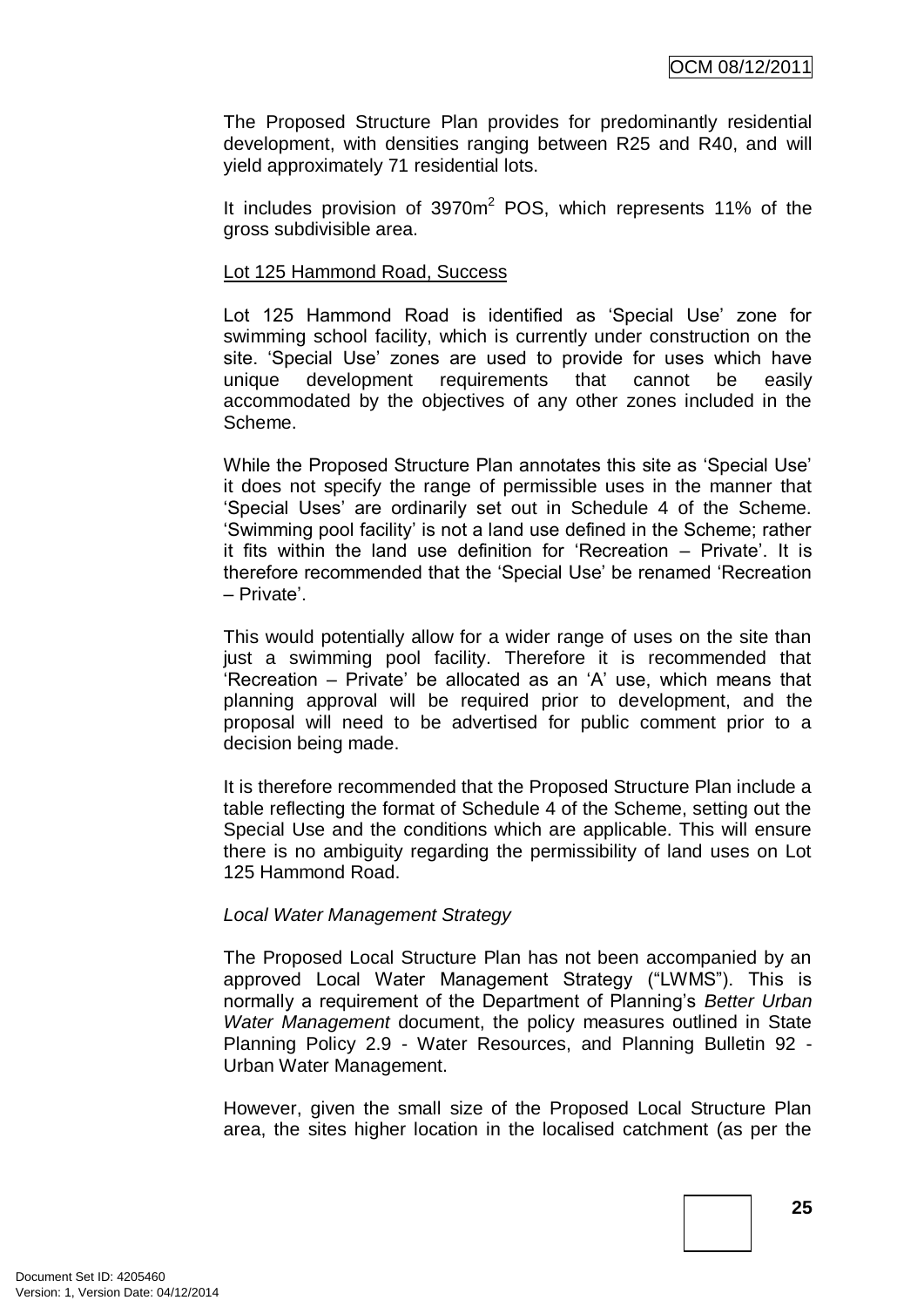The Proposed Structure Plan provides for predominantly residential development, with densities ranging between R25 and R40, and will yield approximately 71 residential lots.

It includes provision of 3970m$^2$ POS, which represents 11% of the gross subdivisible area.

<u>Lot 125 Hammond Road, Success</u>

Lot 125 Hammond Road is identified as 'Special Use' zone for swimming school facility, which is currently under construction on the site. 'Special Use' zones are used to provide for uses which have unique development requirements that cannot be easily accommodated by the objectives of any other zones included in the Scheme.

While the Proposed Structure Plan annotates this site as 'Special Use' it does not specify the range of permissible uses in the manner that 'Special Uses' are ordinarily set out in Schedule 4 of the Scheme. 'Swimming pool facility' is not a land use defined in the Scheme; rather it fits within the land use definition for 'Recreation – Private'. It is therefore recommended that the 'Special Use' be renamed 'Recreation – Private'.

This would potentially allow for a wider range of uses on the site than just a swimming pool facility. Therefore it is recommended that 'Recreation – Private' be allocated as an 'A' use, which means that planning approval will be required prior to development, and the proposal will need to be advertised for public comment prior to a decision being made.

It is therefore recommended that the Proposed Structure Plan include a table reflecting the format of Schedule 4 of the Scheme, setting out the Special Use and the conditions which are applicable. This will ensure there is no ambiguity regarding the permissibility of land uses on Lot 125 Hammond Road.

*Local Water Management Strategy*

The Proposed Local Structure Plan has not been accompanied by an approved Local Water Management Strategy ("LWMS"). This is normally a requirement of the Department of Planning's *Better Urban Water Management* document, the policy measures outlined in State Planning Policy 2.9 - Water Resources, and Planning Bulletin 92 - Urban Water Management.

However, given the small size of the Proposed Local Structure Plan area, the sites higher location in the localised catchment (as per the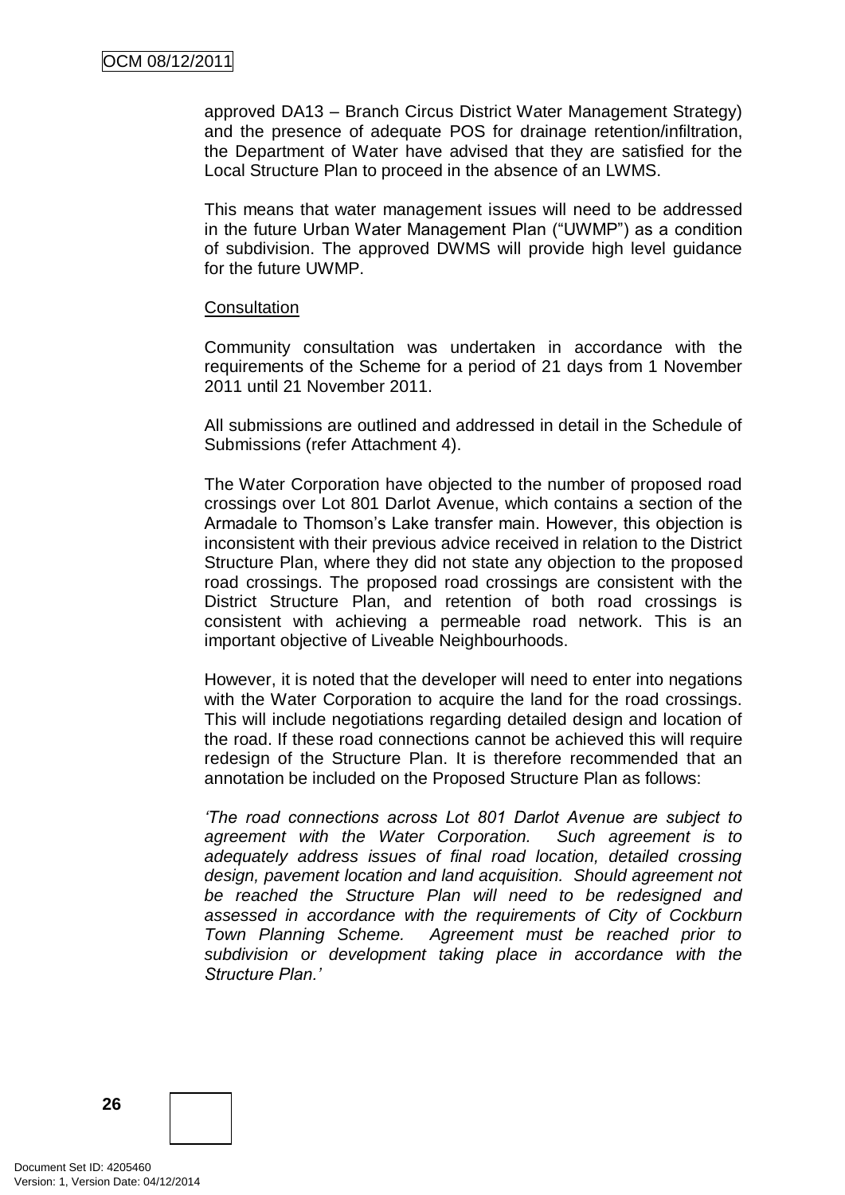approved DA13 – Branch Circus District Water Management Strategy) and the presence of adequate POS for drainage retention/infiltration, the Department of Water have advised that they are satisfied for the Local Structure Plan to proceed in the absence of an LWMS.

This means that water management issues will need to be addressed in the future Urban Water Management Plan ("UWMP") as a condition of subdivision. The approved DWMS will provide high level guidance for the future UWMP.

<u>Consultation</u>

Community consultation was undertaken in accordance with the requirements of the Scheme for a period of 21 days from 1 November 2011 until 21 November 2011.

All submissions are outlined and addressed in detail in the Schedule of Submissions (refer Attachment 4).

The Water Corporation have objected to the number of proposed road crossings over Lot 801 Darlot Avenue, which contains a section of the Armadale to Thomson's Lake transfer main. However, this objection is inconsistent with their previous advice received in relation to the District Structure Plan, where they did not state any objection to the proposed road crossings. The proposed road crossings are consistent with the District Structure Plan, and retention of both road crossings is consistent with achieving a permeable road network. This is an important objective of Liveable Neighbourhoods.

However, it is noted that the developer will need to enter into negations with the Water Corporation to acquire the land for the road crossings. This will include negotiations regarding detailed design and location of the road. If these road connections cannot be achieved this will require redesign of the Structure Plan. It is therefore recommended that an annotation be included on the Proposed Structure Plan as follows:

*'The road connections across Lot 801 Darlot Avenue are subject to agreement with the Water Corporation. Such agreement is to adequately address issues of final road location, detailed crossing design, pavement location and land acquisition. Should agreement not be reached the Structure Plan will need to be redesigned and assessed in accordance with the requirements of City of Cockburn Town Planning Scheme. Agreement must be reached prior to subdivision or development taking place in accordance with the Structure Plan.'*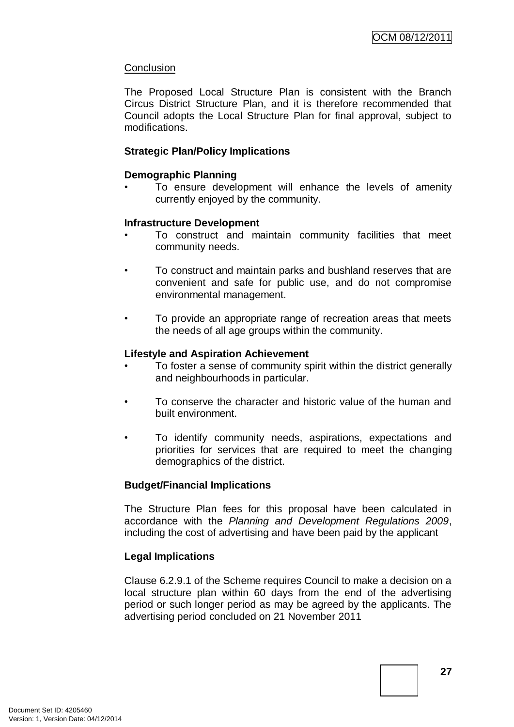Conclusion

The Proposed Local Structure Plan is consistent with the Branch Circus District Structure Plan, and it is therefore recommended that Council adopts the Local Structure Plan for final approval, subject to modifications.

**Strategic Plan/Policy Implications**

**Demographic Planning**

- To ensure development will enhance the levels of amenity currently enjoyed by the community.

**Infrastructure Development**

- To construct and maintain community facilities that meet community needs.
- To construct and maintain parks and bushland reserves that are convenient and safe for public use, and do not compromise environmental management.
- To provide an appropriate range of recreation areas that meets the needs of all age groups within the community.

**Lifestyle and Aspiration Achievement**

- To foster a sense of community spirit within the district generally and neighbourhoods in particular.
- To conserve the character and historic value of the human and built environment.
- To identify community needs, aspirations, expectations and priorities for services that are required to meet the changing demographics of the district.

**Budget/Financial Implications**

The Structure Plan fees for this proposal have been calculated in accordance with the *Planning and Development Regulations 2009*, including the cost of advertising and have been paid by the applicant

**Legal Implications**

Clause 6.2.9.1 of the Scheme requires Council to make a decision on a local structure plan within 60 days from the end of the advertising period or such longer period as may be agreed by the applicants. The advertising period concluded on 21 November 2011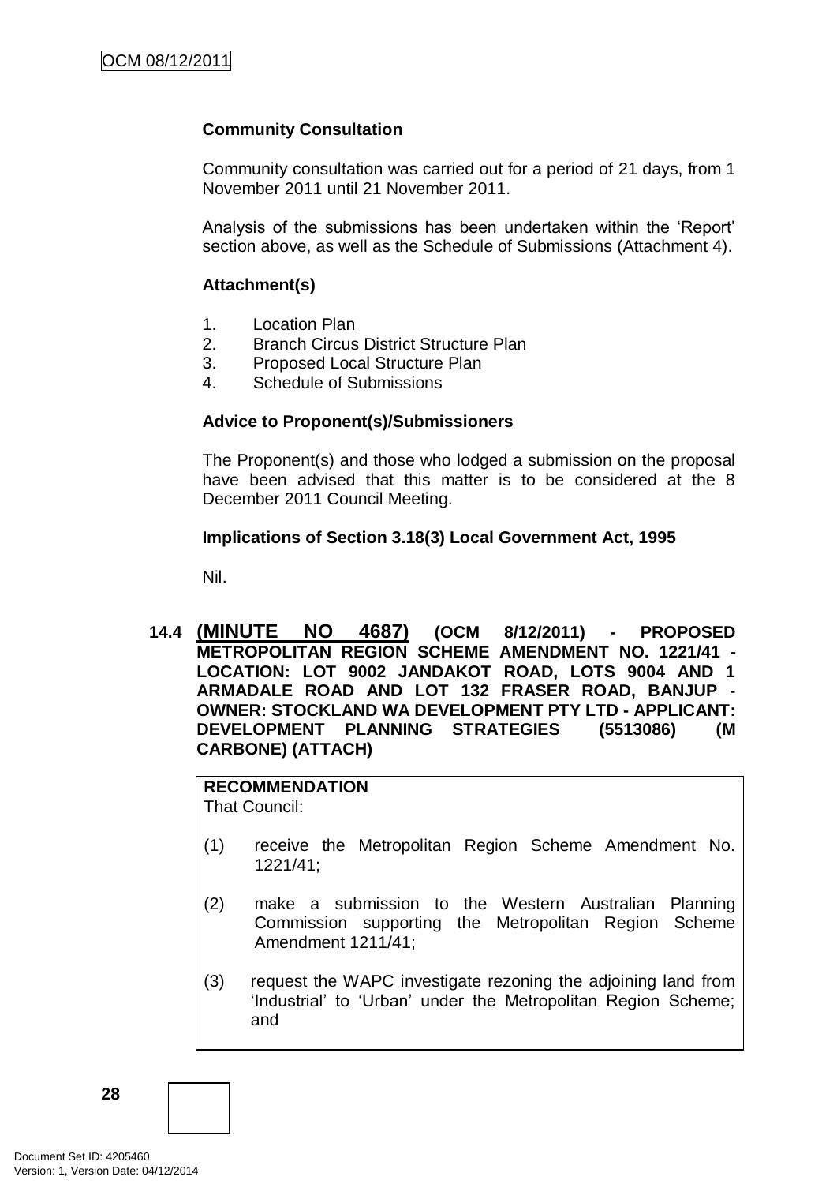**Community Consultation**

Community consultation was carried out for a period of 21 days, from 1 November 2011 until 21 November 2011.

Analysis of the submissions has been undertaken within the 'Report' section above, as well as the Schedule of Submissions (Attachment 4).

**Attachment(s)**

1. Location Plan
2. Branch Circus District Structure Plan
3. Proposed Local Structure Plan
4. Schedule of Submissions

**Advice to Proponent(s)/Submissioners**

The Proponent(s) and those who lodged a submission on the proposal have been advised that this matter is to be considered at the 8 December 2011 Council Meeting.

**Implications of Section 3.18(3) Local Government Act, 1995**

Nil.

### 14.4 (MINUTE NO 4687) (OCM 8/12/2011) - PROPOSED METROPOLITAN REGION SCHEME AMENDMENT NO. 1221/41 - LOCATION: LOT 9002 JANDAKOT ROAD, LOTS 9004 AND 1 ARMADALE ROAD AND LOT 132 FRASER ROAD, BANJUP - OWNER: STOCKLAND WA DEVELOPMENT PTY LTD - APPLICANT: DEVELOPMENT PLANNING STRATEGIES (5513086) (M CARBONE) (ATTACH)

**RECOMMENDATION**
That Council:

(1) receive the Metropolitan Region Scheme Amendment No. 1221/41;

(2) make a submission to the Western Australian Planning Commission supporting the Metropolitan Region Scheme Amendment 1211/41;

(3) request the WAPC investigate rezoning the adjoining land from 'Industrial' to 'Urban' under the Metropolitan Region Scheme; and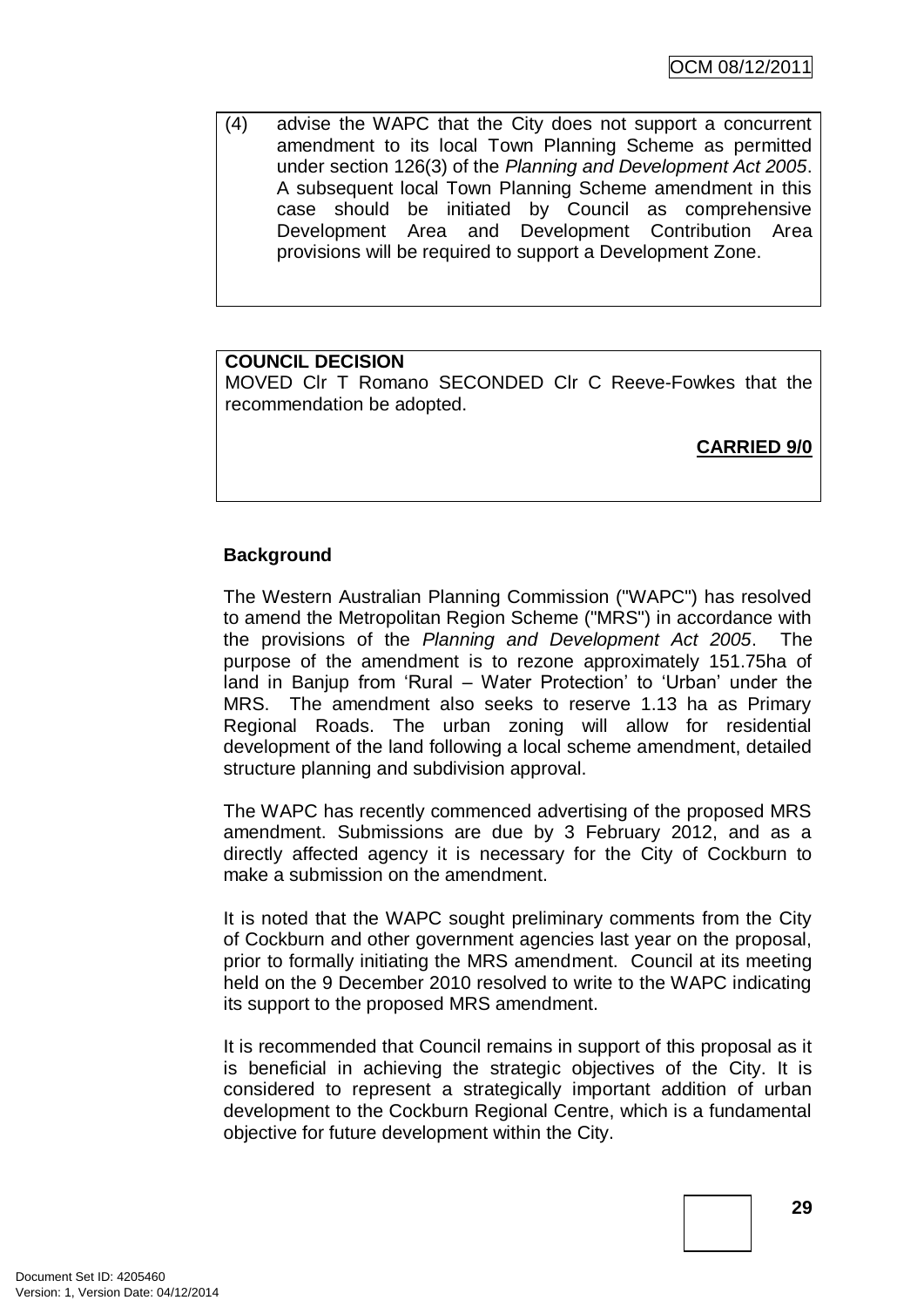(4) advise the WAPC that the City does not support a concurrent amendment to its local Town Planning Scheme as permitted under section 126(3) of the *Planning and Development Act 2005*. A subsequent local Town Planning Scheme amendment in this case should be initiated by Council as comprehensive Development Area and Development Contribution Area provisions will be required to support a Development Zone.

**COUNCIL DECISION**

MOVED Clr T Romano SECONDED Clr C Reeve-Fowkes that the recommendation be adopted.

**CARRIED 9/0**

**Background**

The Western Australian Planning Commission ("WAPC") has resolved to amend the Metropolitan Region Scheme ("MRS") in accordance with the provisions of the *Planning and Development Act 2005*. The purpose of the amendment is to rezone approximately 151.75ha of land in Banjup from 'Rural – Water Protection' to 'Urban' under the MRS. The amendment also seeks to reserve 1.13 ha as Primary Regional Roads. The urban zoning will allow for residential development of the land following a local scheme amendment, detailed structure planning and subdivision approval.

The WAPC has recently commenced advertising of the proposed MRS amendment. Submissions are due by 3 February 2012, and as a directly affected agency it is necessary for the City of Cockburn to make a submission on the amendment.

It is noted that the WAPC sought preliminary comments from the City of Cockburn and other government agencies last year on the proposal, prior to formally initiating the MRS amendment. Council at its meeting held on the 9 December 2010 resolved to write to the WAPC indicating its support to the proposed MRS amendment.

It is recommended that Council remains in support of this proposal as it is beneficial in achieving the strategic objectives of the City. It is considered to represent a strategically important addition of urban development to the Cockburn Regional Centre, which is a fundamental objective for future development within the City.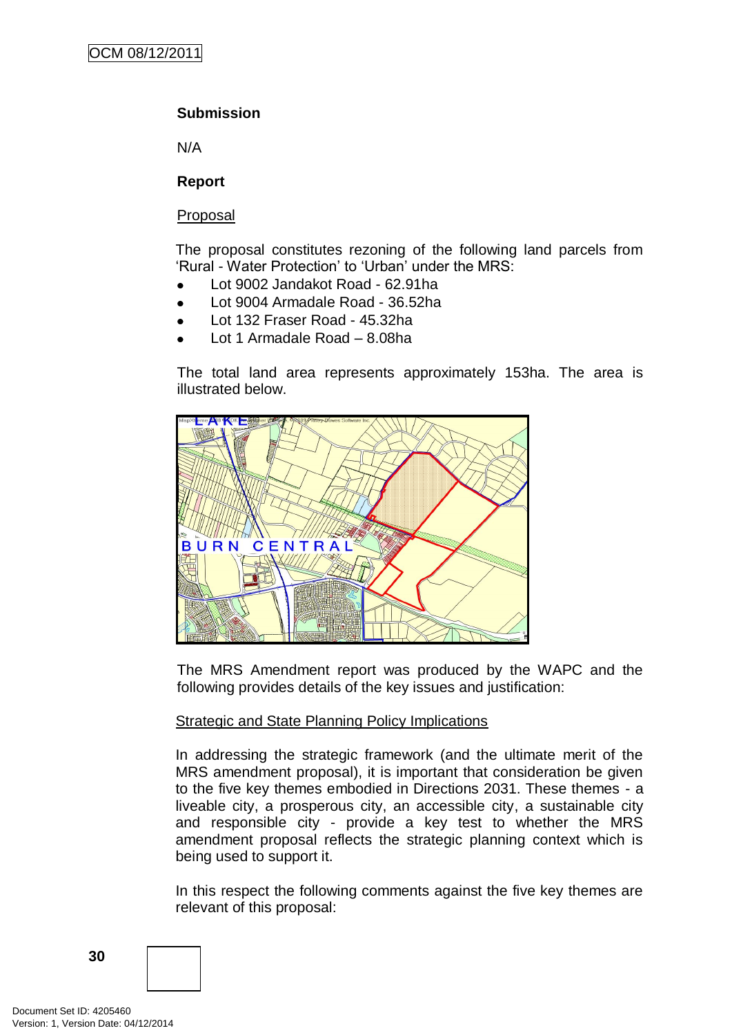**Submission**

N/A

**Report**

Proposal

The proposal constitutes rezoning of the following land parcels from 'Rural - Water Protection' to 'Urban' under the MRS:

- Lot 9002 Jandakot Road - 62.91ha
- Lot 9004 Armadale Road - 36.52ha
- Lot 132 Fraser Road - 45.32ha
- Lot 1 Armadale Road – 8.08ha

The total land area represents approximately 153ha. The area is illustrated below.

The MRS Amendment report was produced by the WAPC and the following provides details of the key issues and justification:

Strategic and State Planning Policy Implications

In addressing the strategic framework (and the ultimate merit of the MRS amendment proposal), it is important that consideration be given to the five key themes embodied in Directions 2031. These themes - a liveable city, a prosperous city, an accessible city, a sustainable city and responsible city - provide a key test to whether the MRS amendment proposal reflects the strategic planning context which is being used to support it.

In this respect the following comments against the five key themes are relevant of this proposal: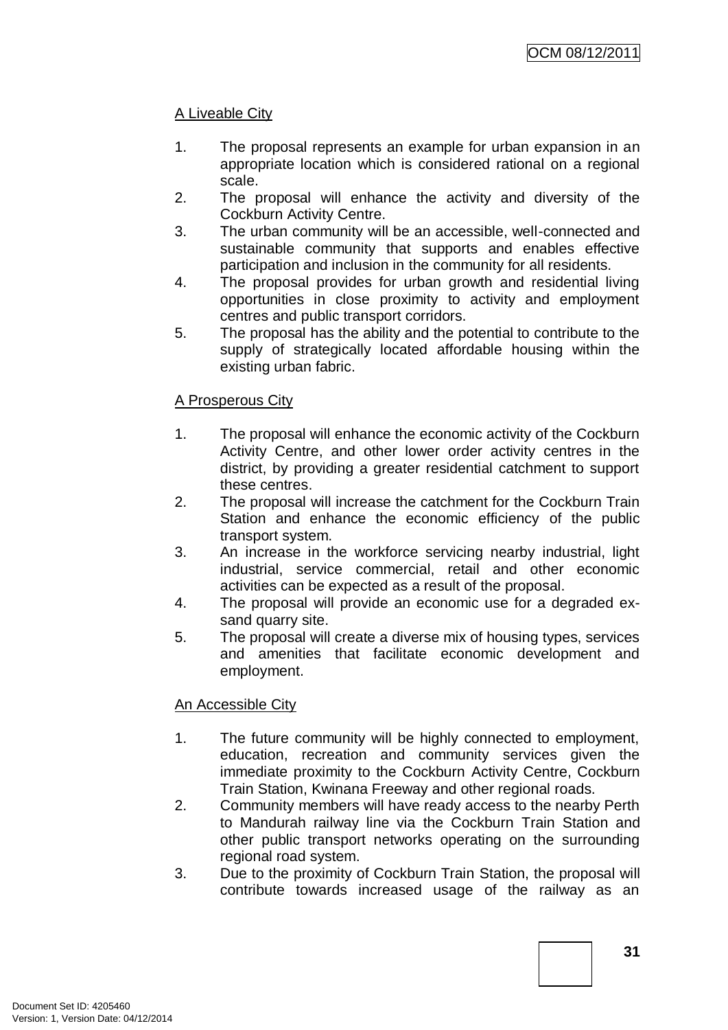<u>A Liveable City</u>

1. The proposal represents an example for urban expansion in an appropriate location which is considered rational on a regional scale.
2. The proposal will enhance the activity and diversity of the Cockburn Activity Centre.
3. The urban community will be an accessible, well-connected and sustainable community that supports and enables effective participation and inclusion in the community for all residents.
4. The proposal provides for urban growth and residential living opportunities in close proximity to activity and employment centres and public transport corridors.
5. The proposal has the ability and the potential to contribute to the supply of strategically located affordable housing within the existing urban fabric.

<u>A Prosperous City</u>

1. The proposal will enhance the economic activity of the Cockburn Activity Centre, and other lower order activity centres in the district, by providing a greater residential catchment to support these centres.
2. The proposal will increase the catchment for the Cockburn Train Station and enhance the economic efficiency of the public transport system.
3. An increase in the workforce servicing nearby industrial, light industrial, service commercial, retail and other economic activities can be expected as a result of the proposal.
4. The proposal will provide an economic use for a degraded ex-sand quarry site.
5. The proposal will create a diverse mix of housing types, services and amenities that facilitate economic development and employment.

<u>An Accessible City</u>

1. The future community will be highly connected to employment, education, recreation and community services given the immediate proximity to the Cockburn Activity Centre, Cockburn Train Station, Kwinana Freeway and other regional roads.
2. Community members will have ready access to the nearby Perth to Mandurah railway line via the Cockburn Train Station and other public transport networks operating on the surrounding regional road system.
3. Due to the proximity of Cockburn Train Station, the proposal will contribute towards increased usage of the railway as an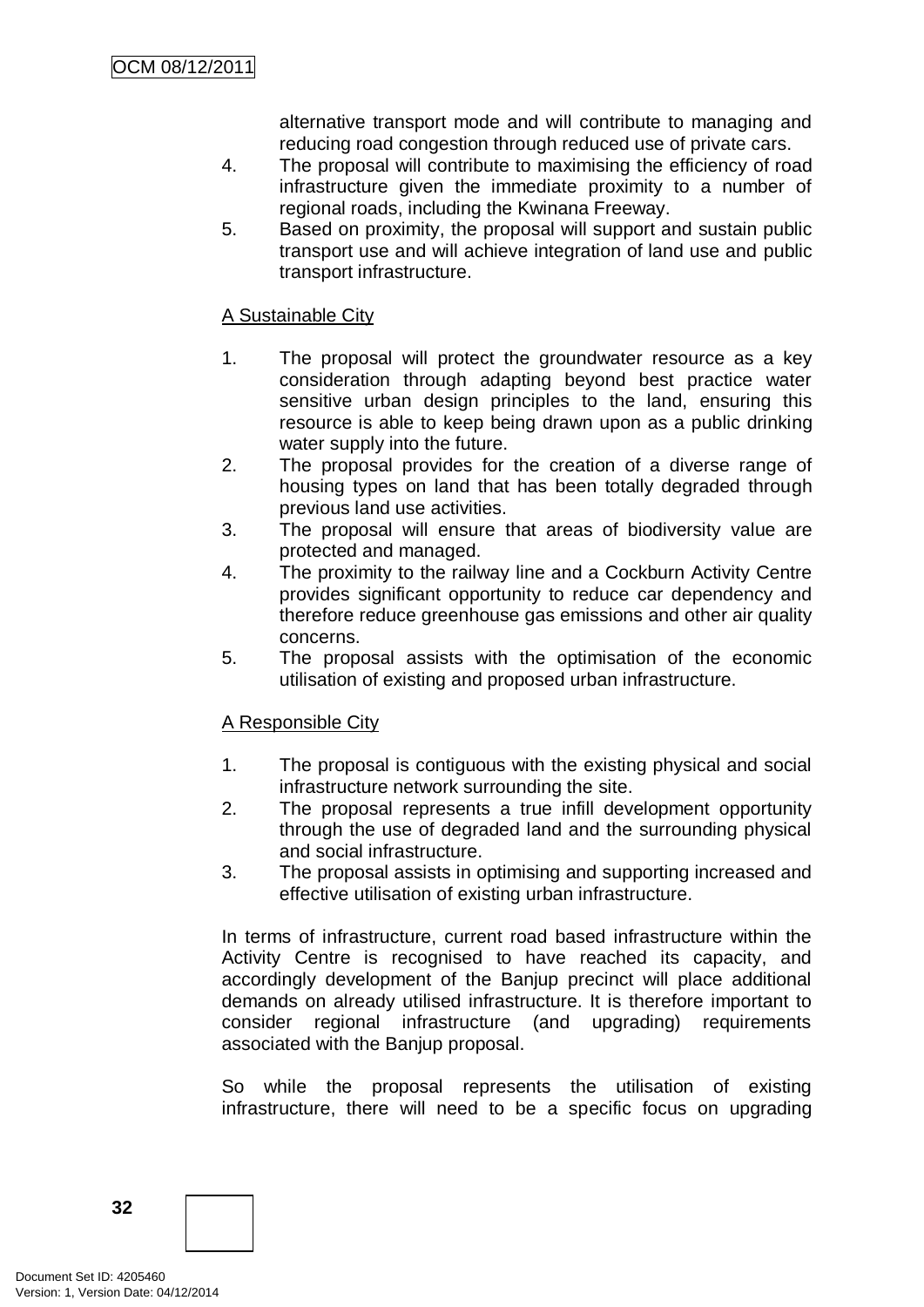alternative transport mode and will contribute to managing and reducing road congestion through reduced use of private cars.

4. The proposal will contribute to maximising the efficiency of road infrastructure given the immediate proximity to a number of regional roads, including the Kwinana Freeway.
5. Based on proximity, the proposal will support and sustain public transport use and will achieve integration of land use and public transport infrastructure.

A Sustainable City

1. The proposal will protect the groundwater resource as a key consideration through adapting beyond best practice water sensitive urban design principles to the land, ensuring this resource is able to keep being drawn upon as a public drinking water supply into the future.
2. The proposal provides for the creation of a diverse range of housing types on land that has been totally degraded through previous land use activities.
3. The proposal will ensure that areas of biodiversity value are protected and managed.
4. The proximity to the railway line and a Cockburn Activity Centre provides significant opportunity to reduce car dependency and therefore reduce greenhouse gas emissions and other air quality concerns.
5. The proposal assists with the optimisation of the economic utilisation of existing and proposed urban infrastructure.

A Responsible City

1. The proposal is contiguous with the existing physical and social infrastructure network surrounding the site.
2. The proposal represents a true infill development opportunity through the use of degraded land and the surrounding physical and social infrastructure.
3. The proposal assists in optimising and supporting increased and effective utilisation of existing urban infrastructure.

In terms of infrastructure, current road based infrastructure within the Activity Centre is recognised to have reached its capacity, and accordingly development of the Banjup precinct will place additional demands on already utilised infrastructure. It is therefore important to consider regional infrastructure (and upgrading) requirements associated with the Banjup proposal.

So while the proposal represents the utilisation of existing infrastructure, there will need to be a specific focus on upgrading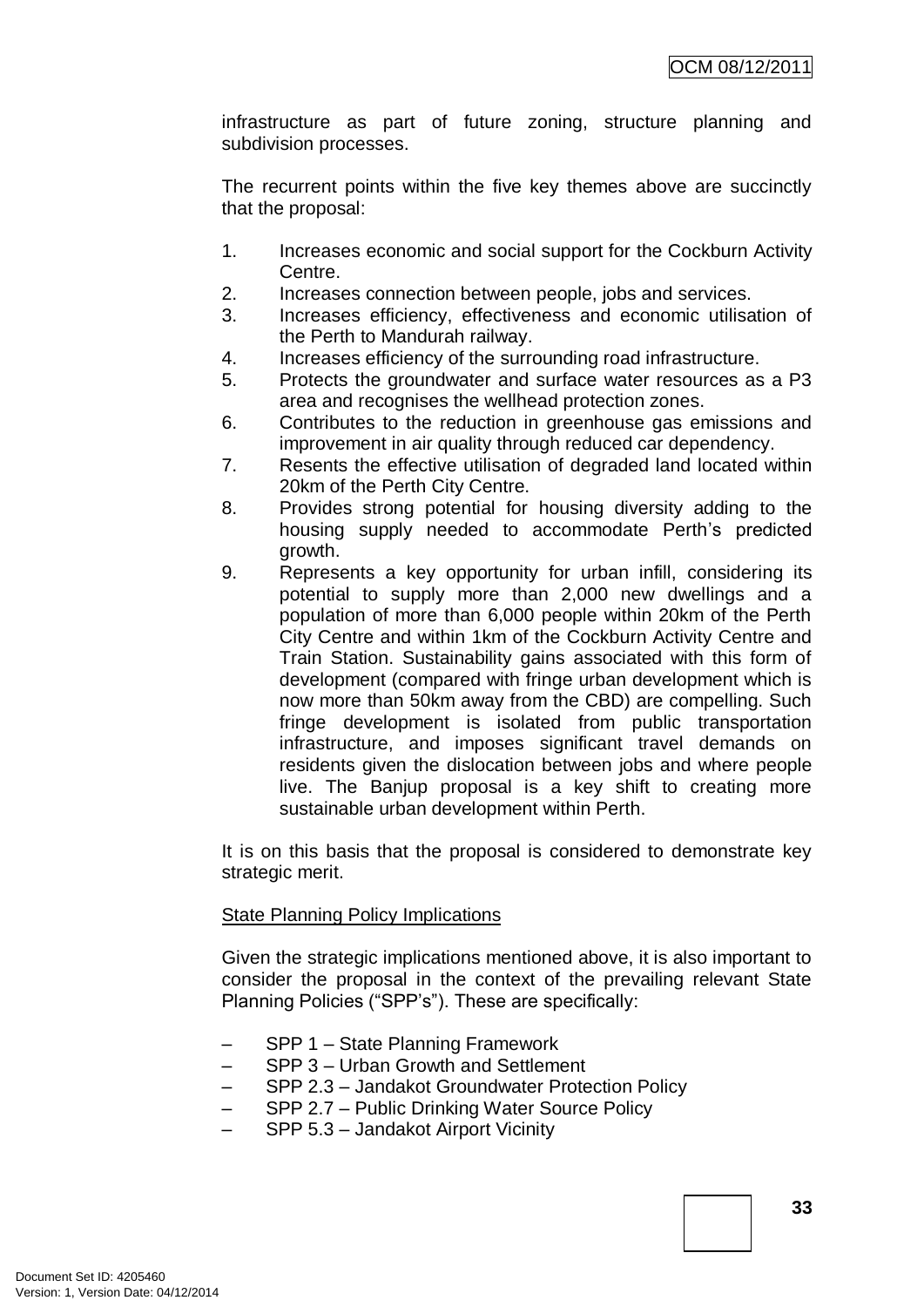infrastructure as part of future zoning, structure planning and subdivision processes.

The recurrent points within the five key themes above are succinctly that the proposal:

1. Increases economic and social support for the Cockburn Activity Centre.
2. Increases connection between people, jobs and services.
3. Increases efficiency, effectiveness and economic utilisation of the Perth to Mandurah railway.
4. Increases efficiency of the surrounding road infrastructure.
5. Protects the groundwater and surface water resources as a P3 area and recognises the wellhead protection zones.
6. Contributes to the reduction in greenhouse gas emissions and improvement in air quality through reduced car dependency.
7. Resents the effective utilisation of degraded land located within 20km of the Perth City Centre.
8. Provides strong potential for housing diversity adding to the housing supply needed to accommodate Perth's predicted growth.
9. Represents a key opportunity for urban infill, considering its potential to supply more than 2,000 new dwellings and a population of more than 6,000 people within 20km of the Perth City Centre and within 1km of the Cockburn Activity Centre and Train Station. Sustainability gains associated with this form of development (compared with fringe urban development which is now more than 50km away from the CBD) are compelling. Such fringe development is isolated from public transportation infrastructure, and imposes significant travel demands on residents given the dislocation between jobs and where people live. The Banjup proposal is a key shift to creating more sustainable urban development within Perth.

It is on this basis that the proposal is considered to demonstrate key strategic merit.

State Planning Policy Implications

Given the strategic implications mentioned above, it is also important to consider the proposal in the context of the prevailing relevant State Planning Policies ("SPP's"). These are specifically:

- SPP 1 – State Planning Framework
- SPP 3 – Urban Growth and Settlement
- SPP 2.3 – Jandakot Groundwater Protection Policy
- SPP 2.7 – Public Drinking Water Source Policy
- SPP 5.3 – Jandakot Airport Vicinity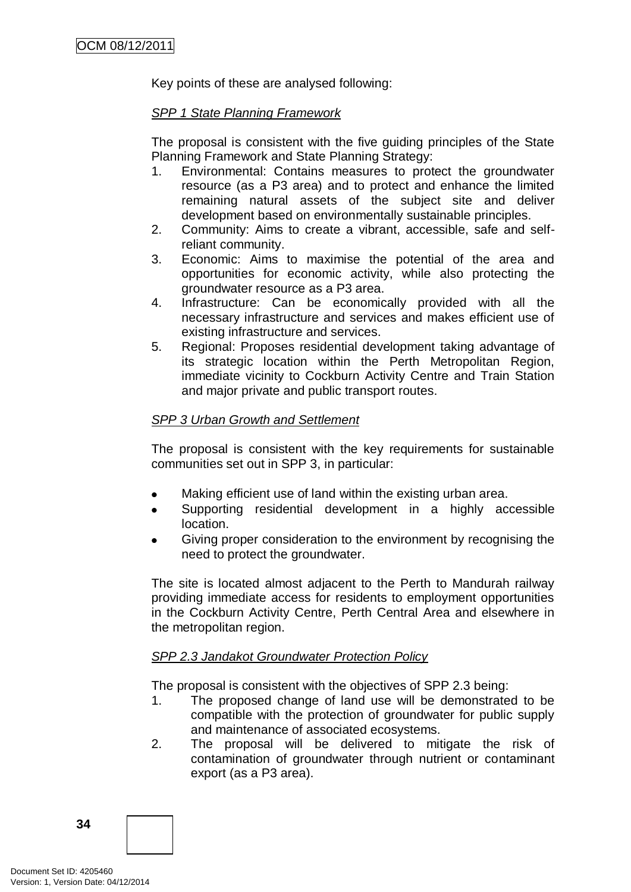Key points of these are analysed following:

*SPP 1 State Planning Framework*

The proposal is consistent with the five guiding principles of the State Planning Framework and State Planning Strategy:

1. Environmental: Contains measures to protect the groundwater resource (as a P3 area) and to protect and enhance the limited remaining natural assets of the subject site and deliver development based on environmentally sustainable principles.
2. Community: Aims to create a vibrant, accessible, safe and self-reliant community.
3. Economic: Aims to maximise the potential of the area and opportunities for economic activity, while also protecting the groundwater resource as a P3 area.
4. Infrastructure: Can be economically provided with all the necessary infrastructure and services and makes efficient use of existing infrastructure and services.
5. Regional: Proposes residential development taking advantage of its strategic location within the Perth Metropolitan Region, immediate vicinity to Cockburn Activity Centre and Train Station and major private and public transport routes.

*SPP 3 Urban Growth and Settlement*

The proposal is consistent with the key requirements for sustainable communities set out in SPP 3, in particular:

- Making efficient use of land within the existing urban area.
- Supporting residential development in a highly accessible location.
- Giving proper consideration to the environment by recognising the need to protect the groundwater.

The site is located almost adjacent to the Perth to Mandurah railway providing immediate access for residents to employment opportunities in the Cockburn Activity Centre, Perth Central Area and elsewhere in the metropolitan region.

*SPP 2.3 Jandakot Groundwater Protection Policy*

The proposal is consistent with the objectives of SPP 2.3 being:

1. The proposed change of land use will be demonstrated to be compatible with the protection of groundwater for public supply and maintenance of associated ecosystems.
2. The proposal will be delivered to mitigate the risk of contamination of groundwater through nutrient or contaminant export (as a P3 area).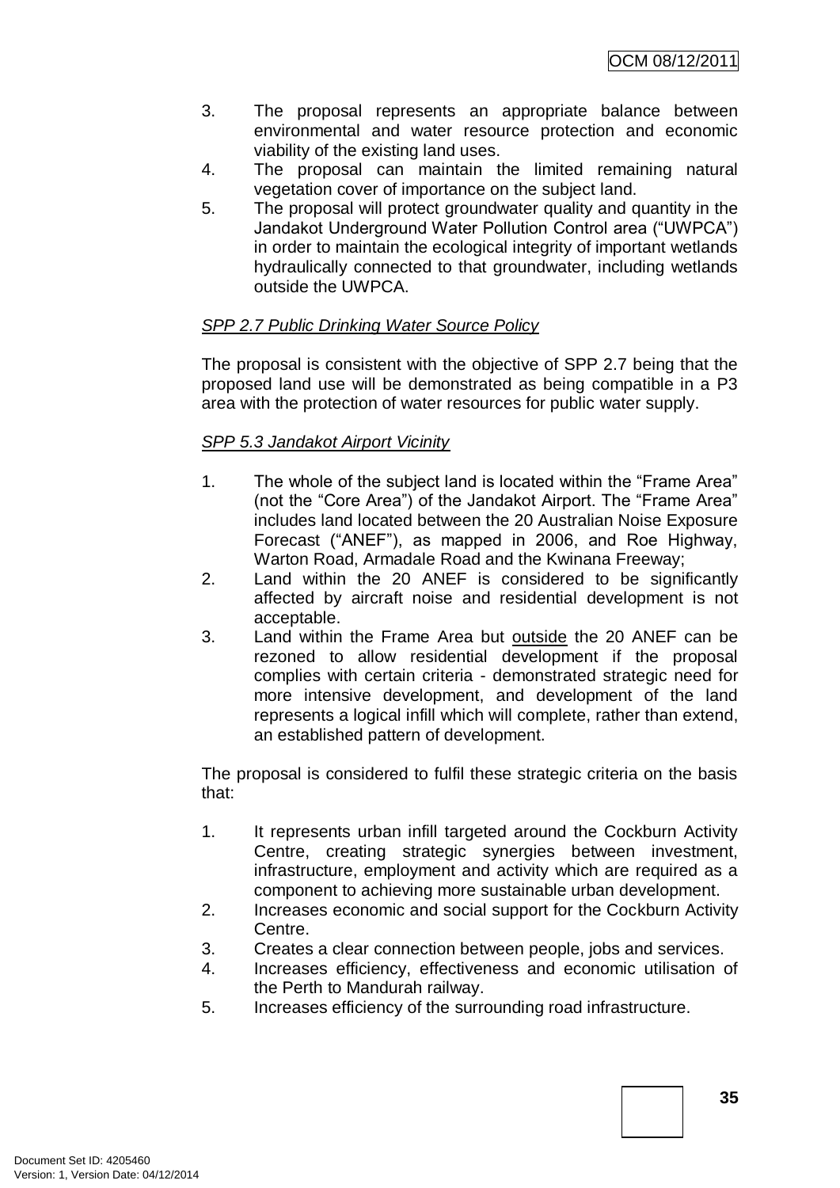3. The proposal represents an appropriate balance between environmental and water resource protection and economic viability of the existing land uses.
4. The proposal can maintain the limited remaining natural vegetation cover of importance on the subject land.
5. The proposal will protect groundwater quality and quantity in the Jandakot Underground Water Pollution Control area ("UWPCA") in order to maintain the ecological integrity of important wetlands hydraulically connected to that groundwater, including wetlands outside the UWPCA.

*SPP 2.7 Public Drinking Water Source Policy*

The proposal is consistent with the objective of SPP 2.7 being that the proposed land use will be demonstrated as being compatible in a P3 area with the protection of water resources for public water supply.

*SPP 5.3 Jandakot Airport Vicinity*

1. The whole of the subject land is located within the "Frame Area" (not the "Core Area") of the Jandakot Airport. The "Frame Area" includes land located between the 20 Australian Noise Exposure Forecast ("ANEF"), as mapped in 2006, and Roe Highway, Warton Road, Armadale Road and the Kwinana Freeway;
2. Land within the 20 ANEF is considered to be significantly affected by aircraft noise and residential development is not acceptable.
3. Land within the Frame Area but <u>outside</u> the 20 ANEF can be rezoned to allow residential development if the proposal complies with certain criteria - demonstrated strategic need for more intensive development, and development of the land represents a logical infill which will complete, rather than extend, an established pattern of development.

The proposal is considered to fulfil these strategic criteria on the basis that:

1. It represents urban infill targeted around the Cockburn Activity Centre, creating strategic synergies between investment, infrastructure, employment and activity which are required as a component to achieving more sustainable urban development.
2. Increases economic and social support for the Cockburn Activity Centre.
3. Creates a clear connection between people, jobs and services.
4. Increases efficiency, effectiveness and economic utilisation of the Perth to Mandurah railway.
5. Increases efficiency of the surrounding road infrastructure.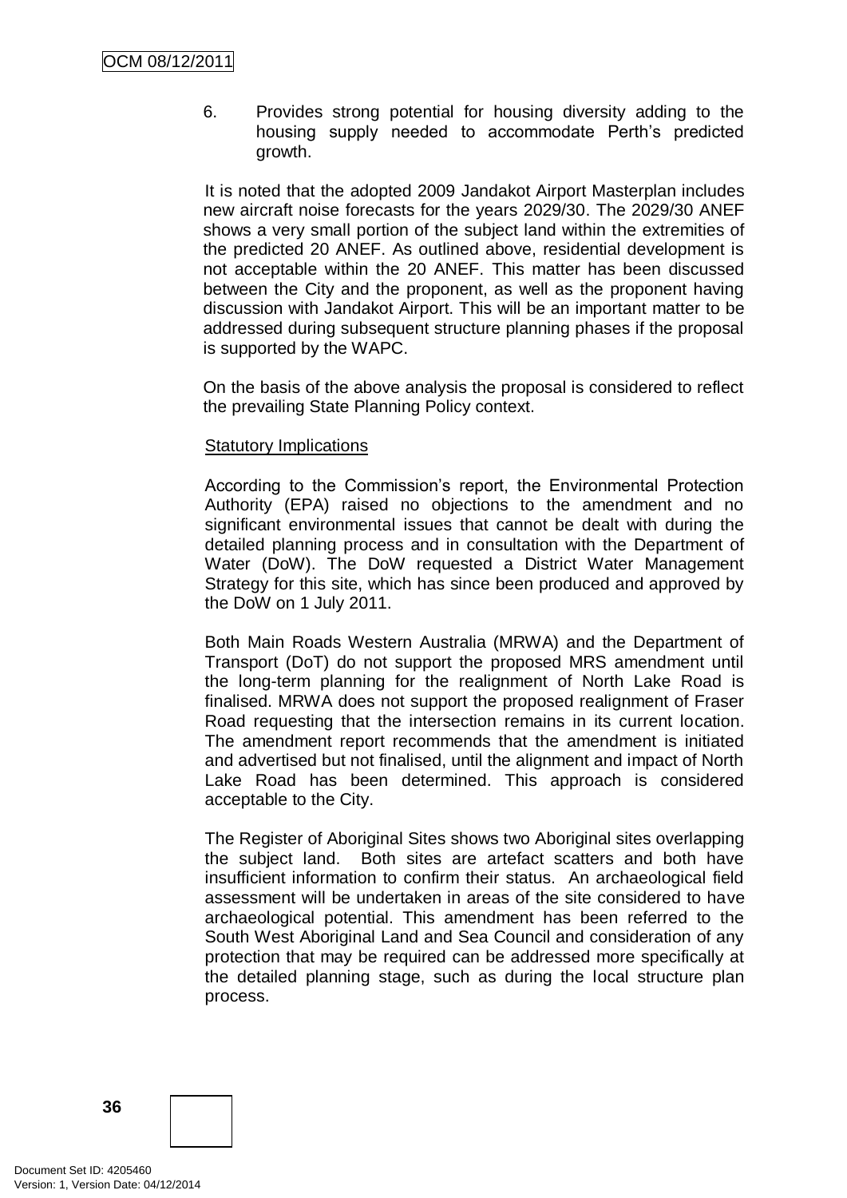6. Provides strong potential for housing diversity adding to the housing supply needed to accommodate Perth's predicted growth.

It is noted that the adopted 2009 Jandakot Airport Masterplan includes new aircraft noise forecasts for the years 2029/30. The 2029/30 ANEF shows a very small portion of the subject land within the extremities of the predicted 20 ANEF. As outlined above, residential development is not acceptable within the 20 ANEF. This matter has been discussed between the City and the proponent, as well as the proponent having discussion with Jandakot Airport. This will be an important matter to be addressed during subsequent structure planning phases if the proposal is supported by the WAPC.

On the basis of the above analysis the proposal is considered to reflect the prevailing State Planning Policy context.

Statutory Implications

According to the Commission's report, the Environmental Protection Authority (EPA) raised no objections to the amendment and no significant environmental issues that cannot be dealt with during the detailed planning process and in consultation with the Department of Water (DoW). The DoW requested a District Water Management Strategy for this site, which has since been produced and approved by the DoW on 1 July 2011.

Both Main Roads Western Australia (MRWA) and the Department of Transport (DoT) do not support the proposed MRS amendment until the long-term planning for the realignment of North Lake Road is finalised. MRWA does not support the proposed realignment of Fraser Road requesting that the intersection remains in its current location. The amendment report recommends that the amendment is initiated and advertised but not finalised, until the alignment and impact of North Lake Road has been determined. This approach is considered acceptable to the City.

The Register of Aboriginal Sites shows two Aboriginal sites overlapping the subject land. Both sites are artefact scatters and both have insufficient information to confirm their status. An archaeological field assessment will be undertaken in areas of the site considered to have archaeological potential. This amendment has been referred to the South West Aboriginal Land and Sea Council and consideration of any protection that may be required can be addressed more specifically at the detailed planning stage, such as during the local structure plan process.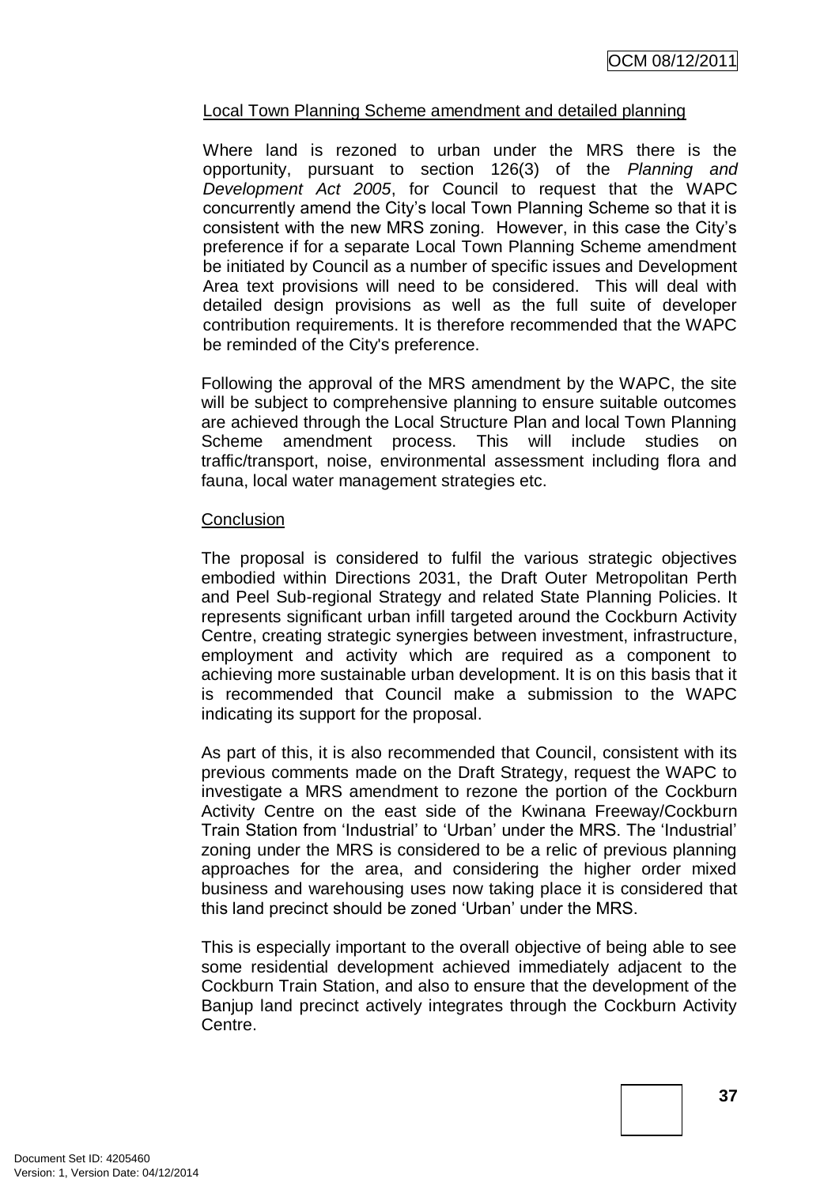Local Town Planning Scheme amendment and detailed planning

Where land is rezoned to urban under the MRS there is the opportunity, pursuant to section 126(3) of the *Planning and Development Act 2005*, for Council to request that the WAPC concurrently amend the City's local Town Planning Scheme so that it is consistent with the new MRS zoning. However, in this case the City's preference if for a separate Local Town Planning Scheme amendment be initiated by Council as a number of specific issues and Development Area text provisions will need to be considered. This will deal with detailed design provisions as well as the full suite of developer contribution requirements. It is therefore recommended that the WAPC be reminded of the City's preference.

Following the approval of the MRS amendment by the WAPC, the site will be subject to comprehensive planning to ensure suitable outcomes are achieved through the Local Structure Plan and local Town Planning Scheme amendment process. This will include studies on traffic/transport, noise, environmental assessment including flora and fauna, local water management strategies etc.

Conclusion

The proposal is considered to fulfil the various strategic objectives embodied within Directions 2031, the Draft Outer Metropolitan Perth and Peel Sub-regional Strategy and related State Planning Policies. It represents significant urban infill targeted around the Cockburn Activity Centre, creating strategic synergies between investment, infrastructure, employment and activity which are required as a component to achieving more sustainable urban development. It is on this basis that it is recommended that Council make a submission to the WAPC indicating its support for the proposal.

As part of this, it is also recommended that Council, consistent with its previous comments made on the Draft Strategy, request the WAPC to investigate a MRS amendment to rezone the portion of the Cockburn Activity Centre on the east side of the Kwinana Freeway/Cockburn Train Station from 'Industrial' to 'Urban' under the MRS. The 'Industrial' zoning under the MRS is considered to be a relic of previous planning approaches for the area, and considering the higher order mixed business and warehousing uses now taking place it is considered that this land precinct should be zoned 'Urban' under the MRS.

This is especially important to the overall objective of being able to see some residential development achieved immediately adjacent to the Cockburn Train Station, and also to ensure that the development of the Banjup land precinct actively integrates through the Cockburn Activity Centre.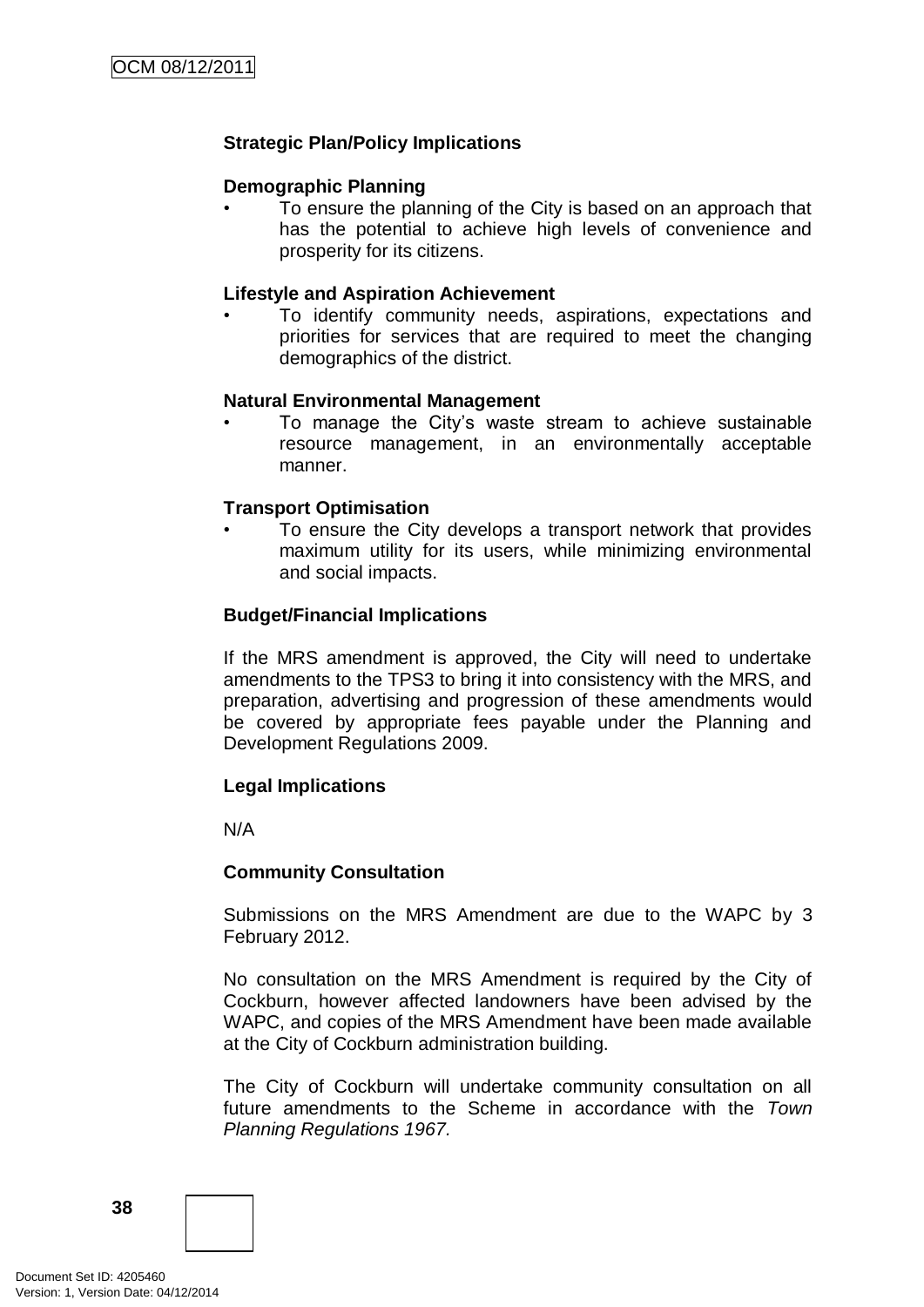**Strategic Plan/Policy Implications**

**Demographic Planning**

- To ensure the planning of the City is based on an approach that has the potential to achieve high levels of convenience and prosperity for its citizens.

**Lifestyle and Aspiration Achievement**

- To identify community needs, aspirations, expectations and priorities for services that are required to meet the changing demographics of the district.

**Natural Environmental Management**

- To manage the City's waste stream to achieve sustainable resource management, in an environmentally acceptable manner.

**Transport Optimisation**

- To ensure the City develops a transport network that provides maximum utility for its users, while minimizing environmental and social impacts.

**Budget/Financial Implications**

If the MRS amendment is approved, the City will need to undertake amendments to the TPS3 to bring it into consistency with the MRS, and preparation, advertising and progression of these amendments would be covered by appropriate fees payable under the Planning and Development Regulations 2009.

**Legal Implications**

N/A

**Community Consultation**

Submissions on the MRS Amendment are due to the WAPC by 3 February 2012.

No consultation on the MRS Amendment is required by the City of Cockburn, however affected landowners have been advised by the WAPC, and copies of the MRS Amendment have been made available at the City of Cockburn administration building.

The City of Cockburn will undertake community consultation on all future amendments to the Scheme in accordance with the *Town Planning Regulations 1967.*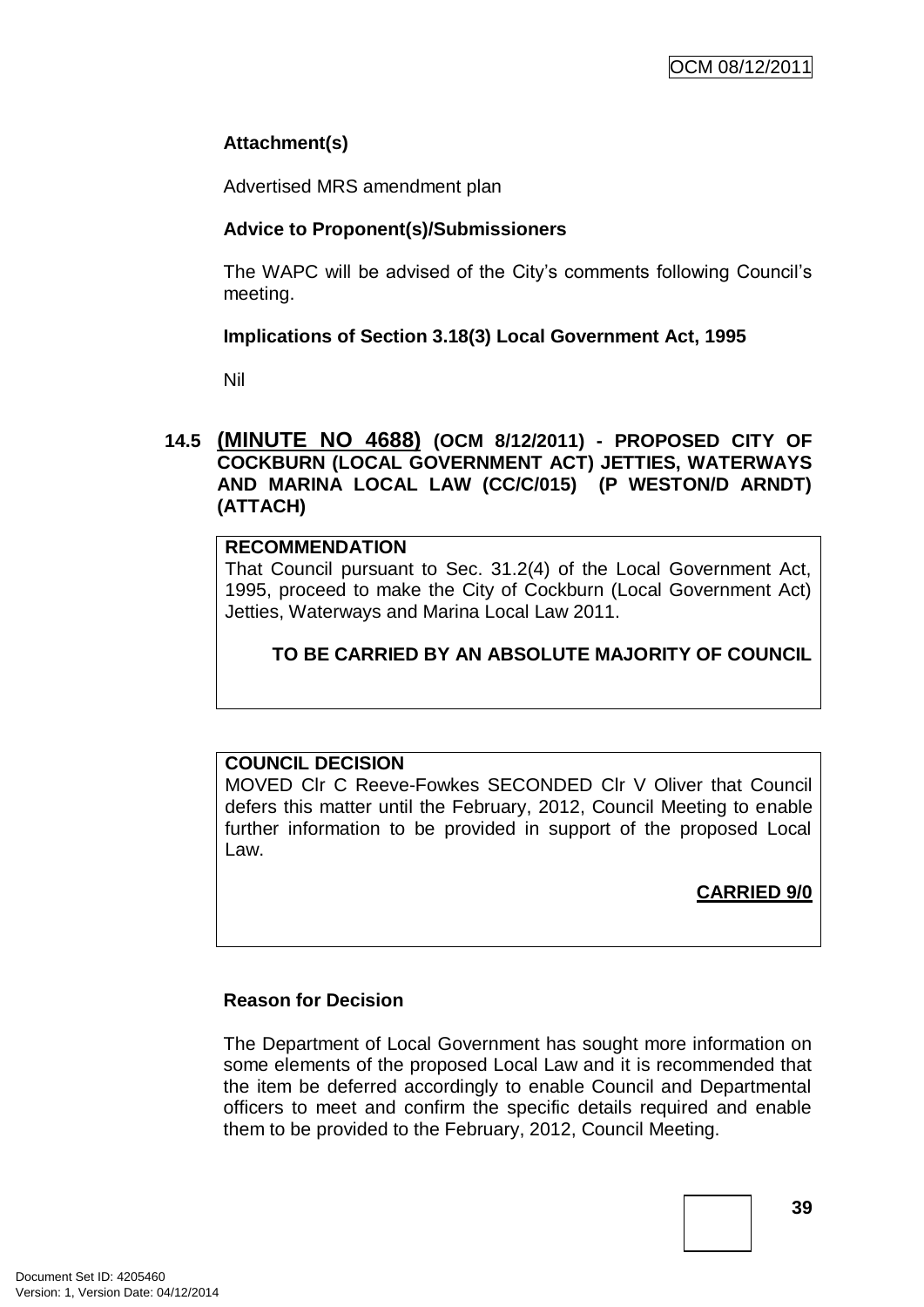**Attachment(s)**

Advertised MRS amendment plan

**Advice to Proponent(s)/Submissioners**

The WAPC will be advised of the City's comments following Council's meeting.

**Implications of Section 3.18(3) Local Government Act, 1995**

Nil

## 14.5 (MINUTE NO 4688) (OCM 8/12/2011) - PROPOSED CITY OF COCKBURN (LOCAL GOVERNMENT ACT) JETTIES, WATERWAYS AND MARINA LOCAL LAW (CC/C/015) (P WESTON/D ARNDT) (ATTACH)

**RECOMMENDATION**

That Council pursuant to Sec. 31.2(4) of the Local Government Act, 1995, proceed to make the City of Cockburn (Local Government Act) Jetties, Waterways and Marina Local Law 2011.

**TO BE CARRIED BY AN ABSOLUTE MAJORITY OF COUNCIL**

**COUNCIL DECISION**

MOVED Clr C Reeve-Fowkes SECONDED Clr V Oliver that Council defers this matter until the February, 2012, Council Meeting to enable further information to be provided in support of the proposed Local Law.

**CARRIED 9/0**

**Reason for Decision**

The Department of Local Government has sought more information on some elements of the proposed Local Law and it is recommended that the item be deferred accordingly to enable Council and Departmental officers to meet and confirm the specific details required and enable them to be provided to the February, 2012, Council Meeting.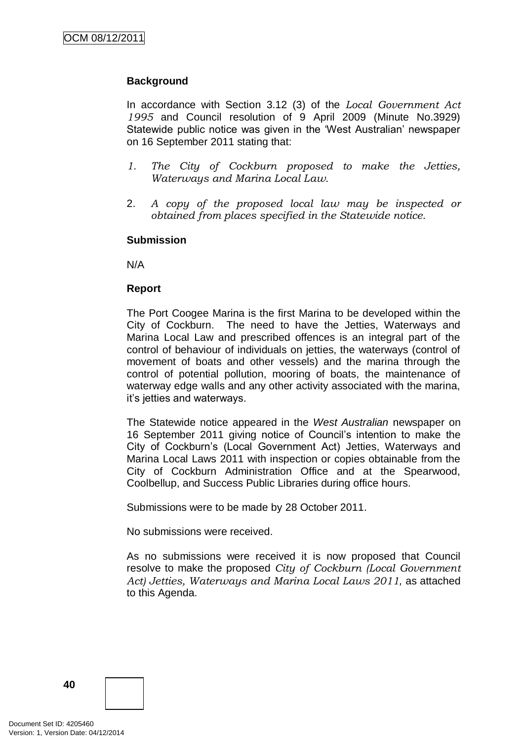**Background**

In accordance with Section 3.12 (3) of the *Local Government Act 1995* and Council resolution of 9 April 2009 (Minute No.3929) Statewide public notice was given in the 'West Australian' newspaper on 16 September 2011 stating that:

1. *The City of Cockburn proposed to make the Jetties, Waterways and Marina Local Law.*

2. *A copy of the proposed local law may be inspected or obtained from places specified in the Statewide notice.*

**Submission**

N/A

**Report**

The Port Coogee Marina is the first Marina to be developed within the City of Cockburn. The need to have the Jetties, Waterways and Marina Local Law and prescribed offences is an integral part of the control of behaviour of individuals on jetties, the waterways (control of movement of boats and other vessels) and the marina through the control of potential pollution, mooring of boats, the maintenance of waterway edge walls and any other activity associated with the marina, it's jetties and waterways.

The Statewide notice appeared in the *West Australian* newspaper on 16 September 2011 giving notice of Council's intention to make the City of Cockburn's (Local Government Act) Jetties, Waterways and Marina Local Laws 2011 with inspection or copies obtainable from the City of Cockburn Administration Office and at the Spearwood, Coolbellup, and Success Public Libraries during office hours.

Submissions were to be made by 28 October 2011.

No submissions were received.

As no submissions were received it is now proposed that Council resolve to make the proposed *City of Cockburn (Local Government Act) Jetties, Waterways and Marina Local Laws 2011,* as attached to this Agenda.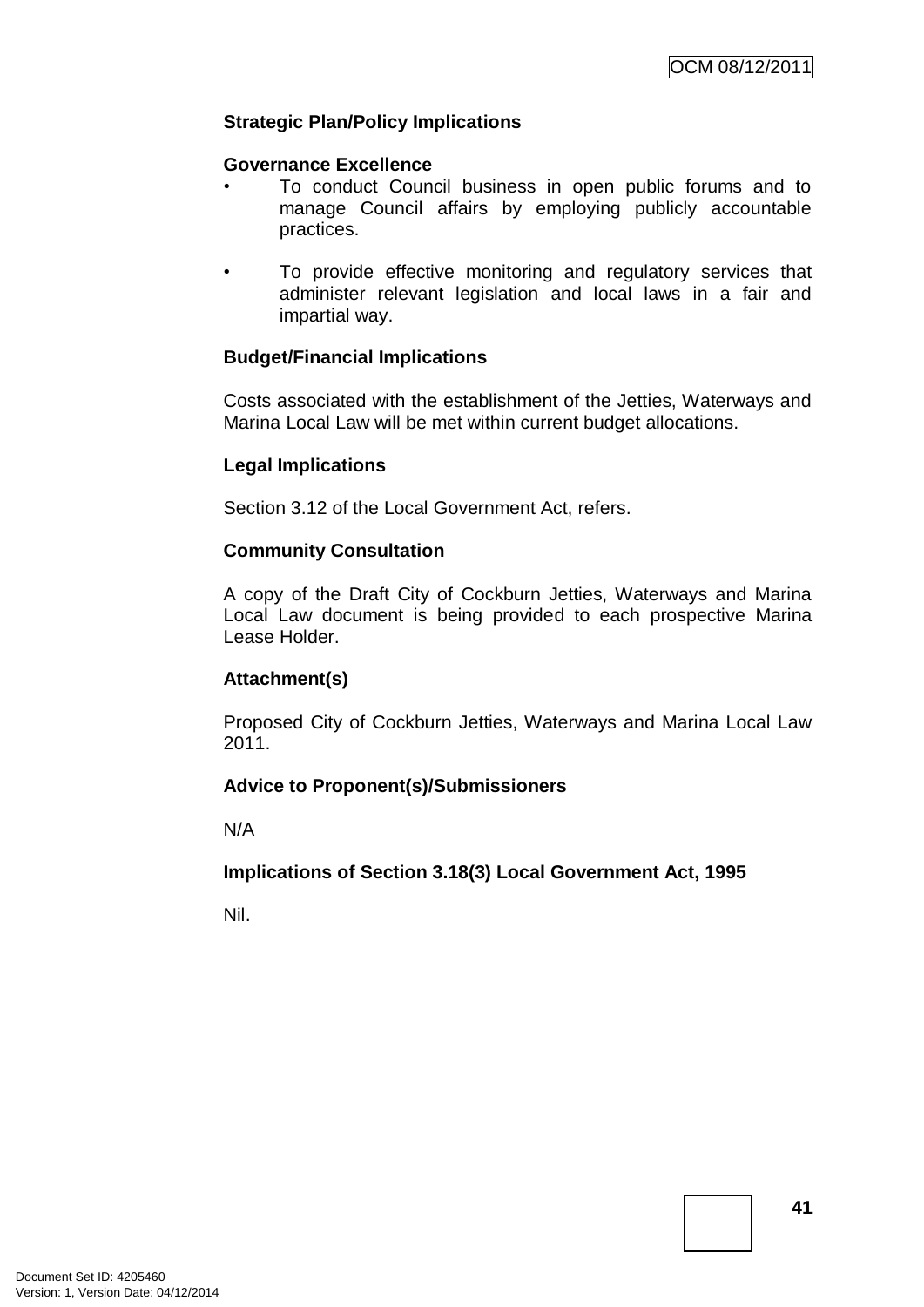**Strategic Plan/Policy Implications**

**Governance Excellence**

- To conduct Council business in open public forums and to manage Council affairs by employing publicly accountable practices.

- To provide effective monitoring and regulatory services that administer relevant legislation and local laws in a fair and impartial way.

**Budget/Financial Implications**

Costs associated with the establishment of the Jetties, Waterways and Marina Local Law will be met within current budget allocations.

**Legal Implications**

Section 3.12 of the Local Government Act, refers.

**Community Consultation**

A copy of the Draft City of Cockburn Jetties, Waterways and Marina Local Law document is being provided to each prospective Marina Lease Holder.

**Attachment(s)**

Proposed City of Cockburn Jetties, Waterways and Marina Local Law 2011.

**Advice to Proponent(s)/Submissioners**

N/A

**Implications of Section 3.18(3) Local Government Act, 1995**

Nil.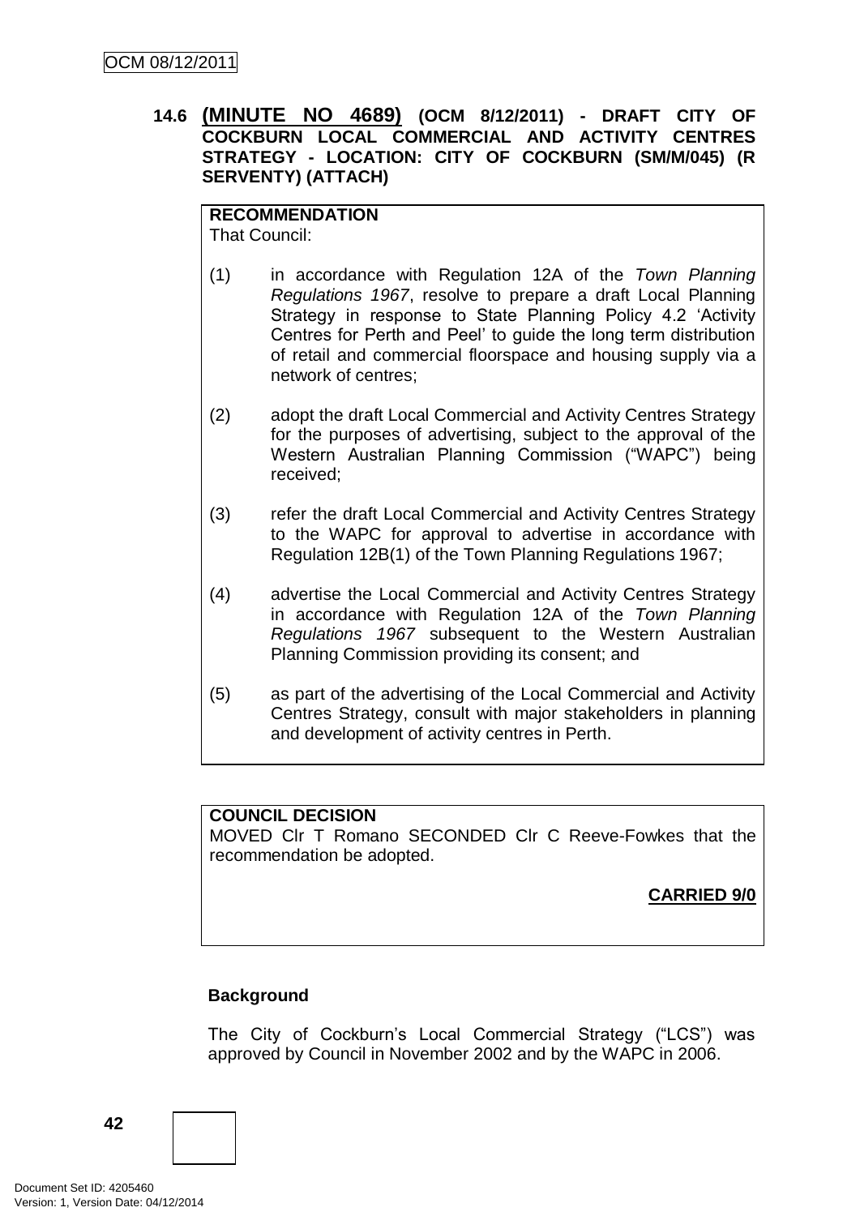### 14.6 **(MINUTE NO 4689)** (OCM 8/12/2011) - DRAFT CITY OF COCKBURN LOCAL COMMERCIAL AND ACTIVITY CENTRES STRATEGY - LOCATION: CITY OF COCKBURN (SM/M/045) (R SERVENTY) (ATTACH)

**RECOMMENDATION**
That Council:

(1) in accordance with Regulation 12A of the *Town Planning Regulations 1967*, resolve to prepare a draft Local Planning Strategy in response to State Planning Policy 4.2 'Activity Centres for Perth and Peel' to guide the long term distribution of retail and commercial floorspace and housing supply via a network of centres;

(2) adopt the draft Local Commercial and Activity Centres Strategy for the purposes of advertising, subject to the approval of the Western Australian Planning Commission ("WAPC") being received;

(3) refer the draft Local Commercial and Activity Centres Strategy to the WAPC for approval to advertise in accordance with Regulation 12B(1) of the Town Planning Regulations 1967;

(4) advertise the Local Commercial and Activity Centres Strategy in accordance with Regulation 12A of the *Town Planning Regulations 1967* subsequent to the Western Australian Planning Commission providing its consent; and

(5) as part of the advertising of the Local Commercial and Activity Centres Strategy, consult with major stakeholders in planning and development of activity centres in Perth.

**COUNCIL DECISION**
MOVED Clr T Romano SECONDED Clr C Reeve-Fowkes that the recommendation be adopted.

**CARRIED 9/0**

**Background**

The City of Cockburn's Local Commercial Strategy ("LCS") was approved by Council in November 2002 and by the WAPC in 2006.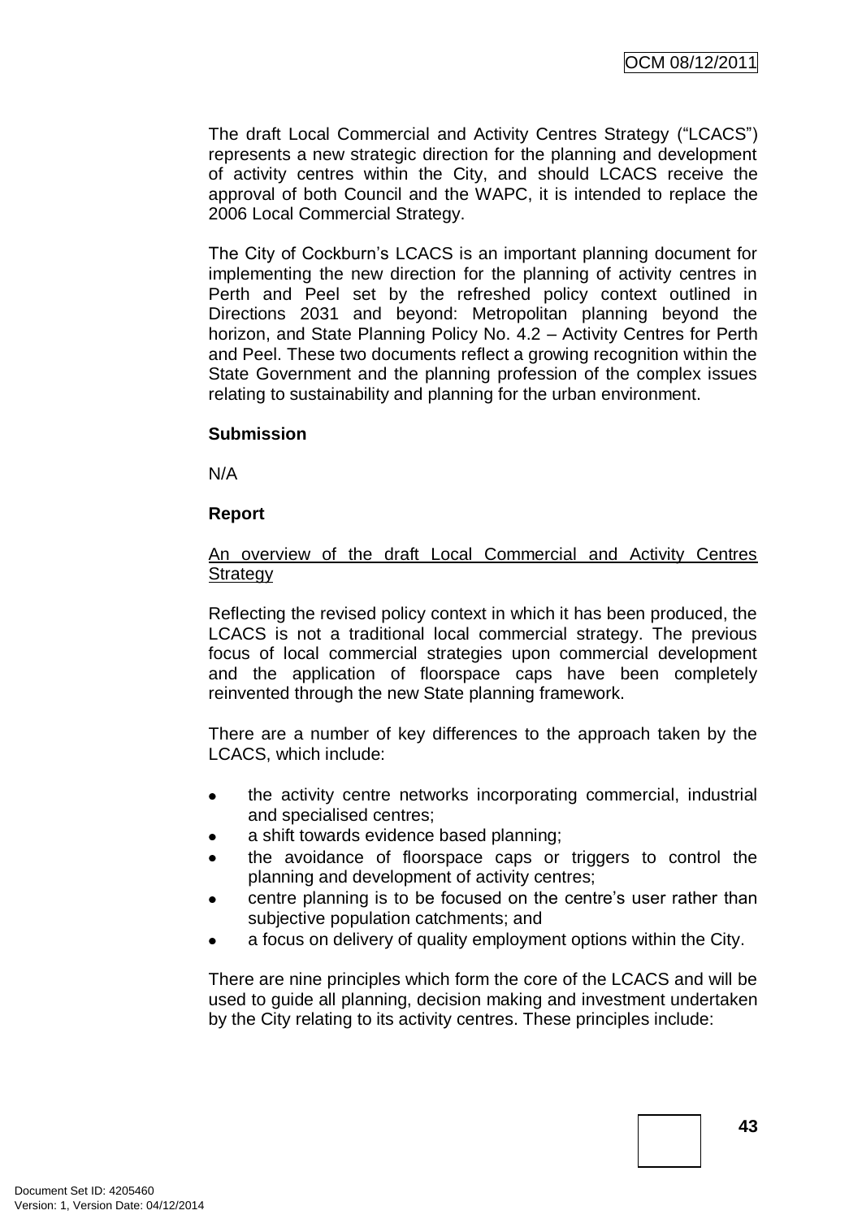The draft Local Commercial and Activity Centres Strategy ("LCACS") represents a new strategic direction for the planning and development of activity centres within the City, and should LCACS receive the approval of both Council and the WAPC, it is intended to replace the 2006 Local Commercial Strategy.

The City of Cockburn's LCACS is an important planning document for implementing the new direction for the planning of activity centres in Perth and Peel set by the refreshed policy context outlined in Directions 2031 and beyond: Metropolitan planning beyond the horizon, and State Planning Policy No. 4.2 – Activity Centres for Perth and Peel. These two documents reflect a growing recognition within the State Government and the planning profession of the complex issues relating to sustainability and planning for the urban environment.

**Submission**

N/A

**Report**

An overview of the draft Local Commercial and Activity Centres Strategy

Reflecting the revised policy context in which it has been produced, the LCACS is not a traditional local commercial strategy. The previous focus of local commercial strategies upon commercial development and the application of floorspace caps have been completely reinvented through the new State planning framework.

There are a number of key differences to the approach taken by the LCACS, which include:

- the activity centre networks incorporating commercial, industrial and specialised centres;
- a shift towards evidence based planning;
- the avoidance of floorspace caps or triggers to control the planning and development of activity centres;
- centre planning is to be focused on the centre's user rather than subjective population catchments; and
- a focus on delivery of quality employment options within the City.

There are nine principles which form the core of the LCACS and will be used to guide all planning, decision making and investment undertaken by the City relating to its activity centres. These principles include: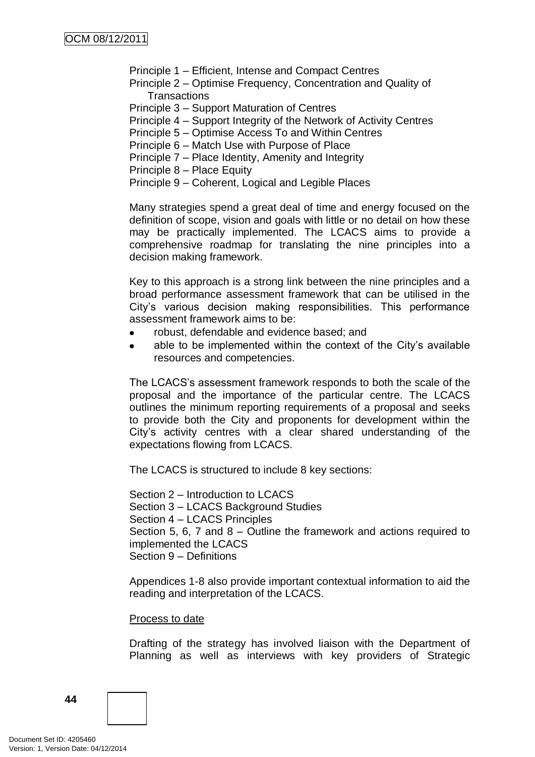Principle 1 – Efficient, Intense and Compact Centres
Principle 2 – Optimise Frequency, Concentration and Quality of Transactions
Principle 3 – Support Maturation of Centres
Principle 4 – Support Integrity of the Network of Activity Centres
Principle 5 – Optimise Access To and Within Centres
Principle 6 – Match Use with Purpose of Place
Principle 7 – Place Identity, Amenity and Integrity
Principle 8 – Place Equity
Principle 9 – Coherent, Logical and Legible Places

Many strategies spend a great deal of time and energy focused on the definition of scope, vision and goals with little or no detail on how these may be practically implemented. The LCACS aims to provide a comprehensive roadmap for translating the nine principles into a decision making framework.

Key to this approach is a strong link between the nine principles and a broad performance assessment framework that can be utilised in the City's various decision making responsibilities. This performance assessment framework aims to be:

- robust, defendable and evidence based; and
- able to be implemented within the context of the City's available resources and competencies.

The LCACS's assessment framework responds to both the scale of the proposal and the importance of the particular centre. The LCACS outlines the minimum reporting requirements of a proposal and seeks to provide both the City and proponents for development within the City's activity centres with a clear shared understanding of the expectations flowing from LCACS.

The LCACS is structured to include 8 key sections:

Section 2 – Introduction to LCACS
Section 3 – LCACS Background Studies
Section 4 – LCACS Principles
Section 5, 6, 7 and 8 – Outline the framework and actions required to implemented the LCACS
Section 9 – Definitions

Appendices 1-8 also provide important contextual information to aid the reading and interpretation of the LCACS.

Process to date

Drafting of the strategy has involved liaison with the Department of Planning as well as interviews with key providers of Strategic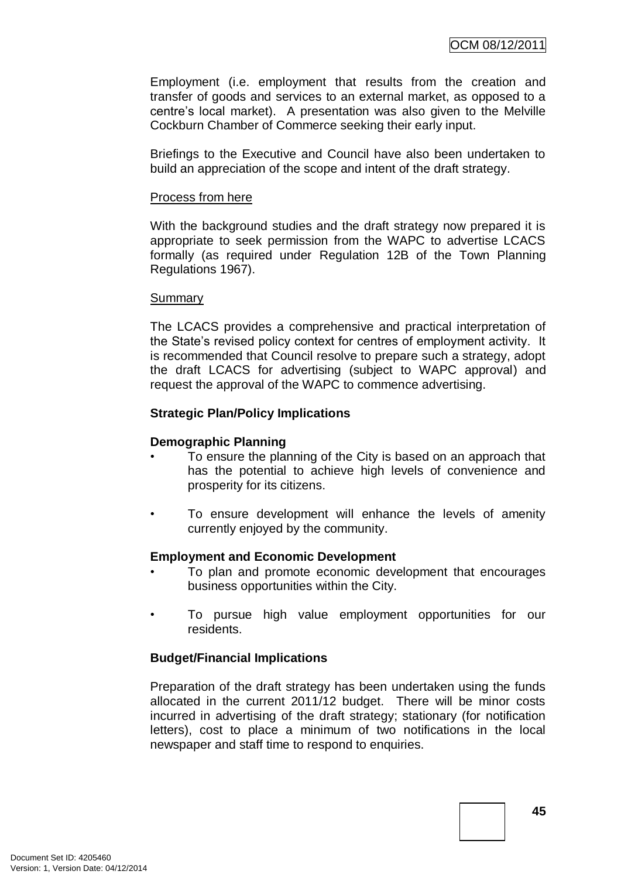Employment (i.e. employment that results from the creation and transfer of goods and services to an external market, as opposed to a centre's local market). A presentation was also given to the Melville Cockburn Chamber of Commerce seeking their early input.

Briefings to the Executive and Council have also been undertaken to build an appreciation of the scope and intent of the draft strategy.

Process from here

With the background studies and the draft strategy now prepared it is appropriate to seek permission from the WAPC to advertise LCACS formally (as required under Regulation 12B of the Town Planning Regulations 1967).

Summary

The LCACS provides a comprehensive and practical interpretation of the State's revised policy context for centres of employment activity. It is recommended that Council resolve to prepare such a strategy, adopt the draft LCACS for advertising (subject to WAPC approval) and request the approval of the WAPC to commence advertising.

**Strategic Plan/Policy Implications**

**Demographic Planning**

- To ensure the planning of the City is based on an approach that has the potential to achieve high levels of convenience and prosperity for its citizens.
- To ensure development will enhance the levels of amenity currently enjoyed by the community.

**Employment and Economic Development**

- To plan and promote economic development that encourages business opportunities within the City.
- To pursue high value employment opportunities for our residents.

**Budget/Financial Implications**

Preparation of the draft strategy has been undertaken using the funds allocated in the current 2011/12 budget. There will be minor costs incurred in advertising of the draft strategy; stationary (for notification letters), cost to place a minimum of two notifications in the local newspaper and staff time to respond to enquiries.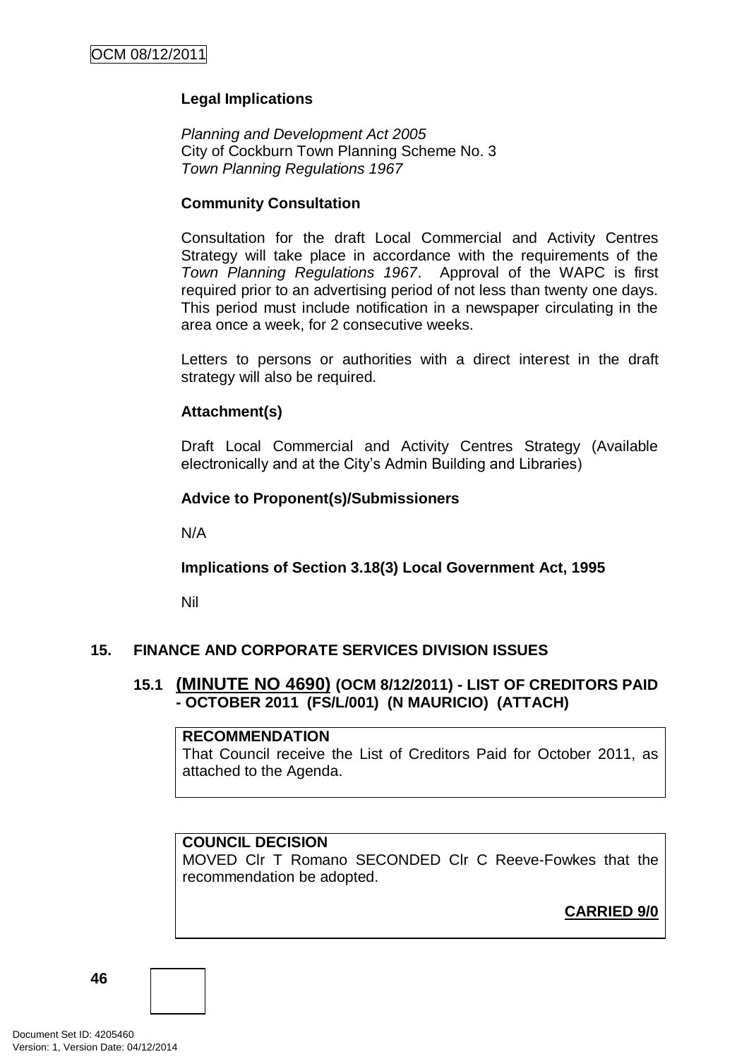**Legal Implications**

*Planning and Development Act 2005*
City of Cockburn Town Planning Scheme No. 3
*Town Planning Regulations 1967*

**Community Consultation**

Consultation for the draft Local Commercial and Activity Centres Strategy will take place in accordance with the requirements of the *Town Planning Regulations 1967*. Approval of the WAPC is first required prior to an advertising period of not less than twenty one days. This period must include notification in a newspaper circulating in the area once a week, for 2 consecutive weeks.

Letters to persons or authorities with a direct interest in the draft strategy will also be required.

**Attachment(s)**

Draft Local Commercial and Activity Centres Strategy (Available electronically and at the City's Admin Building and Libraries)

**Advice to Proponent(s)/Submissioners**

N/A

**Implications of Section 3.18(3) Local Government Act, 1995**

Nil

## 15. FINANCE AND CORPORATE SERVICES DIVISION ISSUES

### 15.1 (MINUTE NO 4690) (OCM 8/12/2011) - LIST OF CREDITORS PAID - OCTOBER 2011 (FS/L/001) (N MAURICIO) (ATTACH)

**RECOMMENDATION**
That Council receive the List of Creditors Paid for October 2011, as attached to the Agenda.

**COUNCIL DECISION**
MOVED Clr T Romano SECONDED Clr C Reeve-Fowkes that the recommendation be adopted.

**CARRIED 9/0**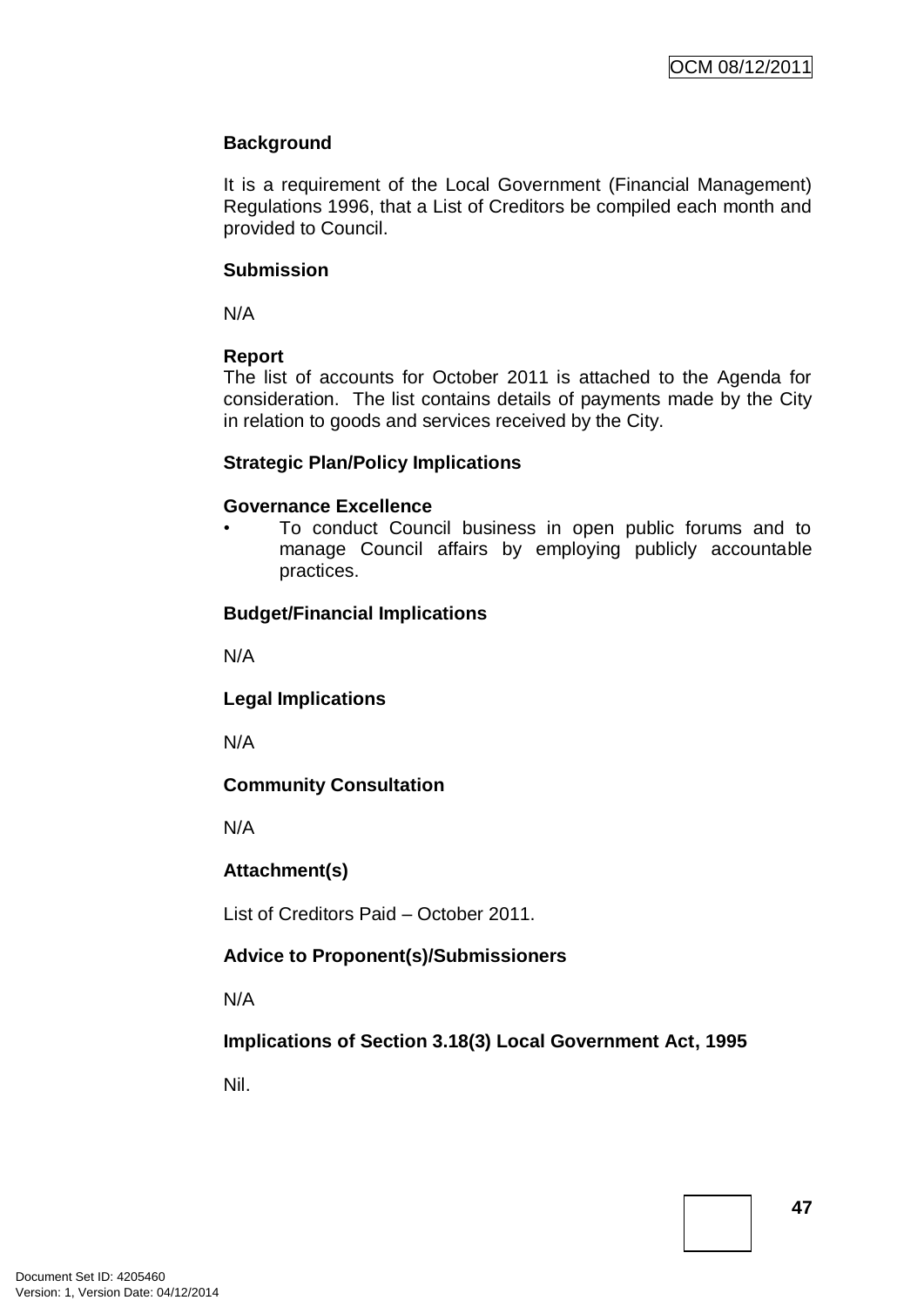**Background**

It is a requirement of the Local Government (Financial Management) Regulations 1996, that a List of Creditors be compiled each month and provided to Council.

**Submission**

N/A

**Report**

The list of accounts for October 2011 is attached to the Agenda for consideration. The list contains details of payments made by the City in relation to goods and services received by the City.

**Strategic Plan/Policy Implications**

**Governance Excellence**

- To conduct Council business in open public forums and to manage Council affairs by employing publicly accountable practices.

**Budget/Financial Implications**

N/A

**Legal Implications**

N/A

**Community Consultation**

N/A

**Attachment(s)**

List of Creditors Paid – October 2011.

**Advice to Proponent(s)/Submissioners**

N/A

**Implications of Section 3.18(3) Local Government Act, 1995**

Nil.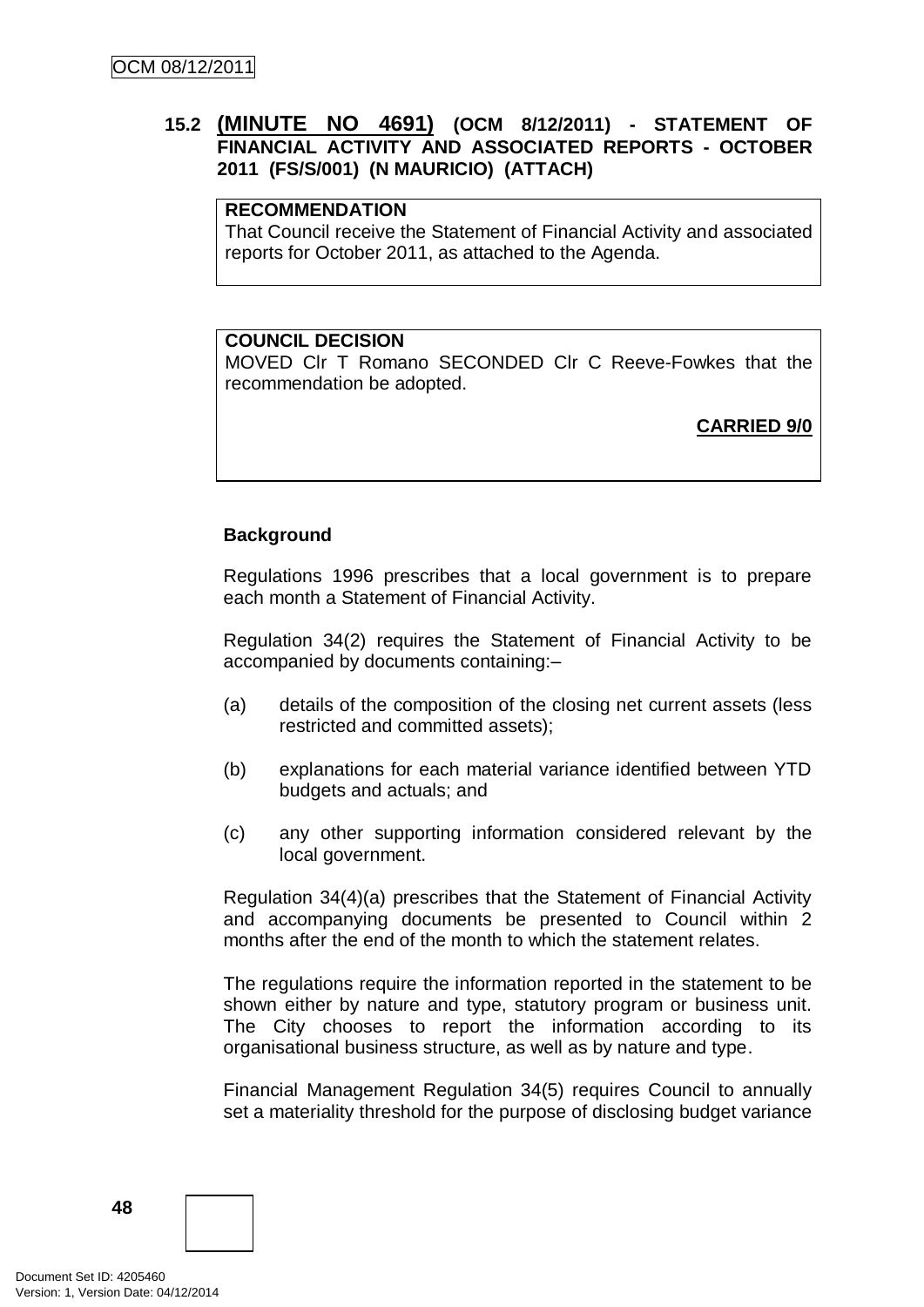## 15.2 (MINUTE NO 4691) (OCM 8/12/2011) - STATEMENT OF FINANCIAL ACTIVITY AND ASSOCIATED REPORTS - OCTOBER 2011 (FS/S/001) (N MAURICIO) (ATTACH)

**RECOMMENDATION**
That Council receive the Statement of Financial Activity and associated reports for October 2011, as attached to the Agenda.

**COUNCIL DECISION**
MOVED Clr T Romano SECONDED Clr C Reeve-Fowkes that the recommendation be adopted.

**CARRIED 9/0**

**Background**

Regulations 1996 prescribes that a local government is to prepare each month a Statement of Financial Activity.

Regulation 34(2) requires the Statement of Financial Activity to be accompanied by documents containing:–

(a) details of the composition of the closing net current assets (less restricted and committed assets);

(b) explanations for each material variance identified between YTD budgets and actuals; and

(c) any other supporting information considered relevant by the local government.

Regulation 34(4)(a) prescribes that the Statement of Financial Activity and accompanying documents be presented to Council within 2 months after the end of the month to which the statement relates.

The regulations require the information reported in the statement to be shown either by nature and type, statutory program or business unit. The City chooses to report the information according to its organisational business structure, as well as by nature and type.

Financial Management Regulation 34(5) requires Council to annually set a materiality threshold for the purpose of disclosing budget variance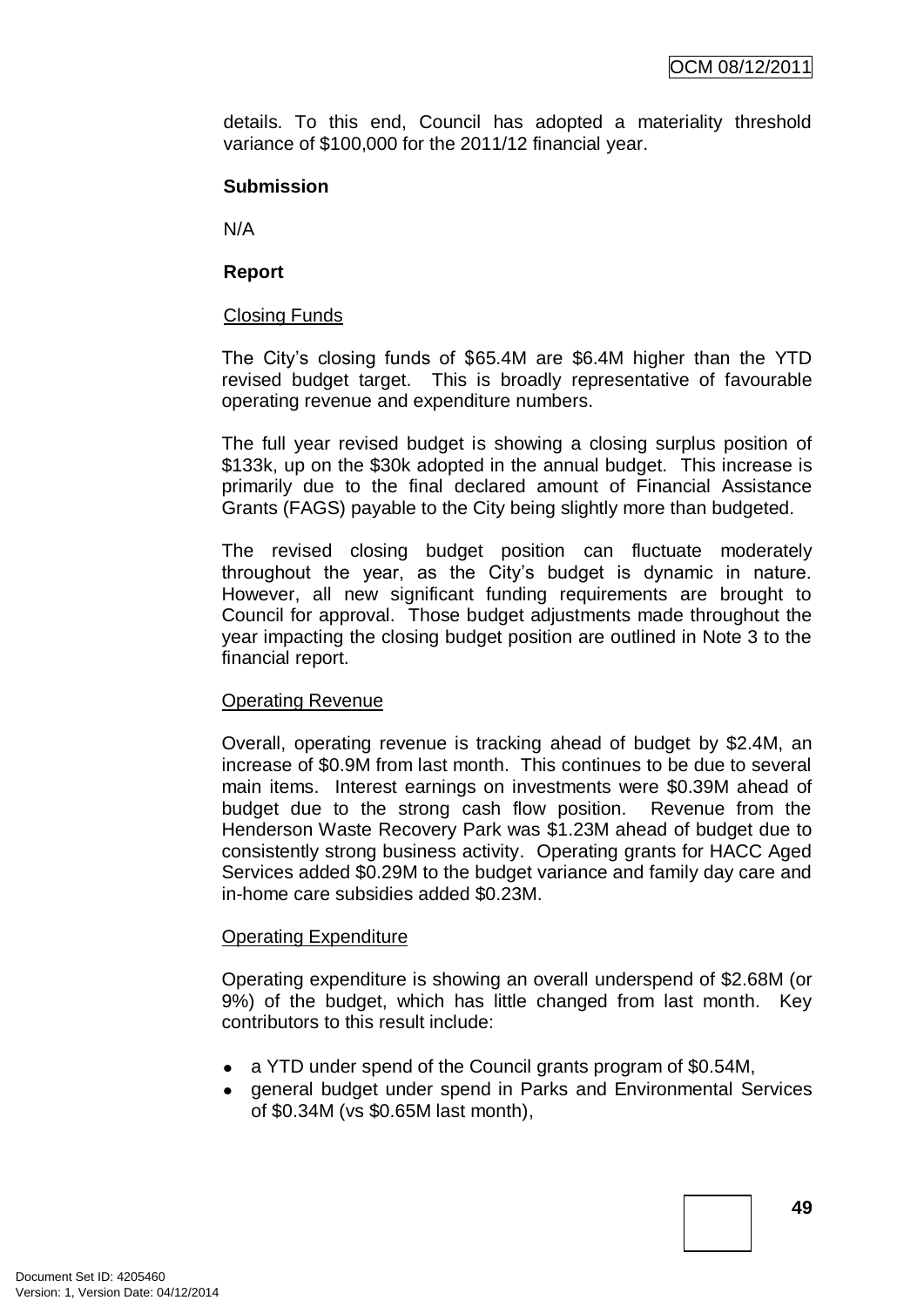details. To this end, Council has adopted a materiality threshold variance of $100,000 for the 2011/12 financial year.

**Submission**

N/A

**Report**

Closing Funds

The City's closing funds of $65.4M are $6.4M higher than the YTD revised budget target. This is broadly representative of favourable operating revenue and expenditure numbers.

The full year revised budget is showing a closing surplus position of $133k, up on the $30k adopted in the annual budget. This increase is primarily due to the final declared amount of Financial Assistance Grants (FAGS) payable to the City being slightly more than budgeted.

The revised closing budget position can fluctuate moderately throughout the year, as the City's budget is dynamic in nature. However, all new significant funding requirements are brought to Council for approval. Those budget adjustments made throughout the year impacting the closing budget position are outlined in Note 3 to the financial report.

Operating Revenue

Overall, operating revenue is tracking ahead of budget by $2.4M, an increase of $0.9M from last month. This continues to be due to several main items. Interest earnings on investments were $0.39M ahead of budget due to the strong cash flow position. Revenue from the Henderson Waste Recovery Park was $1.23M ahead of budget due to consistently strong business activity. Operating grants for HACC Aged Services added $0.29M to the budget variance and family day care and in-home care subsidies added $0.23M.

Operating Expenditure

Operating expenditure is showing an overall underspend of $2.68M (or 9%) of the budget, which has little changed from last month. Key contributors to this result include:

- a YTD under spend of the Council grants program of $0.54M,
- general budget under spend in Parks and Environmental Services of $0.34M (vs $0.65M last month),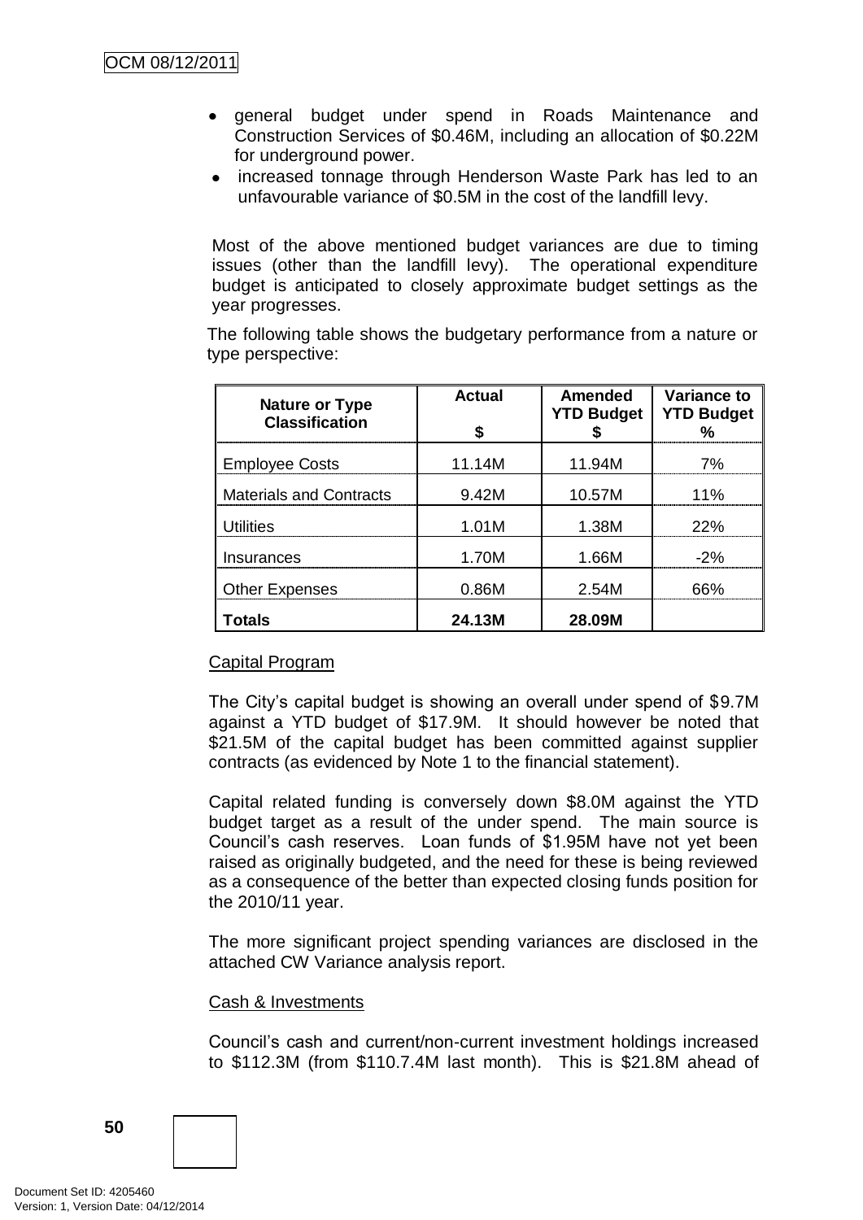- general budget under spend in Roads Maintenance and Construction Services of \$0.46M, including an allocation of \$0.22M for underground power.
- increased tonnage through Henderson Waste Park has led to an unfavourable variance of \$0.5M in the cost of the landfill levy.

Most of the above mentioned budget variances are due to timing issues (other than the landfill levy). The operational expenditure budget is anticipated to closely approximate budget settings as the year progresses.

The following table shows the budgetary performance from a nature or type perspective:

| Nature or Type Classification | Actual $ | Amended YTD Budget $ | Variance to YTD Budget % |
|---|---|---|---|
| Employee Costs | 11.14M | 11.94M | 7% |
| Materials and Contracts | 9.42M | 10.57M | 11% |
| Utilities | 1.01M | 1.38M | 22% |
| Insurances | 1.70M | 1.66M | -2% |
| Other Expenses | 0.86M | 2.54M | 66% |
| **Totals** | **24.13M** | **28.09M** | |

Capital Program

The City's capital budget is showing an overall under spend of \$9.7M against a YTD budget of \$17.9M. It should however be noted that \$21.5M of the capital budget has been committed against supplier contracts (as evidenced by Note 1 to the financial statement).

Capital related funding is conversely down \$8.0M against the YTD budget target as a result of the under spend. The main source is Council's cash reserves. Loan funds of \$1.95M have not yet been raised as originally budgeted, and the need for these is being reviewed as a consequence of the better than expected closing funds position for the 2010/11 year.

The more significant project spending variances are disclosed in the attached CW Variance analysis report.

Cash & Investments

Council's cash and current/non-current investment holdings increased to \$112.3M (from \$110.7.4M last month). This is \$21.8M ahead of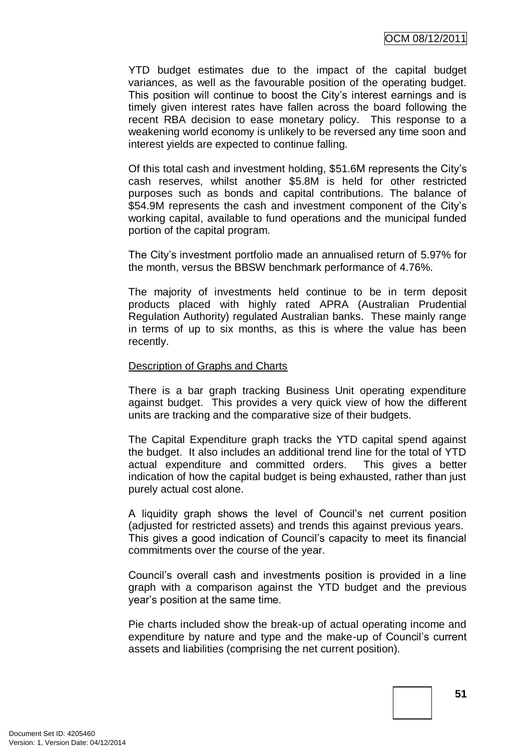YTD budget estimates due to the impact of the capital budget variances, as well as the favourable position of the operating budget. This position will continue to boost the City's interest earnings and is timely given interest rates have fallen across the board following the recent RBA decision to ease monetary policy. This response to a weakening world economy is unlikely to be reversed any time soon and interest yields are expected to continue falling.

Of this total cash and investment holding, $51.6M represents the City's cash reserves, whilst another $5.8M is held for other restricted purposes such as bonds and capital contributions. The balance of $54.9M represents the cash and investment component of the City's working capital, available to fund operations and the municipal funded portion of the capital program.

The City's investment portfolio made an annualised return of 5.97% for the month, versus the BBSW benchmark performance of 4.76%.

The majority of investments held continue to be in term deposit products placed with highly rated APRA (Australian Prudential Regulation Authority) regulated Australian banks. These mainly range in terms of up to six months, as this is where the value has been recently.

Description of Graphs and Charts

There is a bar graph tracking Business Unit operating expenditure against budget. This provides a very quick view of how the different units are tracking and the comparative size of their budgets.

The Capital Expenditure graph tracks the YTD capital spend against the budget. It also includes an additional trend line for the total of YTD actual expenditure and committed orders. This gives a better indication of how the capital budget is being exhausted, rather than just purely actual cost alone.

A liquidity graph shows the level of Council's net current position (adjusted for restricted assets) and trends this against previous years. This gives a good indication of Council's capacity to meet its financial commitments over the course of the year.

Council's overall cash and investments position is provided in a line graph with a comparison against the YTD budget and the previous year's position at the same time.

Pie charts included show the break-up of actual operating income and expenditure by nature and type and the make-up of Council's current assets and liabilities (comprising the net current position).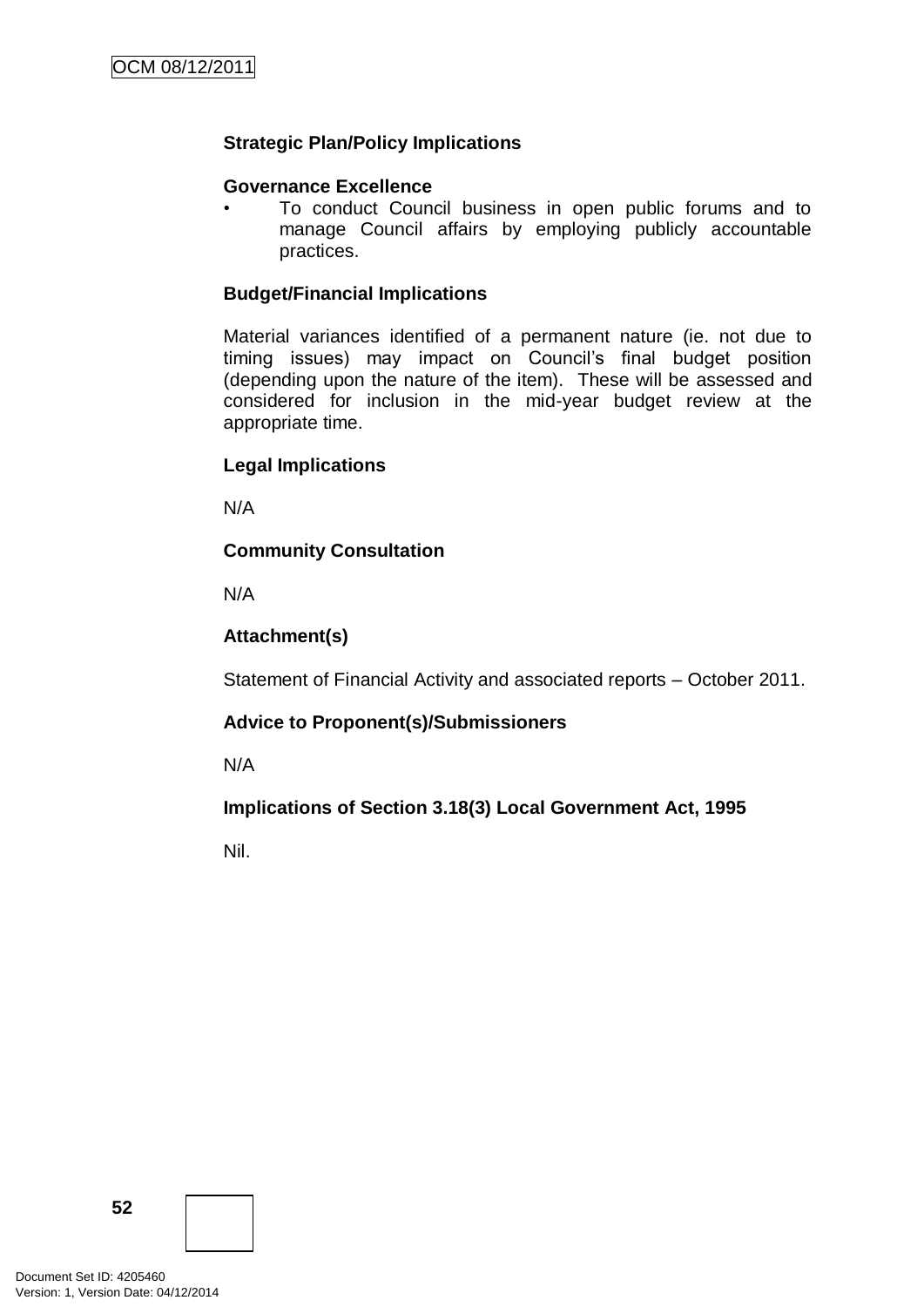**Strategic Plan/Policy Implications**

**Governance Excellence**

- To conduct Council business in open public forums and to manage Council affairs by employing publicly accountable practices.

**Budget/Financial Implications**

Material variances identified of a permanent nature (ie. not due to timing issues) may impact on Council's final budget position (depending upon the nature of the item). These will be assessed and considered for inclusion in the mid-year budget review at the appropriate time.

**Legal Implications**

N/A

**Community Consultation**

N/A

**Attachment(s)**

Statement of Financial Activity and associated reports – October 2011.

**Advice to Proponent(s)/Submissioners**

N/A

**Implications of Section 3.18(3) Local Government Act, 1995**

Nil.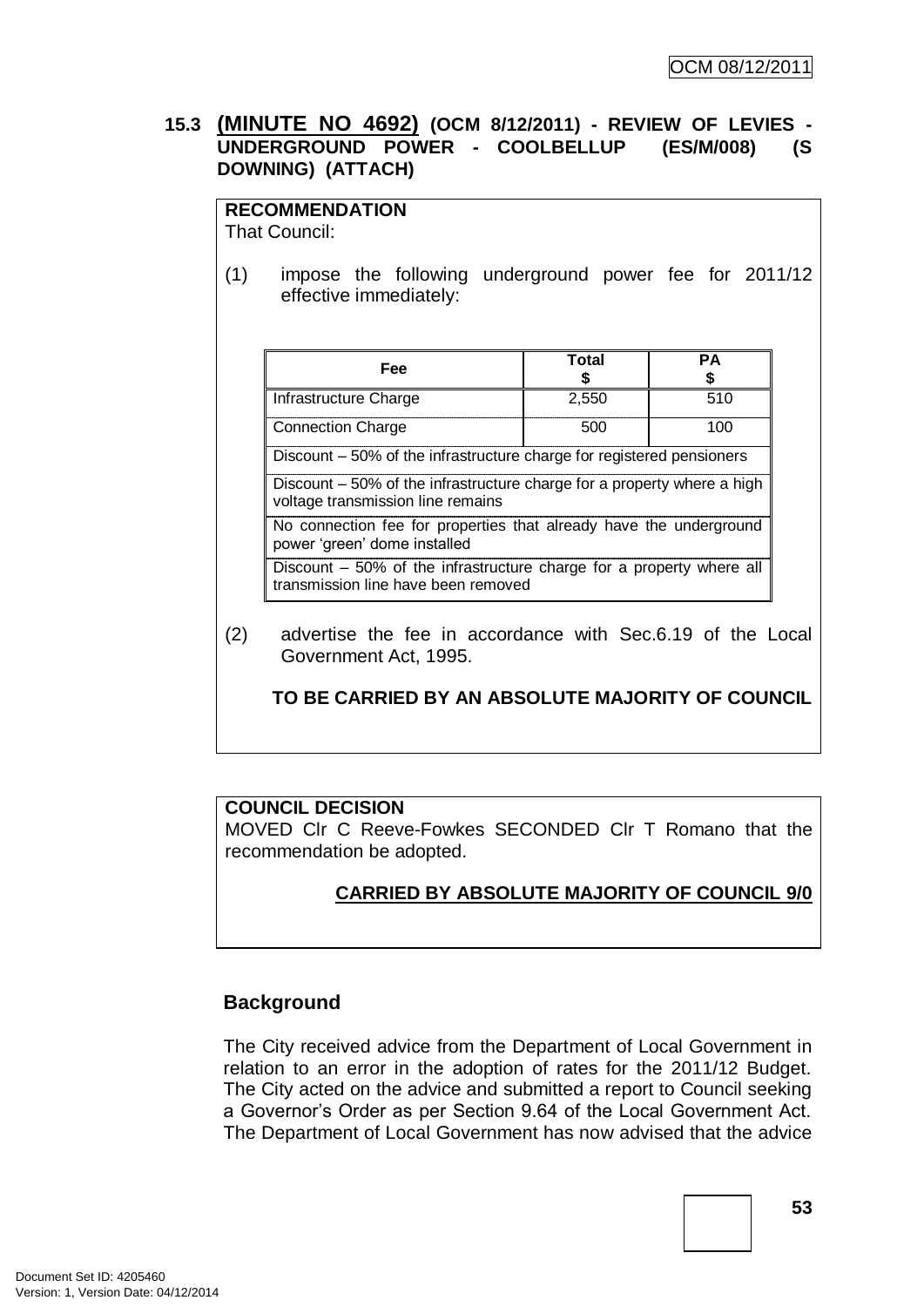### 15.3 (MINUTE NO 4692) (OCM 8/12/2011) - REVIEW OF LEVIES - UNDERGROUND POWER - COOLBELLUP (ES/M/008) (S DOWNING) (ATTACH)

**RECOMMENDATION**

That Council:

(1) impose the following underground power fee for 2011/12 effective immediately:

| Fee | Total $ | PA $ |
|---|---|---|
| Infrastructure Charge | 2,550 | 510 |
| Connection Charge | 500 | 100 |
| Discount – 50% of the infrastructure charge for registered pensioners | | |
| Discount – 50% of the infrastructure charge for a property where a high voltage transmission line remains | | |
| No connection fee for properties that already have the underground power 'green' dome installed | | |
| Discount – 50% of the infrastructure charge for a property where all transmission line have been removed | | |

(2) advertise the fee in accordance with Sec.6.19 of the Local Government Act, 1995.

**TO BE CARRIED BY AN ABSOLUTE MAJORITY OF COUNCIL**

**COUNCIL DECISION**

MOVED Clr C Reeve-Fowkes SECONDED Clr T Romano that the recommendation be adopted.

**CARRIED BY ABSOLUTE MAJORITY OF COUNCIL 9/0**

## Background

The City received advice from the Department of Local Government in relation to an error in the adoption of rates for the 2011/12 Budget. The City acted on the advice and submitted a report to Council seeking a Governor's Order as per Section 9.64 of the Local Government Act. The Department of Local Government has now advised that the advice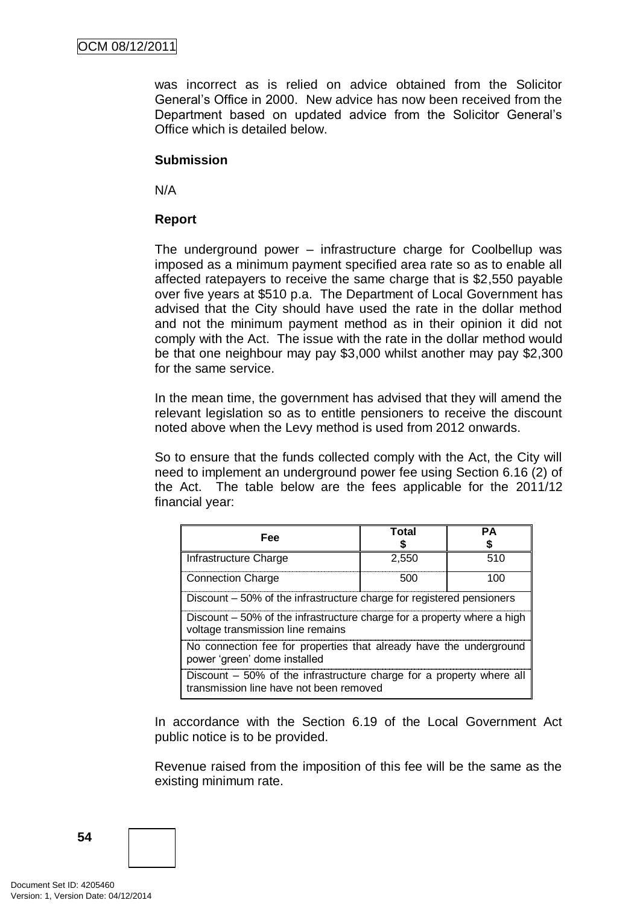was incorrect as is relied on advice obtained from the Solicitor General's Office in 2000. New advice has now been received from the Department based on updated advice from the Solicitor General's Office which is detailed below.

**Submission**

N/A

**Report**

The underground power – infrastructure charge for Coolbellup was imposed as a minimum payment specified area rate so as to enable all affected ratepayers to receive the same charge that is $2,550 payable over five years at $510 p.a. The Department of Local Government has advised that the City should have used the rate in the dollar method and not the minimum payment method as in their opinion it did not comply with the Act. The issue with the rate in the dollar method would be that one neighbour may pay $3,000 whilst another may pay $2,300 for the same service.

In the mean time, the government has advised that they will amend the relevant legislation so as to entitle pensioners to receive the discount noted above when the Levy method is used from 2012 onwards.

So to ensure that the funds collected comply with the Act, the City will need to implement an underground power fee using Section 6.16 (2) of the Act. The table below are the fees applicable for the 2011/12 financial year:

| Fee | Total $ | PA $ |
|---|---|---|
| Infrastructure Charge | 2,550 | 510 |
| Connection Charge | 500 | 100 |
| Discount – 50% of the infrastructure charge for registered pensioners | | |
| Discount – 50% of the infrastructure charge for a property where a high voltage transmission line remains | | |
| No connection fee for properties that already have the underground power 'green' dome installed | | |
| Discount – 50% of the infrastructure charge for a property where all transmission line have not been removed | | |

In accordance with the Section 6.19 of the Local Government Act public notice is to be provided.

Revenue raised from the imposition of this fee will be the same as the existing minimum rate.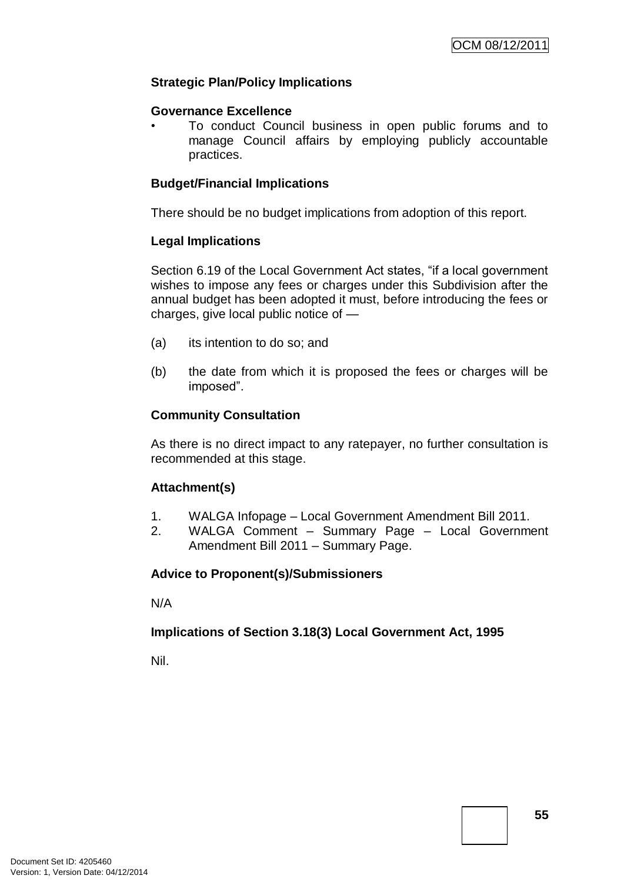**Strategic Plan/Policy Implications**

**Governance Excellence**

- To conduct Council business in open public forums and to manage Council affairs by employing publicly accountable practices.

**Budget/Financial Implications**

There should be no budget implications from adoption of this report.

**Legal Implications**

Section 6.19 of the Local Government Act states, "if a local government wishes to impose any fees or charges under this Subdivision after the annual budget has been adopted it must, before introducing the fees or charges, give local public notice of —

(a) its intention to do so; and

(b) the date from which it is proposed the fees or charges will be imposed".

**Community Consultation**

As there is no direct impact to any ratepayer, no further consultation is recommended at this stage.

**Attachment(s)**

1. WALGA Infopage – Local Government Amendment Bill 2011.
2. WALGA Comment – Summary Page – Local Government Amendment Bill 2011 – Summary Page.

**Advice to Proponent(s)/Submissioners**

N/A

**Implications of Section 3.18(3) Local Government Act, 1995**

Nil.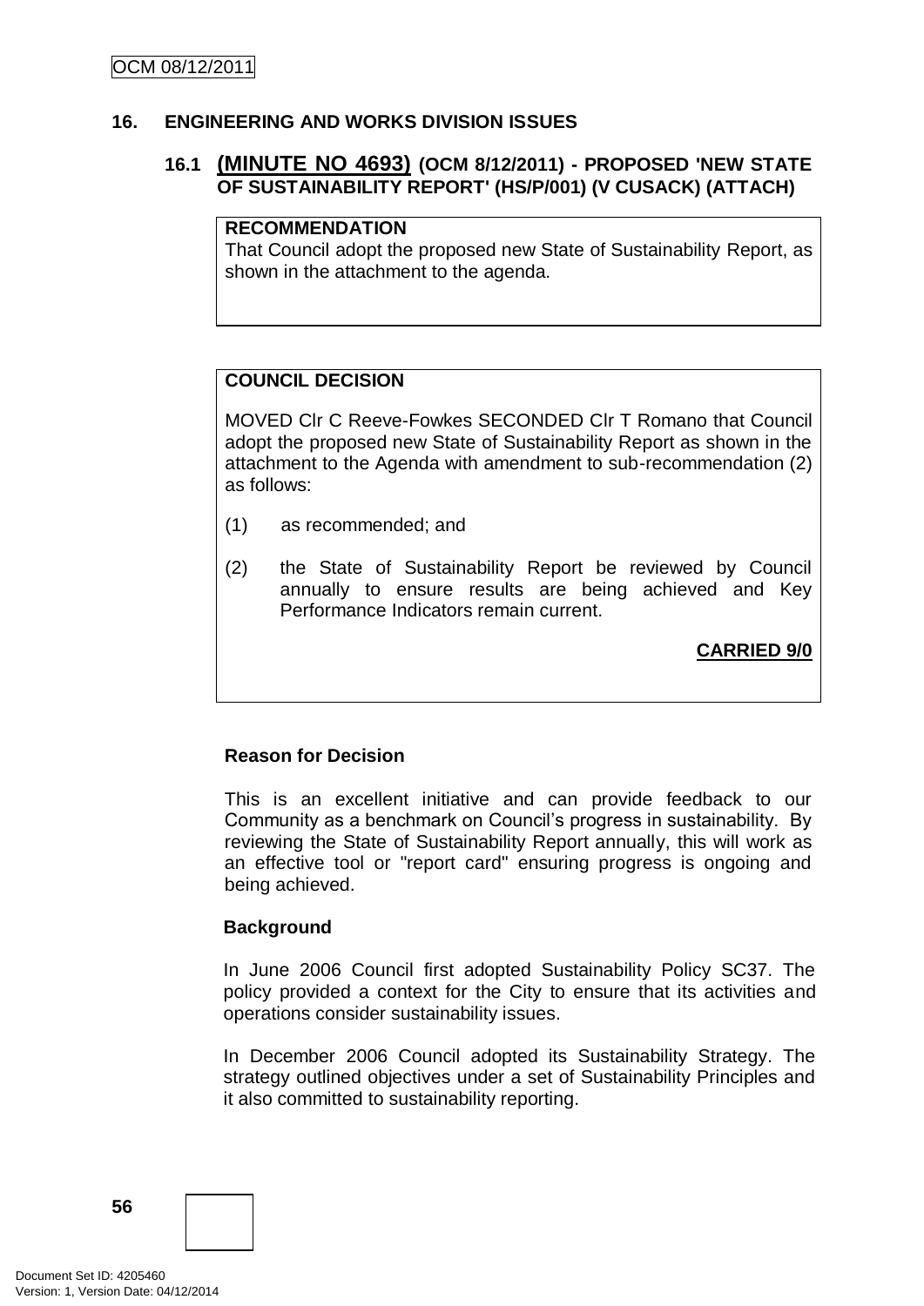## 16. ENGINEERING AND WORKS DIVISION ISSUES

### 16.1 (MINUTE NO 4693) (OCM 8/12/2011) - PROPOSED 'NEW STATE OF SUSTAINABILITY REPORT' (HS/P/001) (V CUSACK) (ATTACH)

**RECOMMENDATION**

That Council adopt the proposed new State of Sustainability Report, as shown in the attachment to the agenda.

**COUNCIL DECISION**

MOVED Clr C Reeve-Fowkes SECONDED Clr T Romano that Council adopt the proposed new State of Sustainability Report as shown in the attachment to the Agenda with amendment to sub-recommendation (2) as follows:

(1) as recommended; and

(2) the State of Sustainability Report be reviewed by Council annually to ensure results are being achieved and Key Performance Indicators remain current.

**CARRIED 9/0**

**Reason for Decision**

This is an excellent initiative and can provide feedback to our Community as a benchmark on Council's progress in sustainability. By reviewing the State of Sustainability Report annually, this will work as an effective tool or "report card" ensuring progress is ongoing and being achieved.

**Background**

In June 2006 Council first adopted Sustainability Policy SC37. The policy provided a context for the City to ensure that its activities and operations consider sustainability issues.

In December 2006 Council adopted its Sustainability Strategy. The strategy outlined objectives under a set of Sustainability Principles and it also committed to sustainability reporting.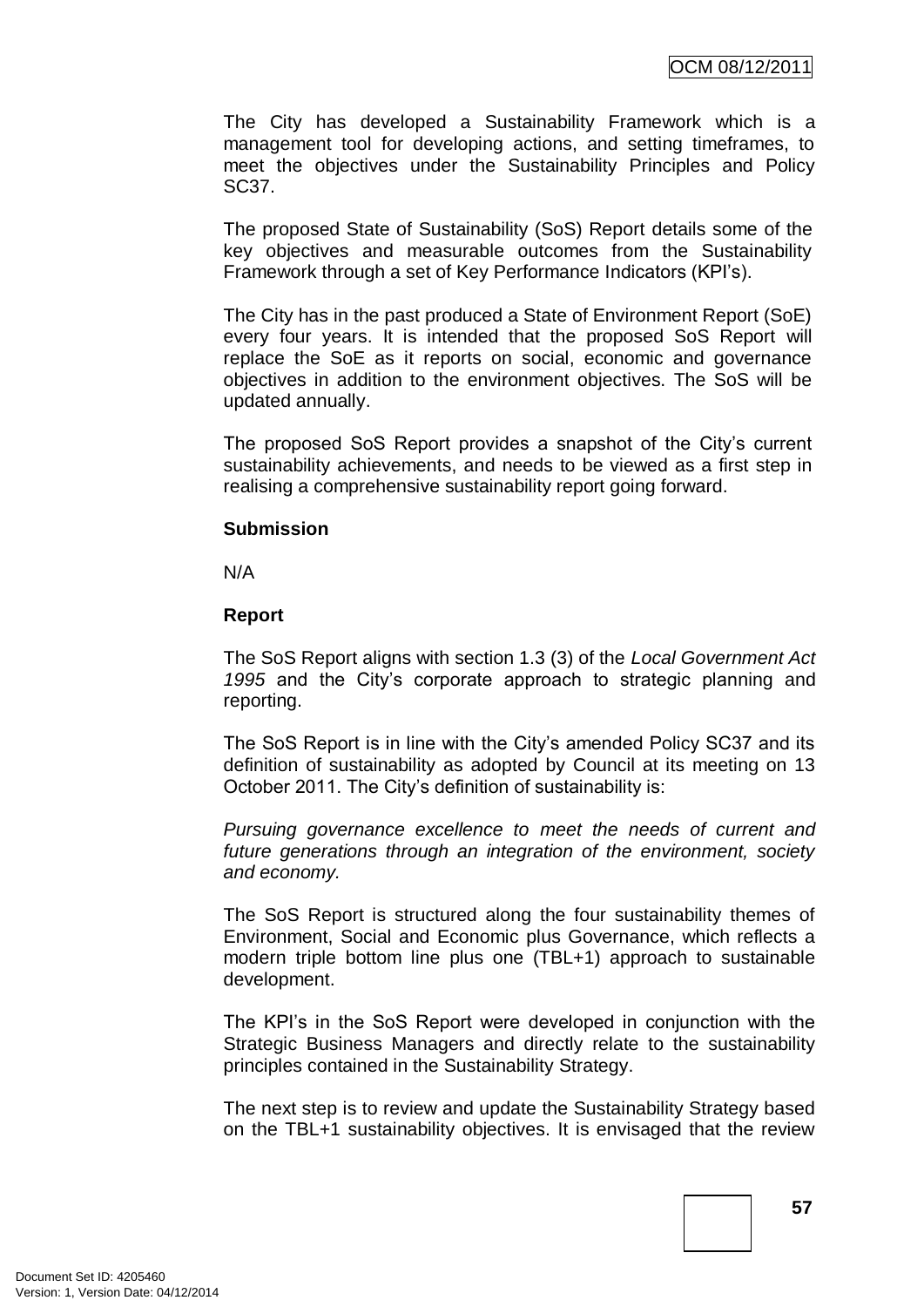The City has developed a Sustainability Framework which is a management tool for developing actions, and setting timeframes, to meet the objectives under the Sustainability Principles and Policy SC37.

The proposed State of Sustainability (SoS) Report details some of the key objectives and measurable outcomes from the Sustainability Framework through a set of Key Performance Indicators (KPI's).

The City has in the past produced a State of Environment Report (SoE) every four years. It is intended that the proposed SoS Report will replace the SoE as it reports on social, economic and governance objectives in addition to the environment objectives. The SoS will be updated annually.

The proposed SoS Report provides a snapshot of the City's current sustainability achievements, and needs to be viewed as a first step in realising a comprehensive sustainability report going forward.

**Submission**

N/A

**Report**

The SoS Report aligns with section 1.3 (3) of the *Local Government Act 1995* and the City's corporate approach to strategic planning and reporting.

The SoS Report is in line with the City's amended Policy SC37 and its definition of sustainability as adopted by Council at its meeting on 13 October 2011. The City's definition of sustainability is:

*Pursuing governance excellence to meet the needs of current and future generations through an integration of the environment, society and economy.*

The SoS Report is structured along the four sustainability themes of Environment, Social and Economic plus Governance, which reflects a modern triple bottom line plus one (TBL+1) approach to sustainable development.

The KPI's in the SoS Report were developed in conjunction with the Strategic Business Managers and directly relate to the sustainability principles contained in the Sustainability Strategy.

The next step is to review and update the Sustainability Strategy based on the TBL+1 sustainability objectives. It is envisaged that the review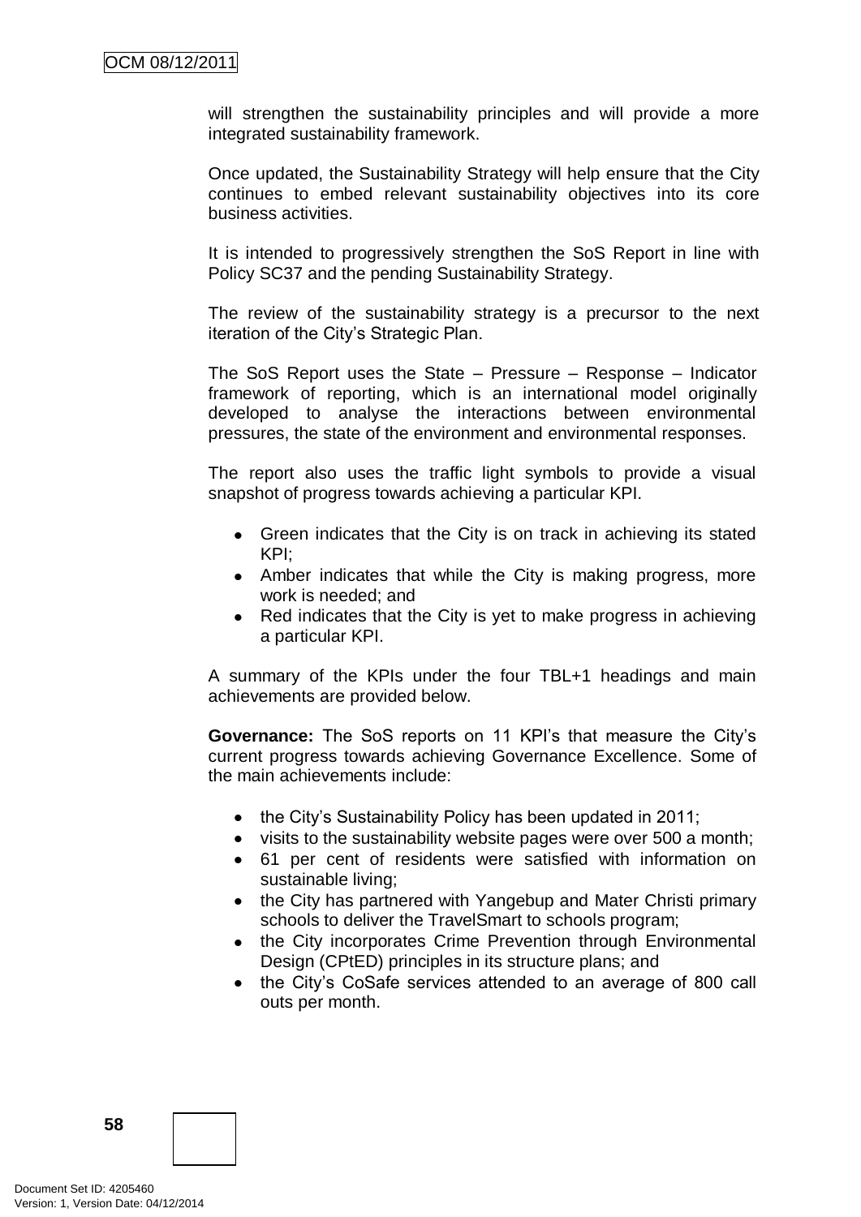will strengthen the sustainability principles and will provide a more integrated sustainability framework.

Once updated, the Sustainability Strategy will help ensure that the City continues to embed relevant sustainability objectives into its core business activities.

It is intended to progressively strengthen the SoS Report in line with Policy SC37 and the pending Sustainability Strategy.

The review of the sustainability strategy is a precursor to the next iteration of the City's Strategic Plan.

The SoS Report uses the State – Pressure – Response – Indicator framework of reporting, which is an international model originally developed to analyse the interactions between environmental pressures, the state of the environment and environmental responses.

The report also uses the traffic light symbols to provide a visual snapshot of progress towards achieving a particular KPI.

- Green indicates that the City is on track in achieving its stated KPI;
- Amber indicates that while the City is making progress, more work is needed; and
- Red indicates that the City is yet to make progress in achieving a particular KPI.

A summary of the KPIs under the four TBL+1 headings and main achievements are provided below.

**Governance:** The SoS reports on 11 KPI's that measure the City's current progress towards achieving Governance Excellence. Some of the main achievements include:

- the City's Sustainability Policy has been updated in 2011;
- visits to the sustainability website pages were over 500 a month;
- 61 per cent of residents were satisfied with information on sustainable living;
- the City has partnered with Yangebup and Mater Christi primary schools to deliver the TravelSmart to schools program;
- the City incorporates Crime Prevention through Environmental Design (CPtED) principles in its structure plans; and
- the City's CoSafe services attended to an average of 800 call outs per month.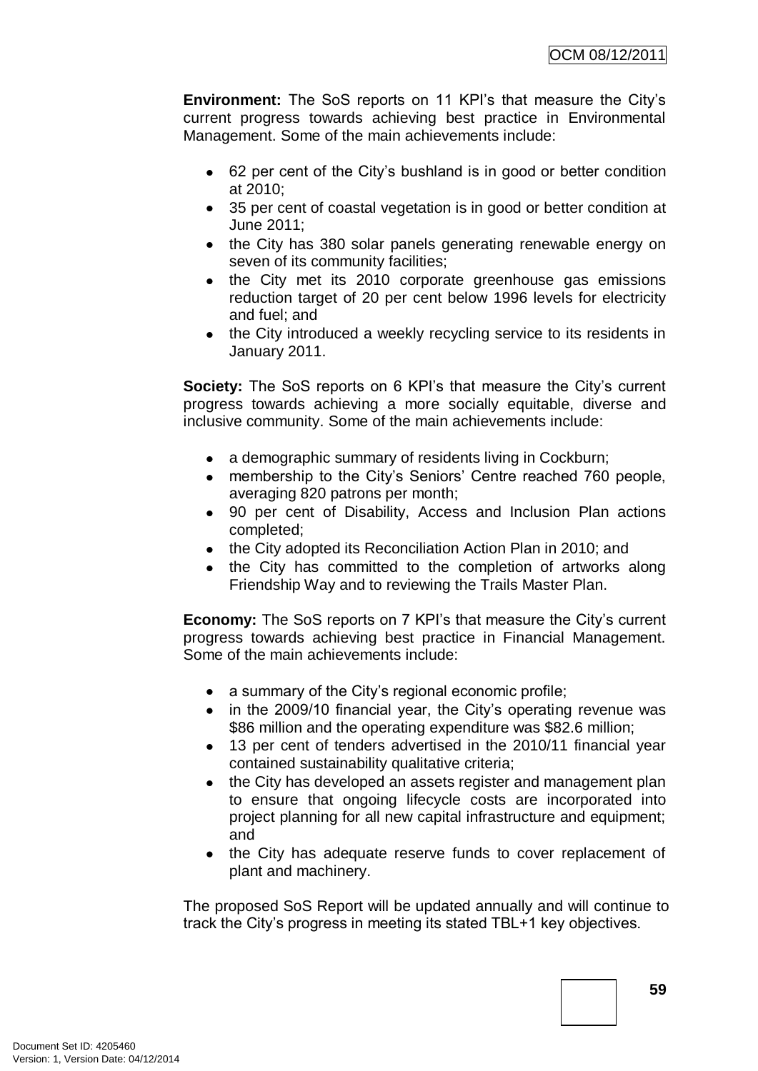**Environment:** The SoS reports on 11 KPI's that measure the City's current progress towards achieving best practice in Environmental Management. Some of the main achievements include:

- 62 per cent of the City's bushland is in good or better condition at 2010;
- 35 per cent of coastal vegetation is in good or better condition at June 2011;
- the City has 380 solar panels generating renewable energy on seven of its community facilities;
- the City met its 2010 corporate greenhouse gas emissions reduction target of 20 per cent below 1996 levels for electricity and fuel; and
- the City introduced a weekly recycling service to its residents in January 2011.

**Society:** The SoS reports on 6 KPI's that measure the City's current progress towards achieving a more socially equitable, diverse and inclusive community. Some of the main achievements include:

- a demographic summary of residents living in Cockburn;
- membership to the City's Seniors' Centre reached 760 people, averaging 820 patrons per month;
- 90 per cent of Disability, Access and Inclusion Plan actions completed;
- the City adopted its Reconciliation Action Plan in 2010; and
- the City has committed to the completion of artworks along Friendship Way and to reviewing the Trails Master Plan.

**Economy:** The SoS reports on 7 KPI's that measure the City's current progress towards achieving best practice in Financial Management. Some of the main achievements include:

- a summary of the City's regional economic profile;
- in the 2009/10 financial year, the City's operating revenue was $86 million and the operating expenditure was $82.6 million;
- 13 per cent of tenders advertised in the 2010/11 financial year contained sustainability qualitative criteria;
- the City has developed an assets register and management plan to ensure that ongoing lifecycle costs are incorporated into project planning for all new capital infrastructure and equipment; and
- the City has adequate reserve funds to cover replacement of plant and machinery.

The proposed SoS Report will be updated annually and will continue to track the City's progress in meeting its stated TBL+1 key objectives.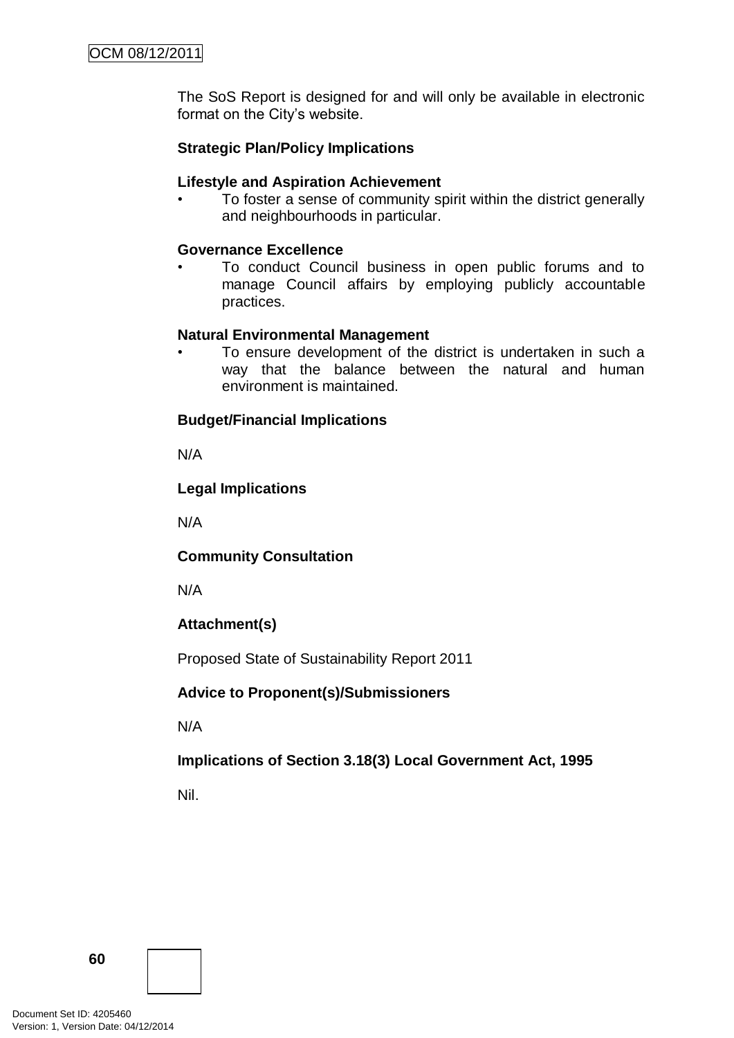The SoS Report is designed for and will only be available in electronic format on the City's website.

**Strategic Plan/Policy Implications**

**Lifestyle and Aspiration Achievement**

- To foster a sense of community spirit within the district generally and neighbourhoods in particular.

**Governance Excellence**

- To conduct Council business in open public forums and to manage Council affairs by employing publicly accountable practices.

**Natural Environmental Management**

- To ensure development of the district is undertaken in such a way that the balance between the natural and human environment is maintained.

**Budget/Financial Implications**

N/A

**Legal Implications**

N/A

**Community Consultation**

N/A

**Attachment(s)**

Proposed State of Sustainability Report 2011

**Advice to Proponent(s)/Submissioners**

N/A

**Implications of Section 3.18(3) Local Government Act, 1995**

Nil.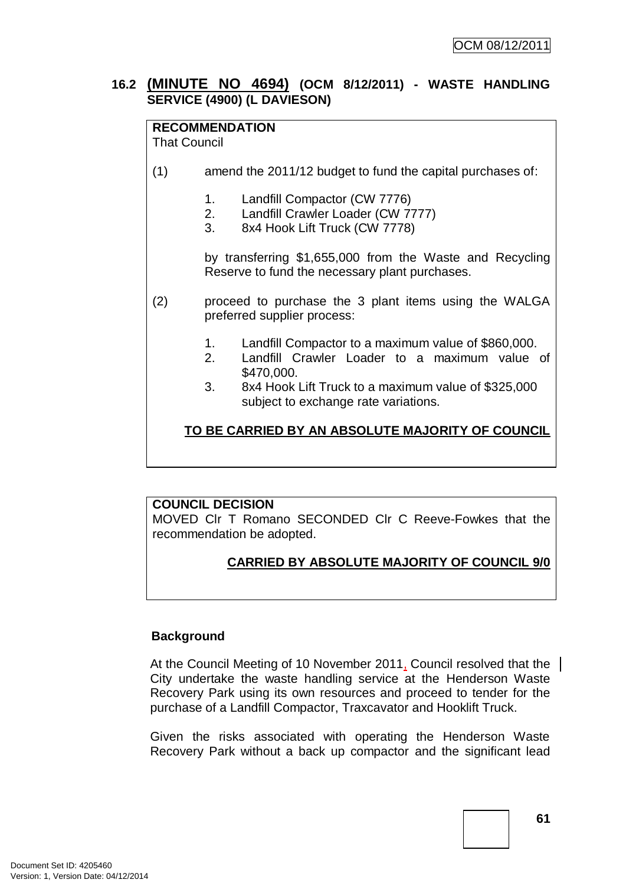## 16.2 (MINUTE NO 4694) (OCM 8/12/2011) - WASTE HANDLING SERVICE (4900) (L DAVIESON)

**RECOMMENDATION**

That Council

(1) amend the 2011/12 budget to fund the capital purchases of:

1. Landfill Compactor (CW 7776)
2. Landfill Crawler Loader (CW 7777)
3. 8x4 Hook Lift Truck (CW 7778)

by transferring $1,655,000 from the Waste and Recycling Reserve to fund the necessary plant purchases.

(2) proceed to purchase the 3 plant items using the WALGA preferred supplier process:

1. Landfill Compactor to a maximum value of $860,000.
2. Landfill Crawler Loader to a maximum value of $470,000.
3. 8x4 Hook Lift Truck to a maximum value of $325,000 subject to exchange rate variations.

**TO BE CARRIED BY AN ABSOLUTE MAJORITY OF COUNCIL**

**COUNCIL DECISION**

MOVED Clr T Romano SECONDED Clr C Reeve-Fowkes that the recommendation be adopted.

**CARRIED BY ABSOLUTE MAJORITY OF COUNCIL 9/0**

**Background**

At the Council Meeting of 10 November 2011, Council resolved that the City undertake the waste handling service at the Henderson Waste Recovery Park using its own resources and proceed to tender for the purchase of a Landfill Compactor, Traxcavator and Hooklift Truck.

Given the risks associated with operating the Henderson Waste Recovery Park without a back up compactor and the significant lead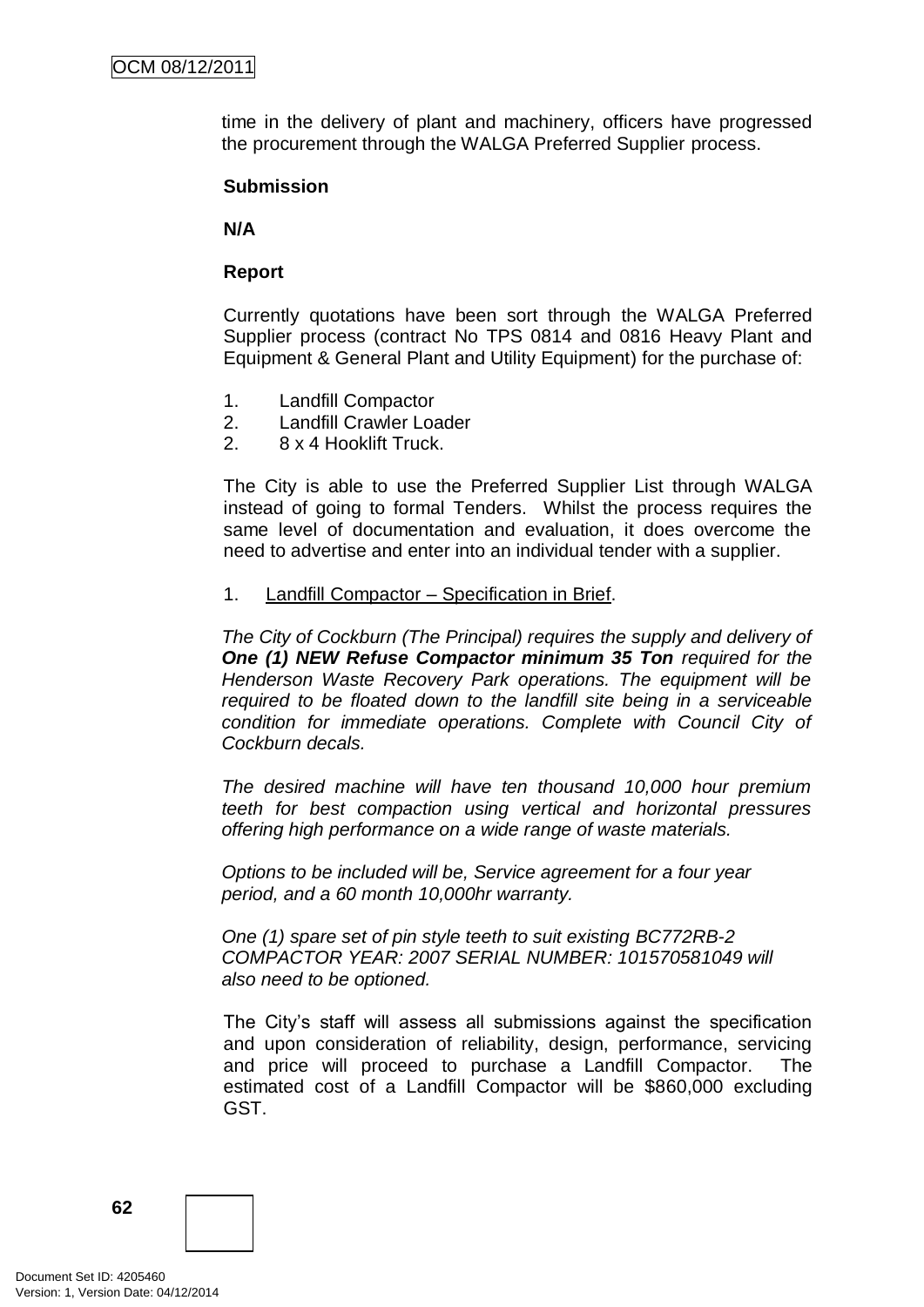time in the delivery of plant and machinery, officers have progressed the procurement through the WALGA Preferred Supplier process.

**Submission**

**N/A**

**Report**

Currently quotations have been sort through the WALGA Preferred Supplier process (contract No TPS 0814 and 0816 Heavy Plant and Equipment & General Plant and Utility Equipment) for the purchase of:

1. Landfill Compactor
2. Landfill Crawler Loader
2. 8 x 4 Hooklift Truck.

The City is able to use the Preferred Supplier List through WALGA instead of going to formal Tenders. Whilst the process requires the same level of documentation and evaluation, it does overcome the need to advertise and enter into an individual tender with a supplier.

1. Landfill Compactor – Specification in Brief.

*The City of Cockburn (The Principal) requires the supply and delivery of **One (1) NEW Refuse Compactor minimum 35 Ton** required for the Henderson Waste Recovery Park operations. The equipment will be required to be floated down to the landfill site being in a serviceable condition for immediate operations. Complete with Council City of Cockburn decals.*

*The desired machine will have ten thousand 10,000 hour premium teeth for best compaction using vertical and horizontal pressures offering high performance on a wide range of waste materials.*

*Options to be included will be, Service agreement for a four year period, and a 60 month 10,000hr warranty.*

*One (1) spare set of pin style teeth to suit existing BC772RB-2 COMPACTOR YEAR: 2007 SERIAL NUMBER: 101570581049 will also need to be optioned.*

The City's staff will assess all submissions against the specification and upon consideration of reliability, design, performance, servicing and price will proceed to purchase a Landfill Compactor. The estimated cost of a Landfill Compactor will be $860,000 excluding GST.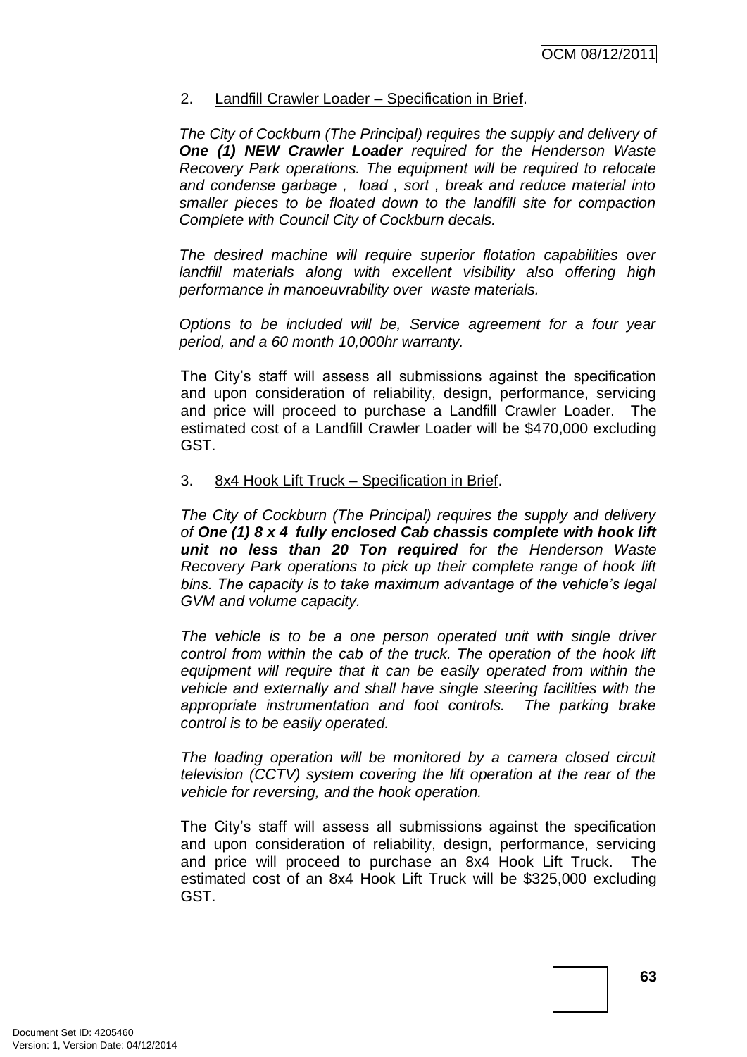2. Landfill Crawler Loader – Specification in Brief.

*The City of Cockburn (The Principal) requires the supply and delivery of **One (1) NEW Crawler Loader** required for the Henderson Waste Recovery Park operations. The equipment will be required to relocate and condense garbage , load , sort , break and reduce material into smaller pieces to be floated down to the landfill site for compaction Complete with Council City of Cockburn decals.*

*The desired machine will require superior flotation capabilities over landfill materials along with excellent visibility also offering high performance in manoeuvrability over waste materials.*

*Options to be included will be, Service agreement for a four year period, and a 60 month 10,000hr warranty.*

The City's staff will assess all submissions against the specification and upon consideration of reliability, design, performance, servicing and price will proceed to purchase a Landfill Crawler Loader. The estimated cost of a Landfill Crawler Loader will be $470,000 excluding GST.

3. 8x4 Hook Lift Truck – Specification in Brief.

*The City of Cockburn (The Principal) requires the supply and delivery of **One (1) 8 x 4 fully enclosed Cab chassis complete with hook lift unit no less than 20 Ton required** for the Henderson Waste Recovery Park operations to pick up their complete range of hook lift bins. The capacity is to take maximum advantage of the vehicle's legal GVM and volume capacity.*

*The vehicle is to be a one person operated unit with single driver control from within the cab of the truck. The operation of the hook lift equipment will require that it can be easily operated from within the vehicle and externally and shall have single steering facilities with the appropriate instrumentation and foot controls. The parking brake control is to be easily operated.*

*The loading operation will be monitored by a camera closed circuit television (CCTV) system covering the lift operation at the rear of the vehicle for reversing, and the hook operation.*

The City's staff will assess all submissions against the specification and upon consideration of reliability, design, performance, servicing and price will proceed to purchase an 8x4 Hook Lift Truck. The estimated cost of an 8x4 Hook Lift Truck will be $325,000 excluding GST.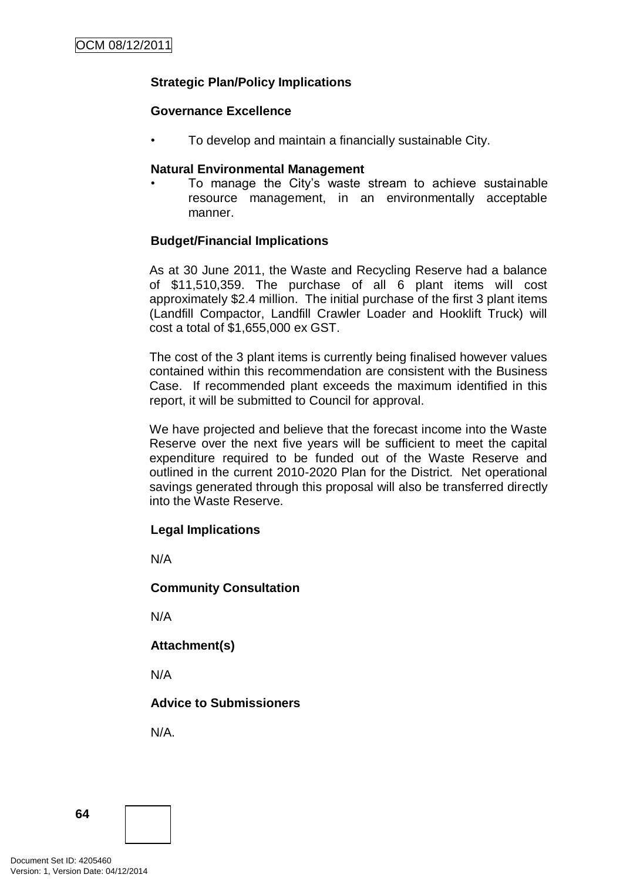**Strategic Plan/Policy Implications**

**Governance Excellence**

- To develop and maintain a financially sustainable City.

**Natural Environmental Management**

- To manage the City's waste stream to achieve sustainable resource management, in an environmentally acceptable manner.

**Budget/Financial Implications**

As at 30 June 2011, the Waste and Recycling Reserve had a balance of $11,510,359. The purchase of all 6 plant items will cost approximately $2.4 million. The initial purchase of the first 3 plant items (Landfill Compactor, Landfill Crawler Loader and Hooklift Truck) will cost a total of $1,655,000 ex GST.

The cost of the 3 plant items is currently being finalised however values contained within this recommendation are consistent with the Business Case. If recommended plant exceeds the maximum identified in this report, it will be submitted to Council for approval.

We have projected and believe that the forecast income into the Waste Reserve over the next five years will be sufficient to meet the capital expenditure required to be funded out of the Waste Reserve and outlined in the current 2010-2020 Plan for the District. Net operational savings generated through this proposal will also be transferred directly into the Waste Reserve.

**Legal Implications**

N/A

**Community Consultation**

N/A

**Attachment(s)**

N/A

**Advice to Submissioners**

N/A.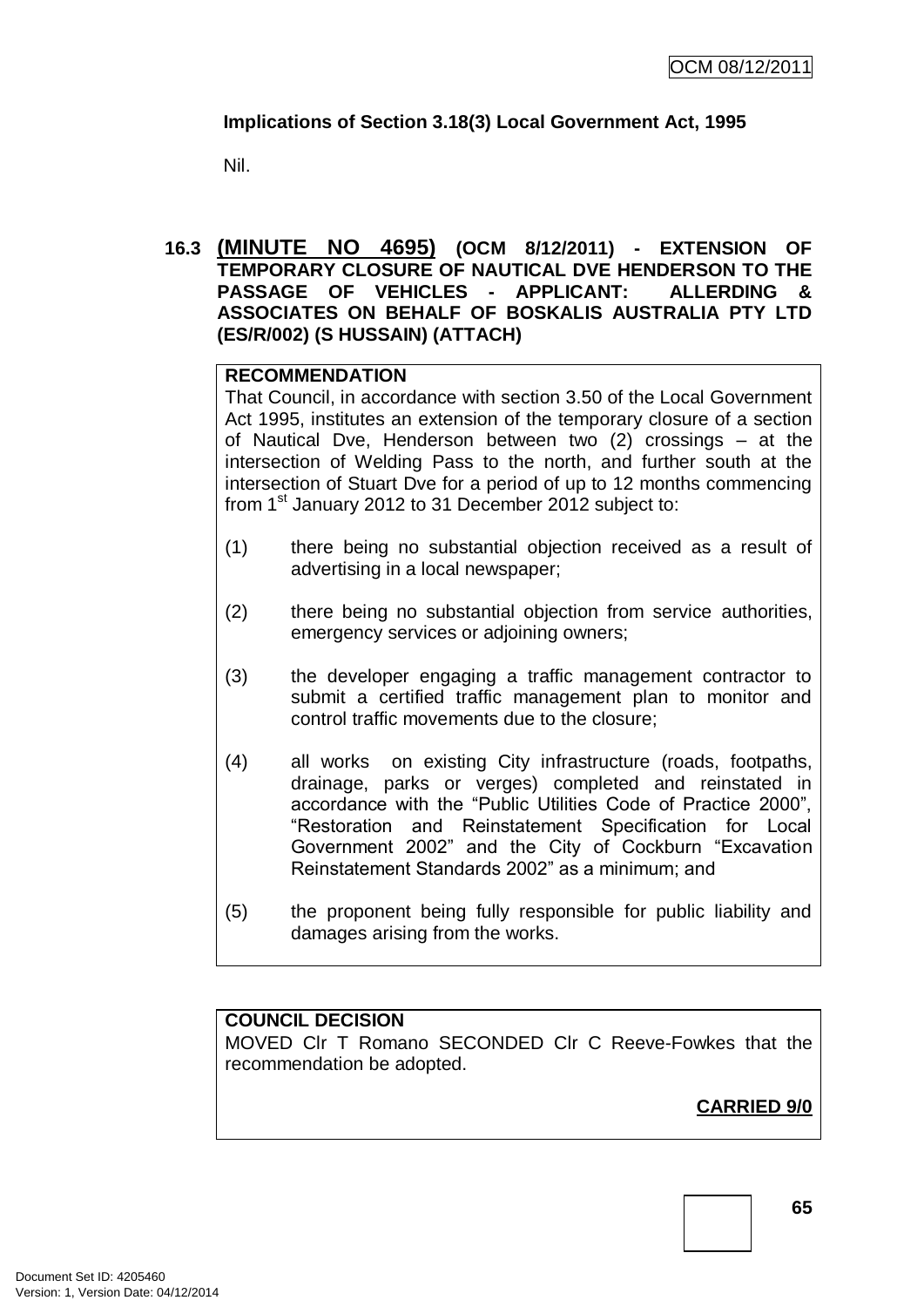**Implications of Section 3.18(3) Local Government Act, 1995**

Nil.

### 16.3 (MINUTE NO 4695) (OCM 8/12/2011) - EXTENSION OF TEMPORARY CLOSURE OF NAUTICAL DVE HENDERSON TO THE PASSAGE OF VEHICLES - APPLICANT: ALLERDING & ASSOCIATES ON BEHALF OF BOSKALIS AUSTRALIA PTY LTD (ES/R/002) (S HUSSAIN) (ATTACH)

**RECOMMENDATION**

That Council, in accordance with section 3.50 of the Local Government Act 1995, institutes an extension of the temporary closure of a section of Nautical Dve, Henderson between two (2) crossings – at the intersection of Welding Pass to the north, and further south at the intersection of Stuart Dve for a period of up to 12 months commencing from 1st January 2012 to 31 December 2012 subject to:

(1) there being no substantial objection received as a result of advertising in a local newspaper;

(2) there being no substantial objection from service authorities, emergency services or adjoining owners;

(3) the developer engaging a traffic management contractor to submit a certified traffic management plan to monitor and control traffic movements due to the closure;

(4) all works on existing City infrastructure (roads, footpaths, drainage, parks or verges) completed and reinstated in accordance with the "Public Utilities Code of Practice 2000", "Restoration and Reinstatement Specification for Local Government 2002" and the City of Cockburn "Excavation Reinstatement Standards 2002" as a minimum; and

(5) the proponent being fully responsible for public liability and damages arising from the works.

**COUNCIL DECISION**

MOVED Clr T Romano SECONDED Clr C Reeve-Fowkes that the recommendation be adopted.

**CARRIED 9/0**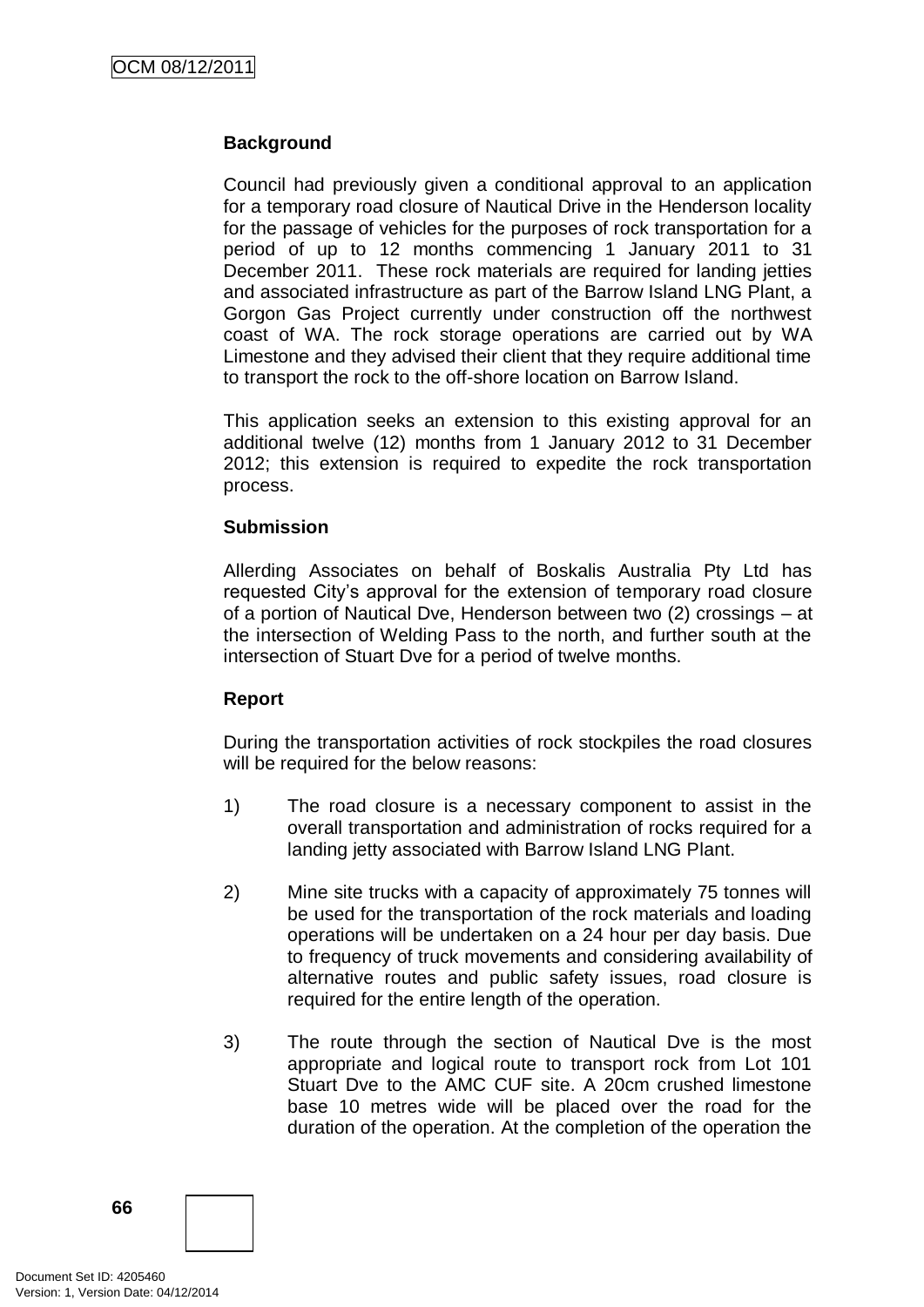**Background**

Council had previously given a conditional approval to an application for a temporary road closure of Nautical Drive in the Henderson locality for the passage of vehicles for the purposes of rock transportation for a period of up to 12 months commencing 1 January 2011 to 31 December 2011. These rock materials are required for landing jetties and associated infrastructure as part of the Barrow Island LNG Plant, a Gorgon Gas Project currently under construction off the northwest coast of WA. The rock storage operations are carried out by WA Limestone and they advised their client that they require additional time to transport the rock to the off-shore location on Barrow Island.

This application seeks an extension to this existing approval for an additional twelve (12) months from 1 January 2012 to 31 December 2012; this extension is required to expedite the rock transportation process.

**Submission**

Allerding Associates on behalf of Boskalis Australia Pty Ltd has requested City's approval for the extension of temporary road closure of a portion of Nautical Dve, Henderson between two (2) crossings – at the intersection of Welding Pass to the north, and further south at the intersection of Stuart Dve for a period of twelve months.

**Report**

During the transportation activities of rock stockpiles the road closures will be required for the below reasons:

1) The road closure is a necessary component to assist in the overall transportation and administration of rocks required for a landing jetty associated with Barrow Island LNG Plant.

2) Mine site trucks with a capacity of approximately 75 tonnes will be used for the transportation of the rock materials and loading operations will be undertaken on a 24 hour per day basis. Due to frequency of truck movements and considering availability of alternative routes and public safety issues, road closure is required for the entire length of the operation.

3) The route through the section of Nautical Dve is the most appropriate and logical route to transport rock from Lot 101 Stuart Dve to the AMC CUF site. A 20cm crushed limestone base 10 metres wide will be placed over the road for the duration of the operation. At the completion of the operation the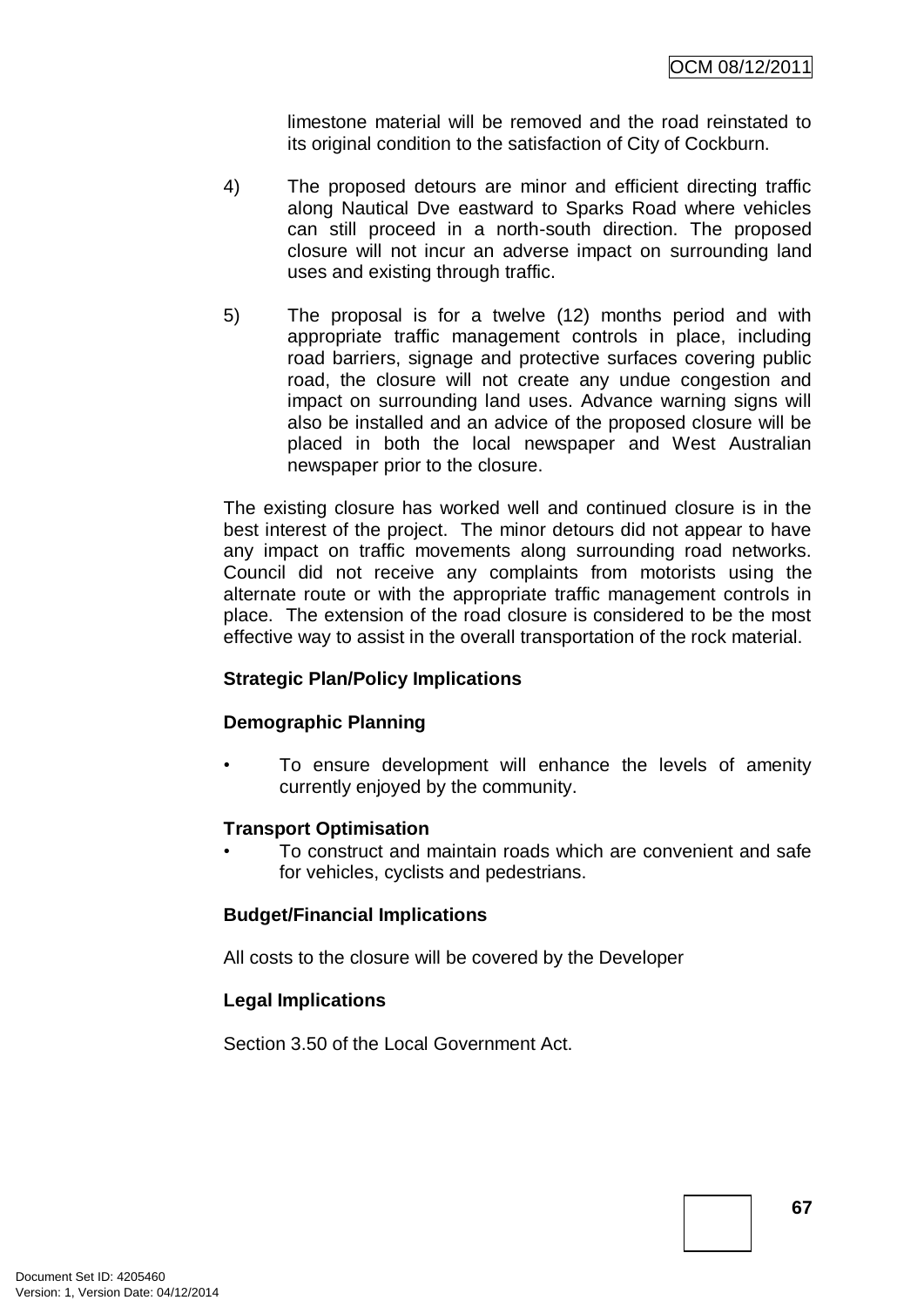limestone material will be removed and the road reinstated to its original condition to the satisfaction of City of Cockburn.

4) The proposed detours are minor and efficient directing traffic along Nautical Dve eastward to Sparks Road where vehicles can still proceed in a north-south direction. The proposed closure will not incur an adverse impact on surrounding land uses and existing through traffic.

5) The proposal is for a twelve (12) months period and with appropriate traffic management controls in place, including road barriers, signage and protective surfaces covering public road, the closure will not create any undue congestion and impact on surrounding land uses. Advance warning signs will also be installed and an advice of the proposed closure will be placed in both the local newspaper and West Australian newspaper prior to the closure.

The existing closure has worked well and continued closure is in the best interest of the project. The minor detours did not appear to have any impact on traffic movements along surrounding road networks. Council did not receive any complaints from motorists using the alternate route or with the appropriate traffic management controls in place. The extension of the road closure is considered to be the most effective way to assist in the overall transportation of the rock material.

**Strategic Plan/Policy Implications**

**Demographic Planning**

- To ensure development will enhance the levels of amenity currently enjoyed by the community.

**Transport Optimisation**

- To construct and maintain roads which are convenient and safe for vehicles, cyclists and pedestrians.

**Budget/Financial Implications**

All costs to the closure will be covered by the Developer

**Legal Implications**

Section 3.50 of the Local Government Act.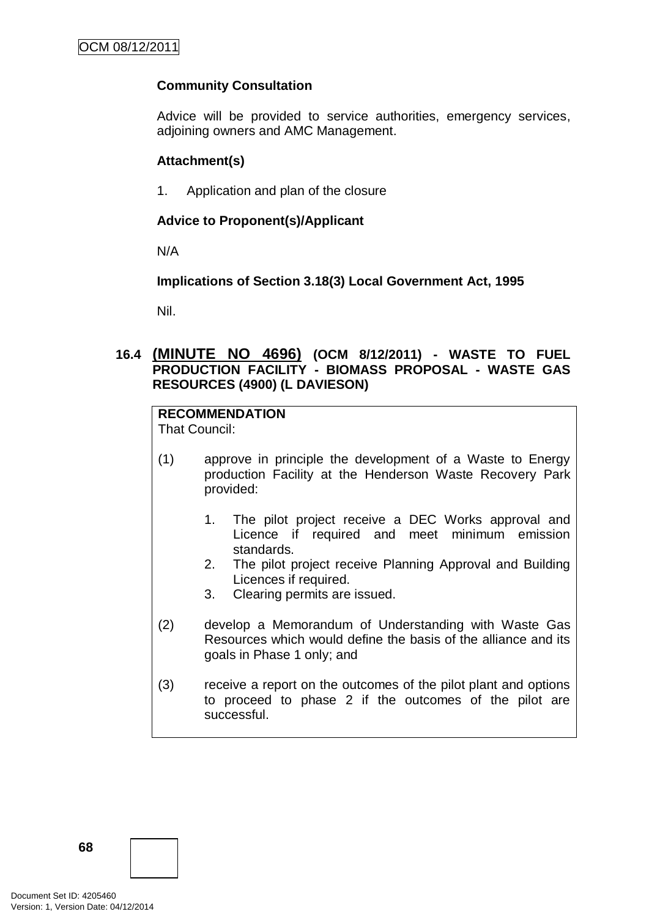**Community Consultation**

Advice will be provided to service authorities, emergency services, adjoining owners and AMC Management.

**Attachment(s)**

1. Application and plan of the closure

**Advice to Proponent(s)/Applicant**

N/A

**Implications of Section 3.18(3) Local Government Act, 1995**

Nil.

### 16.4 (MINUTE NO 4696) (OCM 8/12/2011) - WASTE TO FUEL PRODUCTION FACILITY - BIOMASS PROPOSAL - WASTE GAS RESOURCES (4900) (L DAVIESON)

**RECOMMENDATION**
That Council:

(1) approve in principle the development of a Waste to Energy production Facility at the Henderson Waste Recovery Park provided:

   1. The pilot project receive a DEC Works approval and Licence if required and meet minimum emission standards.
   2. The pilot project receive Planning Approval and Building Licences if required.
   3. Clearing permits are issued.

(2) develop a Memorandum of Understanding with Waste Gas Resources which would define the basis of the alliance and its goals in Phase 1 only; and

(3) receive a report on the outcomes of the pilot plant and options to proceed to phase 2 if the outcomes of the pilot are successful.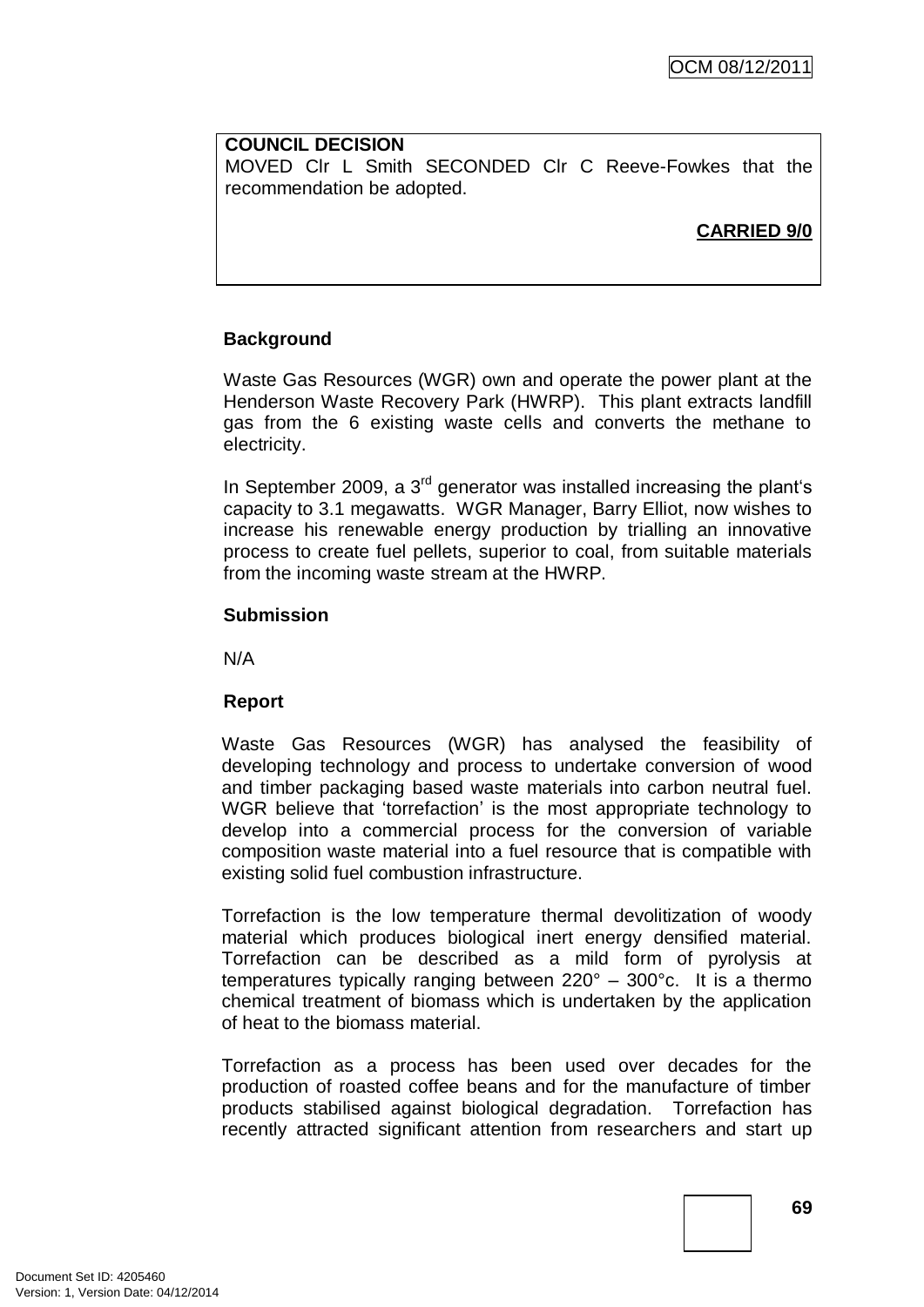**COUNCIL DECISION**

MOVED Clr L Smith SECONDED Clr C Reeve-Fowkes that the recommendation be adopted.

**CARRIED 9/0**

**Background**

Waste Gas Resources (WGR) own and operate the power plant at the Henderson Waste Recovery Park (HWRP). This plant extracts landfill gas from the 6 existing waste cells and converts the methane to electricity.

In September 2009, a 3rd generator was installed increasing the plant's capacity to 3.1 megawatts. WGR Manager, Barry Elliot, now wishes to increase his renewable energy production by trialling an innovative process to create fuel pellets, superior to coal, from suitable materials from the incoming waste stream at the HWRP.

**Submission**

N/A

**Report**

Waste Gas Resources (WGR) has analysed the feasibility of developing technology and process to undertake conversion of wood and timber packaging based waste materials into carbon neutral fuel. WGR believe that 'torrefaction' is the most appropriate technology to develop into a commercial process for the conversion of variable composition waste material into a fuel resource that is compatible with existing solid fuel combustion infrastructure.

Torrefaction is the low temperature thermal devolitization of woody material which produces biological inert energy densified material. Torrefaction can be described as a mild form of pyrolysis at temperatures typically ranging between 220° – 300°c. It is a thermo chemical treatment of biomass which is undertaken by the application of heat to the biomass material.

Torrefaction as a process has been used over decades for the production of roasted coffee beans and for the manufacture of timber products stabilised against biological degradation. Torrefaction has recently attracted significant attention from researchers and start up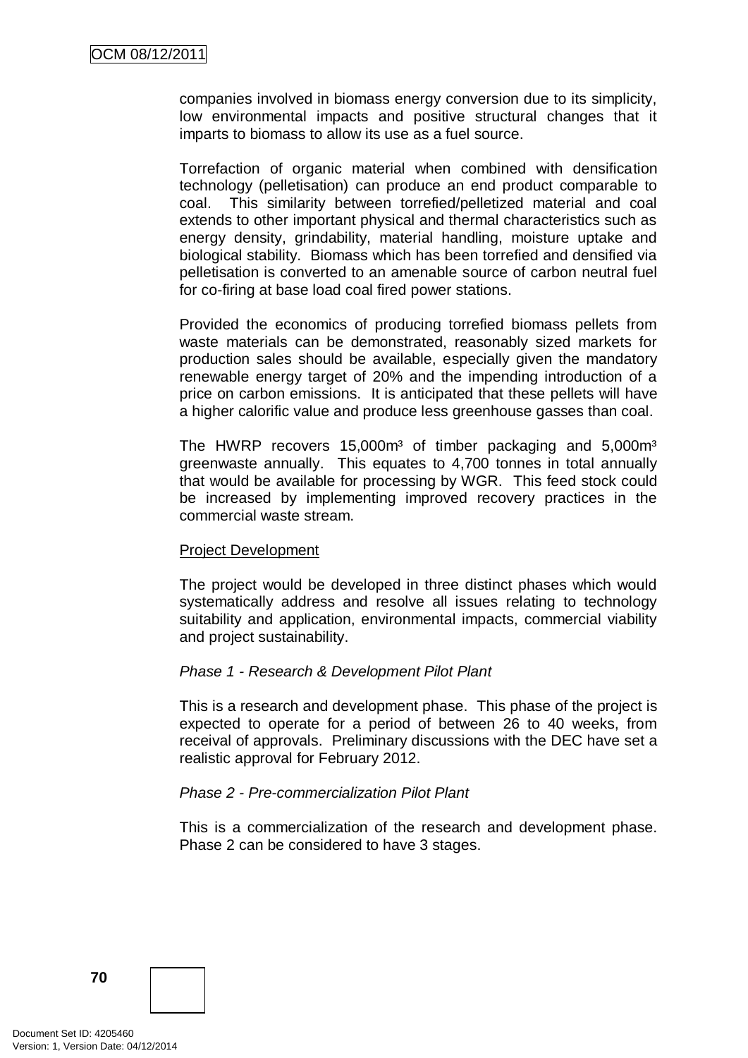companies involved in biomass energy conversion due to its simplicity, low environmental impacts and positive structural changes that it imparts to biomass to allow its use as a fuel source.

Torrefaction of organic material when combined with densification technology (pelletisation) can produce an end product comparable to coal. This similarity between torrefied/pelletized material and coal extends to other important physical and thermal characteristics such as energy density, grindability, material handling, moisture uptake and biological stability. Biomass which has been torrefied and densified via pelletisation is converted to an amenable source of carbon neutral fuel for co-firing at base load coal fired power stations.

Provided the economics of producing torrefied biomass pellets from waste materials can be demonstrated, reasonably sized markets for production sales should be available, especially given the mandatory renewable energy target of 20% and the impending introduction of a price on carbon emissions. It is anticipated that these pellets will have a higher calorific value and produce less greenhouse gasses than coal.

The HWRP recovers 15,000m³ of timber packaging and 5,000m³ greenwaste annually. This equates to 4,700 tonnes in total annually that would be available for processing by WGR. This feed stock could be increased by implementing improved recovery practices in the commercial waste stream.

Project Development

The project would be developed in three distinct phases which would systematically address and resolve all issues relating to technology suitability and application, environmental impacts, commercial viability and project sustainability.

*Phase 1 - Research & Development Pilot Plant*

This is a research and development phase. This phase of the project is expected to operate for a period of between 26 to 40 weeks, from receival of approvals. Preliminary discussions with the DEC have set a realistic approval for February 2012.

*Phase 2 - Pre-commercialization Pilot Plant*

This is a commercialization of the research and development phase. Phase 2 can be considered to have 3 stages.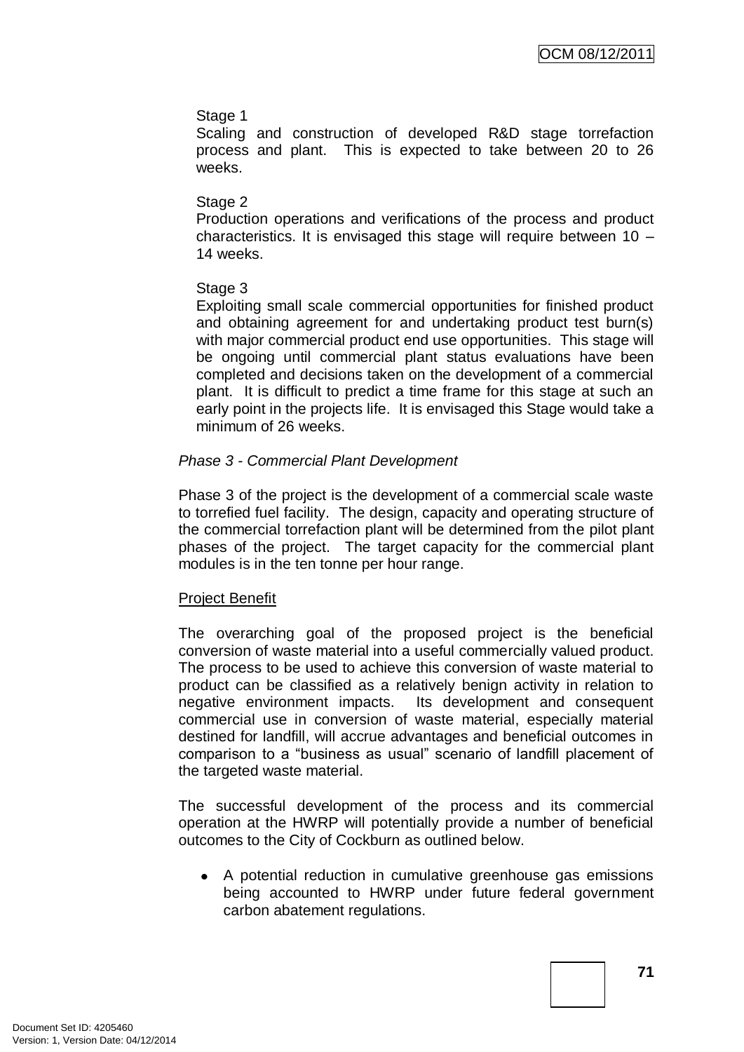Stage 1

Scaling and construction of developed R&D stage torrefaction process and plant. This is expected to take between 20 to 26 weeks.

Stage 2

Production operations and verifications of the process and product characteristics. It is envisaged this stage will require between 10 – 14 weeks.

Stage 3

Exploiting small scale commercial opportunities for finished product and obtaining agreement for and undertaking product test burn(s) with major commercial product end use opportunities. This stage will be ongoing until commercial plant status evaluations have been completed and decisions taken on the development of a commercial plant. It is difficult to predict a time frame for this stage at such an early point in the projects life. It is envisaged this Stage would take a minimum of 26 weeks.

*Phase 3 - Commercial Plant Development*

Phase 3 of the project is the development of a commercial scale waste to torrefied fuel facility. The design, capacity and operating structure of the commercial torrefaction plant will be determined from the pilot plant phases of the project. The target capacity for the commercial plant modules is in the ten tonne per hour range.

<u>Project Benefit</u>

The overarching goal of the proposed project is the beneficial conversion of waste material into a useful commercially valued product. The process to be used to achieve this conversion of waste material to product can be classified as a relatively benign activity in relation to negative environment impacts. Its development and consequent commercial use in conversion of waste material, especially material destined for landfill, will accrue advantages and beneficial outcomes in comparison to a "business as usual" scenario of landfill placement of the targeted waste material.

The successful development of the process and its commercial operation at the HWRP will potentially provide a number of beneficial outcomes to the City of Cockburn as outlined below.

- A potential reduction in cumulative greenhouse gas emissions being accounted to HWRP under future federal government carbon abatement regulations.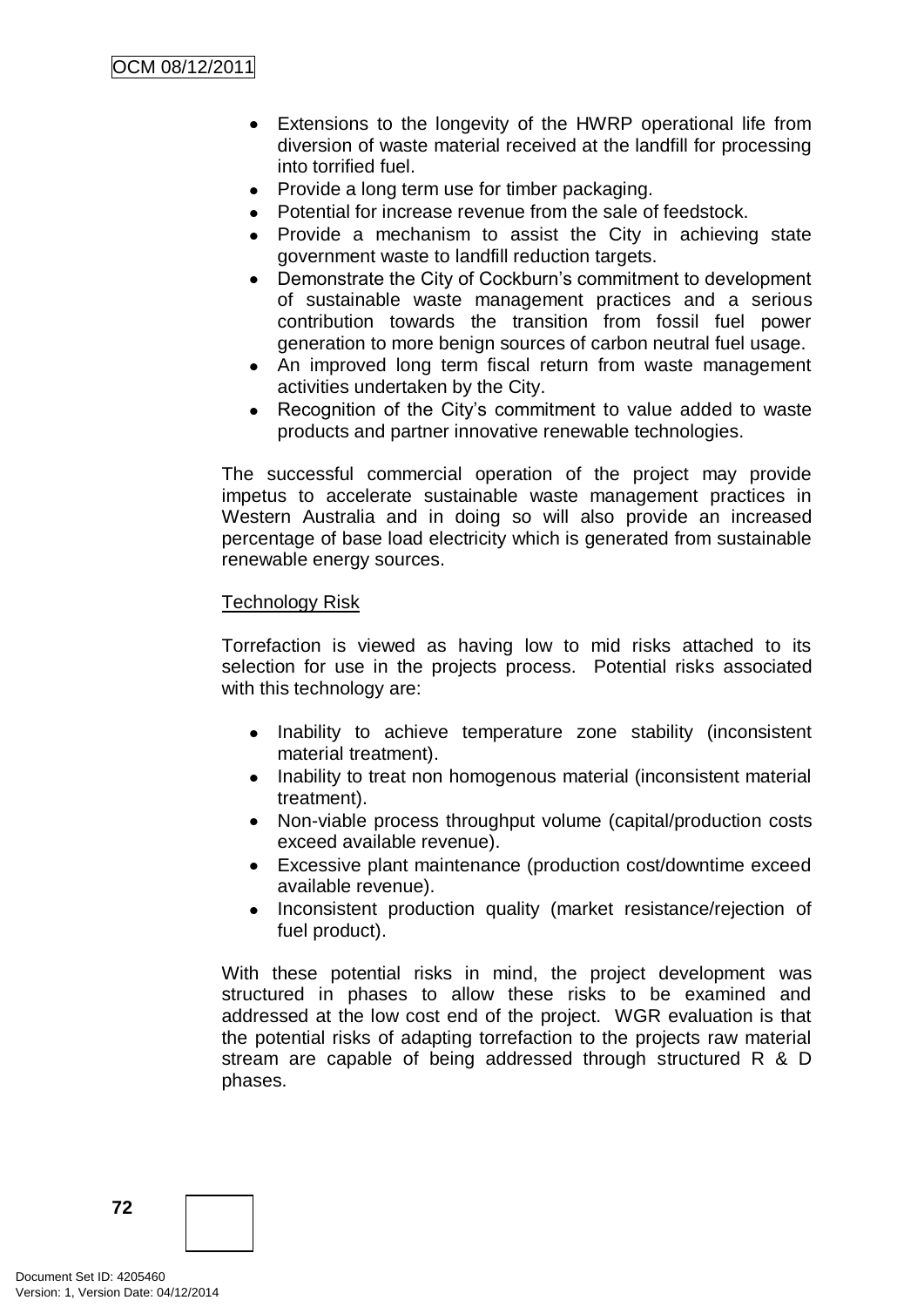- Extensions to the longevity of the HWRP operational life from diversion of waste material received at the landfill for processing into torrified fuel.
- Provide a long term use for timber packaging.
- Potential for increase revenue from the sale of feedstock.
- Provide a mechanism to assist the City in achieving state government waste to landfill reduction targets.
- Demonstrate the City of Cockburn's commitment to development of sustainable waste management practices and a serious contribution towards the transition from fossil fuel power generation to more benign sources of carbon neutral fuel usage.
- An improved long term fiscal return from waste management activities undertaken by the City.
- Recognition of the City's commitment to value added to waste products and partner innovative renewable technologies.

The successful commercial operation of the project may provide impetus to accelerate sustainable waste management practices in Western Australia and in doing so will also provide an increased percentage of base load electricity which is generated from sustainable renewable energy sources.

Technology Risk

Torrefaction is viewed as having low to mid risks attached to its selection for use in the projects process. Potential risks associated with this technology are:

- Inability to achieve temperature zone stability (inconsistent material treatment).
- Inability to treat non homogenous material (inconsistent material treatment).
- Non-viable process throughput volume (capital/production costs exceed available revenue).
- Excessive plant maintenance (production cost/downtime exceed available revenue).
- Inconsistent production quality (market resistance/rejection of fuel product).

With these potential risks in mind, the project development was structured in phases to allow these risks to be examined and addressed at the low cost end of the project. WGR evaluation is that the potential risks of adapting torrefaction to the projects raw material stream are capable of being addressed through structured R & D phases.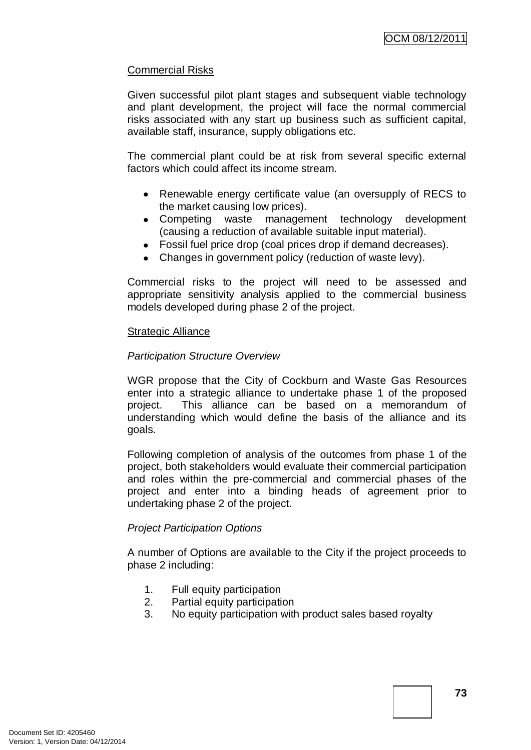Commercial Risks

Given successful pilot plant stages and subsequent viable technology and plant development, the project will face the normal commercial risks associated with any start up business such as sufficient capital, available staff, insurance, supply obligations etc.

The commercial plant could be at risk from several specific external factors which could affect its income stream.

- Renewable energy certificate value (an oversupply of RECS to the market causing low prices).
- Competing waste management technology development (causing a reduction of available suitable input material).
- Fossil fuel price drop (coal prices drop if demand decreases).
- Changes in government policy (reduction of waste levy).

Commercial risks to the project will need to be assessed and appropriate sensitivity analysis applied to the commercial business models developed during phase 2 of the project.

Strategic Alliance

*Participation Structure Overview*

WGR propose that the City of Cockburn and Waste Gas Resources enter into a strategic alliance to undertake phase 1 of the proposed project. This alliance can be based on a memorandum of understanding which would define the basis of the alliance and its goals.

Following completion of analysis of the outcomes from phase 1 of the project, both stakeholders would evaluate their commercial participation and roles within the pre-commercial and commercial phases of the project and enter into a binding heads of agreement prior to undertaking phase 2 of the project.

*Project Participation Options*

A number of Options are available to the City if the project proceeds to phase 2 including:

1. Full equity participation
2. Partial equity participation
3. No equity participation with product sales based royalty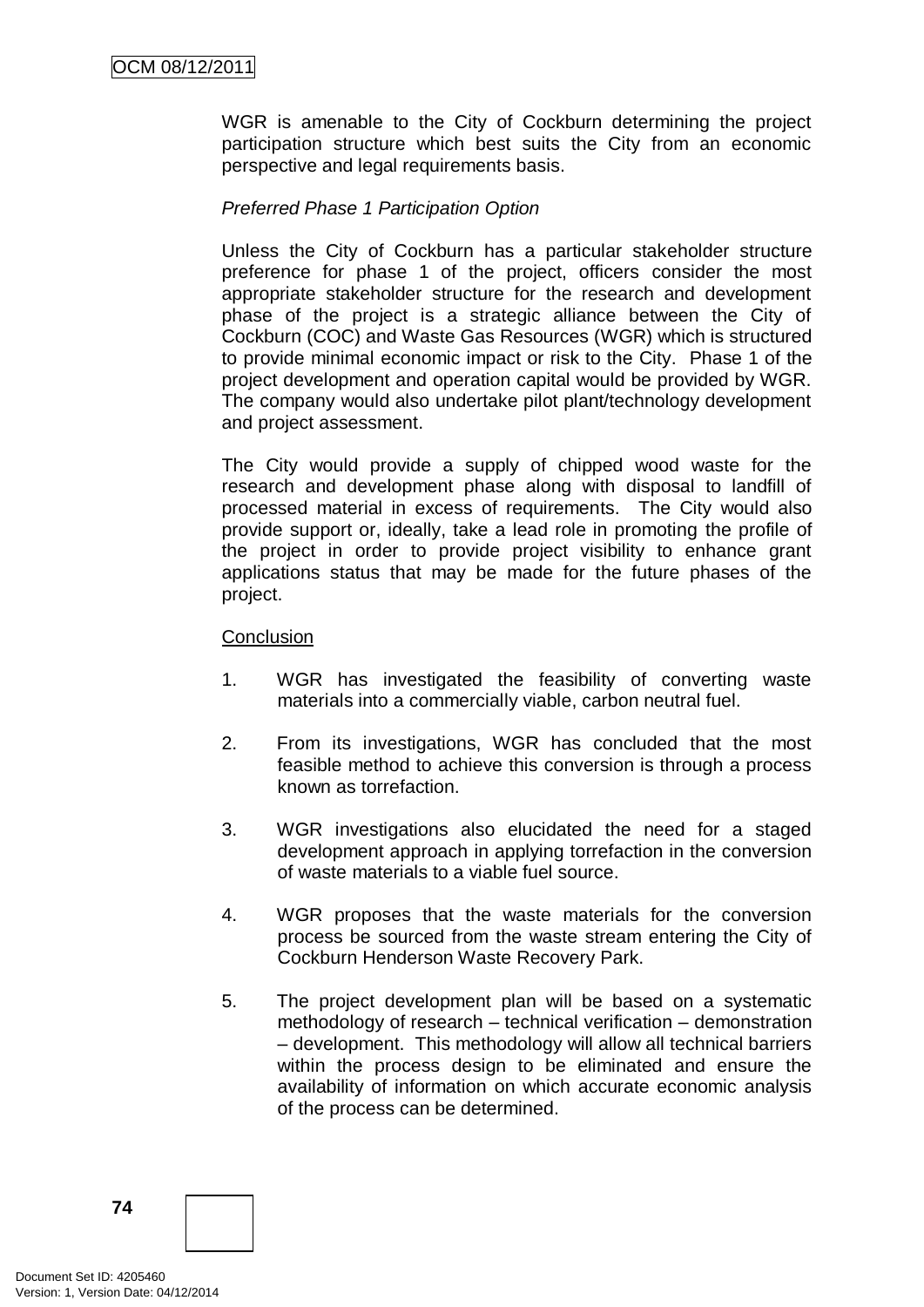WGR is amenable to the City of Cockburn determining the project participation structure which best suits the City from an economic perspective and legal requirements basis.

*Preferred Phase 1 Participation Option*

Unless the City of Cockburn has a particular stakeholder structure preference for phase 1 of the project, officers consider the most appropriate stakeholder structure for the research and development phase of the project is a strategic alliance between the City of Cockburn (COC) and Waste Gas Resources (WGR) which is structured to provide minimal economic impact or risk to the City. Phase 1 of the project development and operation capital would be provided by WGR. The company would also undertake pilot plant/technology development and project assessment.

The City would provide a supply of chipped wood waste for the research and development phase along with disposal to landfill of processed material in excess of requirements. The City would also provide support or, ideally, take a lead role in promoting the profile of the project in order to provide project visibility to enhance grant applications status that may be made for the future phases of the project.

<u>Conclusion</u>

1. WGR has investigated the feasibility of converting waste materials into a commercially viable, carbon neutral fuel.

2. From its investigations, WGR has concluded that the most feasible method to achieve this conversion is through a process known as torrefaction.

3. WGR investigations also elucidated the need for a staged development approach in applying torrefaction in the conversion of waste materials to a viable fuel source.

4. WGR proposes that the waste materials for the conversion process be sourced from the waste stream entering the City of Cockburn Henderson Waste Recovery Park.

5. The project development plan will be based on a systematic methodology of research – technical verification – demonstration – development. This methodology will allow all technical barriers within the process design to be eliminated and ensure the availability of information on which accurate economic analysis of the process can be determined.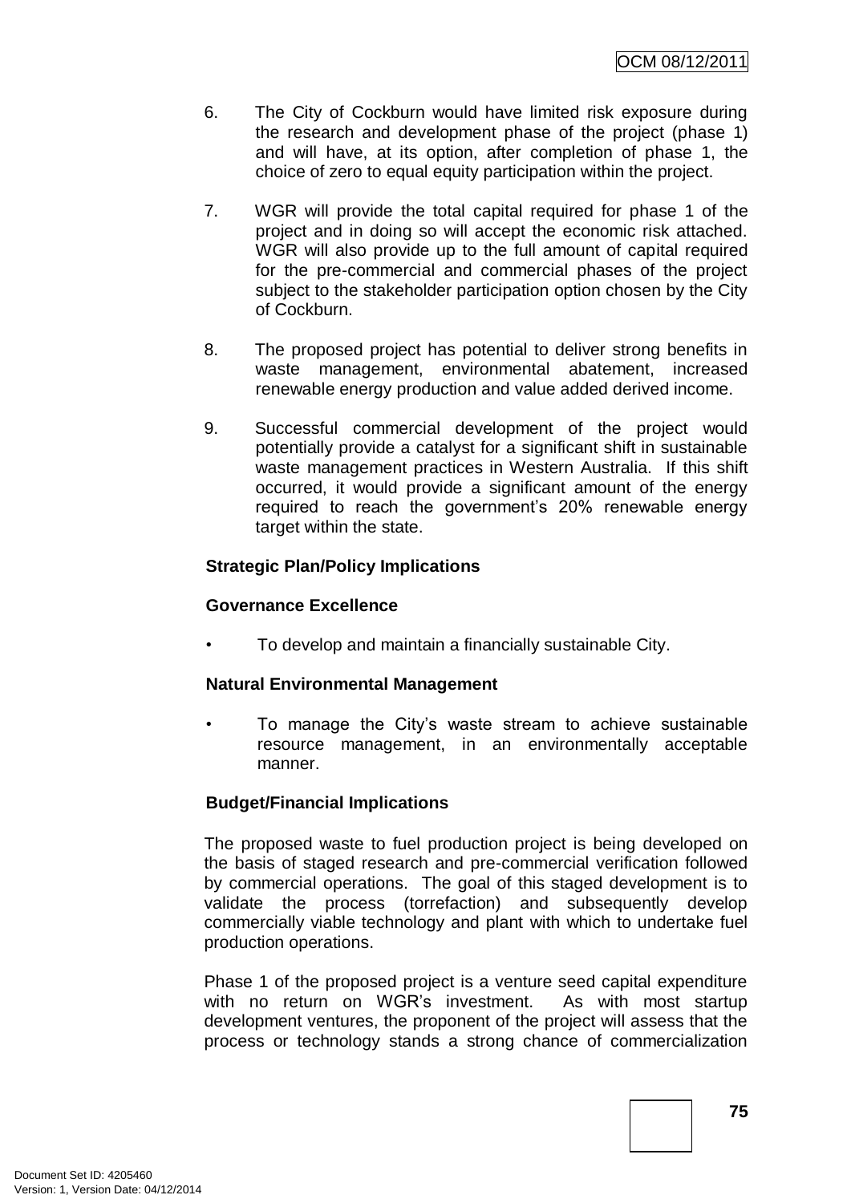6. The City of Cockburn would have limited risk exposure during the research and development phase of the project (phase 1) and will have, at its option, after completion of phase 1, the choice of zero to equal equity participation within the project.

7. WGR will provide the total capital required for phase 1 of the project and in doing so will accept the economic risk attached. WGR will also provide up to the full amount of capital required for the pre-commercial and commercial phases of the project subject to the stakeholder participation option chosen by the City of Cockburn.

8. The proposed project has potential to deliver strong benefits in waste management, environmental abatement, increased renewable energy production and value added derived income.

9. Successful commercial development of the project would potentially provide a catalyst for a significant shift in sustainable waste management practices in Western Australia. If this shift occurred, it would provide a significant amount of the energy required to reach the government's 20% renewable energy target within the state.

**Strategic Plan/Policy Implications**

**Governance Excellence**

- To develop and maintain a financially sustainable City.

**Natural Environmental Management**

- To manage the City's waste stream to achieve sustainable resource management, in an environmentally acceptable manner.

**Budget/Financial Implications**

The proposed waste to fuel production project is being developed on the basis of staged research and pre-commercial verification followed by commercial operations. The goal of this staged development is to validate the process (torrefaction) and subsequently develop commercially viable technology and plant with which to undertake fuel production operations.

Phase 1 of the proposed project is a venture seed capital expenditure with no return on WGR's investment. As with most startup development ventures, the proponent of the project will assess that the process or technology stands a strong chance of commercialization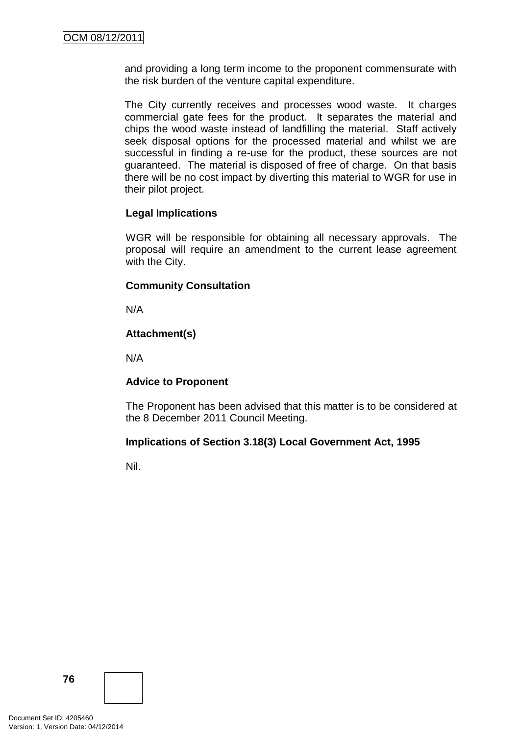and providing a long term income to the proponent commensurate with the risk burden of the venture capital expenditure.

The City currently receives and processes wood waste. It charges commercial gate fees for the product. It separates the material and chips the wood waste instead of landfilling the material. Staff actively seek disposal options for the processed material and whilst we are successful in finding a re-use for the product, these sources are not guaranteed. The material is disposed of free of charge. On that basis there will be no cost impact by diverting this material to WGR for use in their pilot project.

**Legal Implications**

WGR will be responsible for obtaining all necessary approvals. The proposal will require an amendment to the current lease agreement with the City.

**Community Consultation**

N/A

**Attachment(s)**

N/A

**Advice to Proponent**

The Proponent has been advised that this matter is to be considered at the 8 December 2011 Council Meeting.

**Implications of Section 3.18(3) Local Government Act, 1995**

Nil.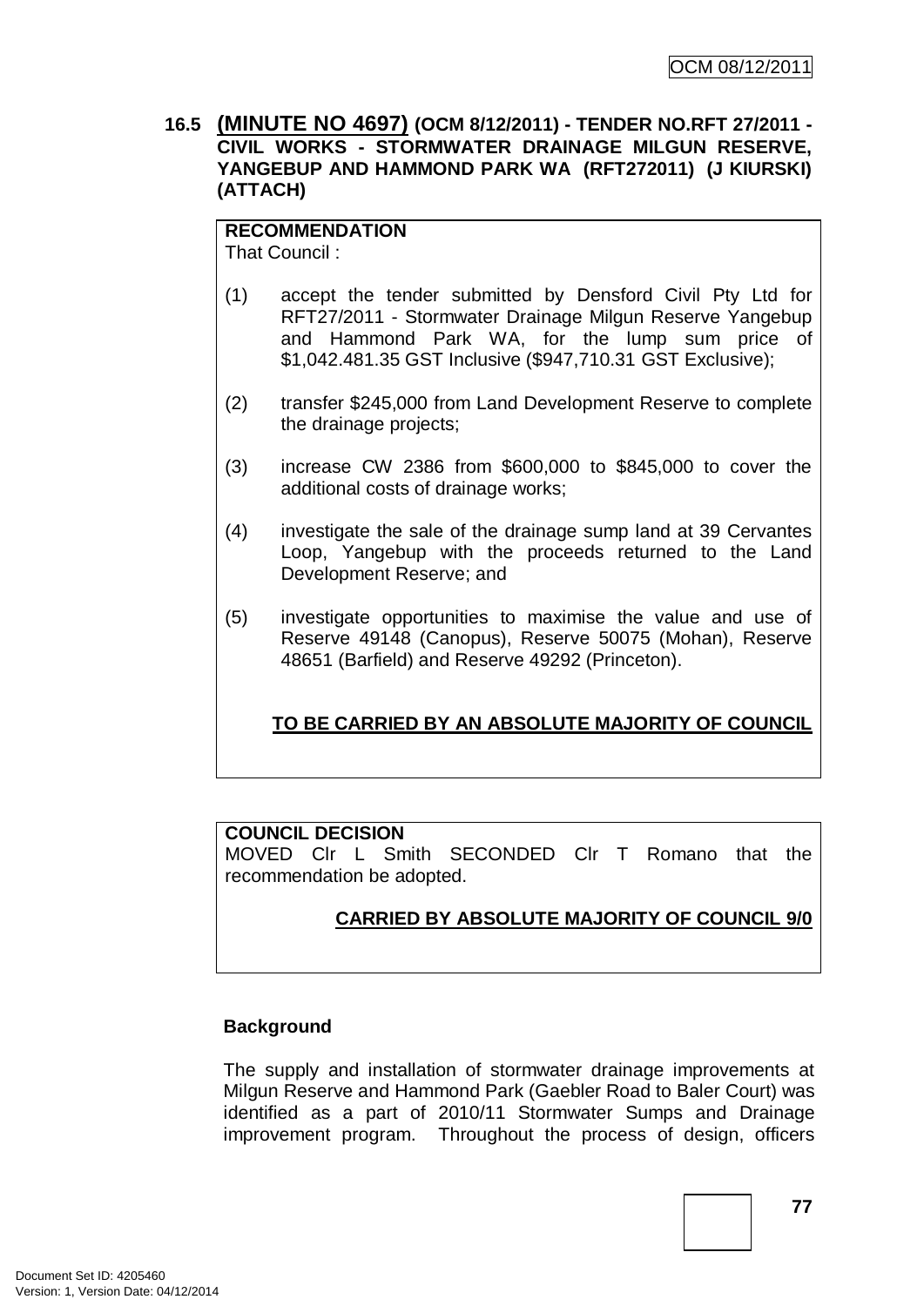**16.5 (MINUTE NO 4697) (OCM 8/12/2011) - TENDER NO.RFT 27/2011 - CIVIL WORKS - STORMWATER DRAINAGE MILGUN RESERVE, YANGEBUP AND HAMMOND PARK WA (RFT272011) (J KIURSKI) (ATTACH)**

**RECOMMENDATION**

That Council :

(1) accept the tender submitted by Densford Civil Pty Ltd for RFT27/2011 - Stormwater Drainage Milgun Reserve Yangebup and Hammond Park WA, for the lump sum price of $1,042.481.35 GST Inclusive ($947,710.31 GST Exclusive);

(2) transfer $245,000 from Land Development Reserve to complete the drainage projects;

(3) increase CW 2386 from $600,000 to $845,000 to cover the additional costs of drainage works;

(4) investigate the sale of the drainage sump land at 39 Cervantes Loop, Yangebup with the proceeds returned to the Land Development Reserve; and

(5) investigate opportunities to maximise the value and use of Reserve 49148 (Canopus), Reserve 50075 (Mohan), Reserve 48651 (Barfield) and Reserve 49292 (Princeton).

**TO BE CARRIED BY AN ABSOLUTE MAJORITY OF COUNCIL**

**COUNCIL DECISION**

MOVED Clr L Smith SECONDED Clr T Romano that the recommendation be adopted.

**CARRIED BY ABSOLUTE MAJORITY OF COUNCIL 9/0**

**Background**

The supply and installation of stormwater drainage improvements at Milgun Reserve and Hammond Park (Gaebler Road to Baler Court) was identified as a part of 2010/11 Stormwater Sumps and Drainage improvement program. Throughout the process of design, officers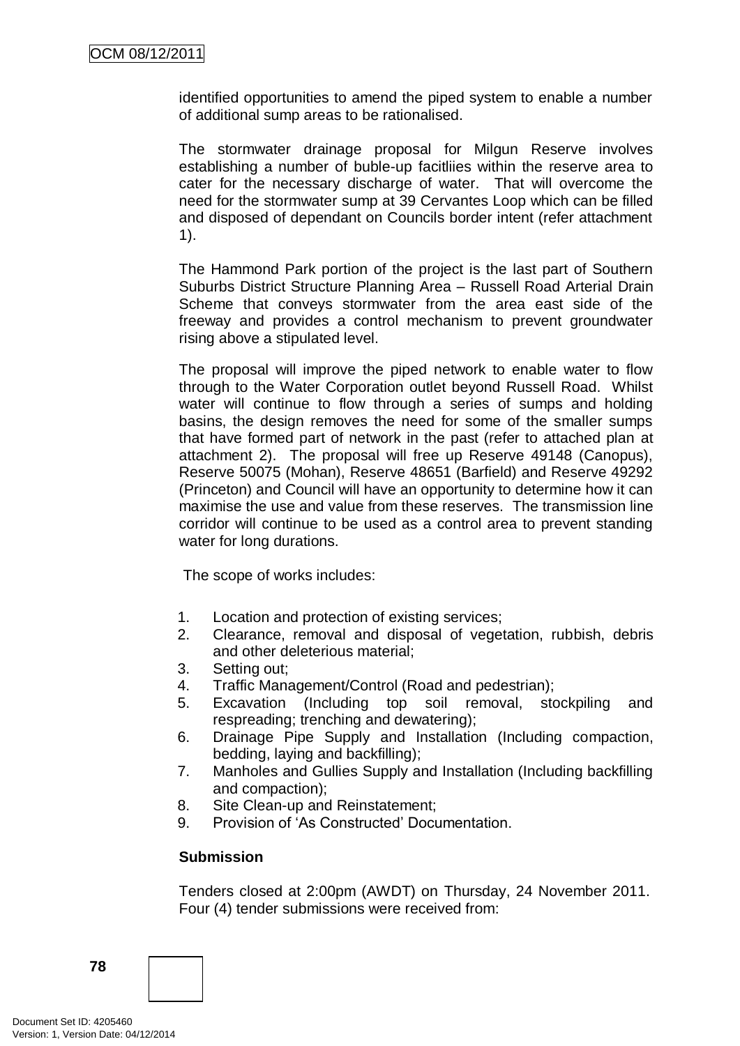identified opportunities to amend the piped system to enable a number of additional sump areas to be rationalised.

The stormwater drainage proposal for Milgun Reserve involves establishing a number of buble-up facitliies within the reserve area to cater for the necessary discharge of water. That will overcome the need for the stormwater sump at 39 Cervantes Loop which can be filled and disposed of dependant on Councils border intent (refer attachment 1).

The Hammond Park portion of the project is the last part of Southern Suburbs District Structure Planning Area – Russell Road Arterial Drain Scheme that conveys stormwater from the area east side of the freeway and provides a control mechanism to prevent groundwater rising above a stipulated level.

The proposal will improve the piped network to enable water to flow through to the Water Corporation outlet beyond Russell Road. Whilst water will continue to flow through a series of sumps and holding basins, the design removes the need for some of the smaller sumps that have formed part of network in the past (refer to attached plan at attachment 2). The proposal will free up Reserve 49148 (Canopus), Reserve 50075 (Mohan), Reserve 48651 (Barfield) and Reserve 49292 (Princeton) and Council will have an opportunity to determine how it can maximise the use and value from these reserves. The transmission line corridor will continue to be used as a control area to prevent standing water for long durations.

The scope of works includes:

1. Location and protection of existing services;
2. Clearance, removal and disposal of vegetation, rubbish, debris and other deleterious material;
3. Setting out;
4. Traffic Management/Control (Road and pedestrian);
5. Excavation (Including top soil removal, stockpiling and respreading; trenching and dewatering);
6. Drainage Pipe Supply and Installation (Including compaction, bedding, laying and backfilling);
7. Manholes and Gullies Supply and Installation (Including backfilling and compaction);
8. Site Clean-up and Reinstatement;
9. Provision of 'As Constructed' Documentation.

**Submission**

Tenders closed at 2:00pm (AWDT) on Thursday, 24 November 2011. Four (4) tender submissions were received from: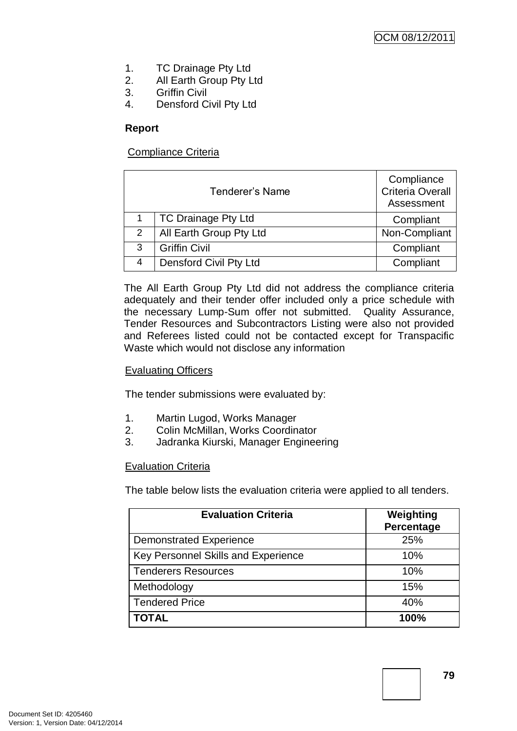1. TC Drainage Pty Ltd
2. All Earth Group Pty Ltd
3. Griffin Civil
4. Densford Civil Pty Ltd

**Report**

Compliance Criteria

| Tenderer's Name | | Compliance Criteria Overall Assessment |
|---|---|---|
| 1 | TC Drainage Pty Ltd | Compliant |
| 2 | All Earth Group Pty Ltd | Non-Compliant |
| 3 | Griffin Civil | Compliant |
| 4 | Densford Civil Pty Ltd | Compliant |

The All Earth Group Pty Ltd did not address the compliance criteria adequately and their tender offer included only a price schedule with the necessary Lump-Sum offer not submitted. Quality Assurance, Tender Resources and Subcontractors Listing were also not provided and Referees listed could not be contacted except for Transpacific Waste which would not disclose any information

Evaluating Officers

The tender submissions were evaluated by:

1. Martin Lugod, Works Manager
2. Colin McMillan, Works Coordinator
3. Jadranka Kiurski, Manager Engineering

Evaluation Criteria

The table below lists the evaluation criteria were applied to all tenders.

| Evaluation Criteria | Weighting Percentage |
|---|---|
| Demonstrated Experience | 25% |
| Key Personnel Skills and Experience | 10% |
| Tenderers Resources | 10% |
| Methodology | 15% |
| Tendered Price | 40% |
| **TOTAL** | **100%** |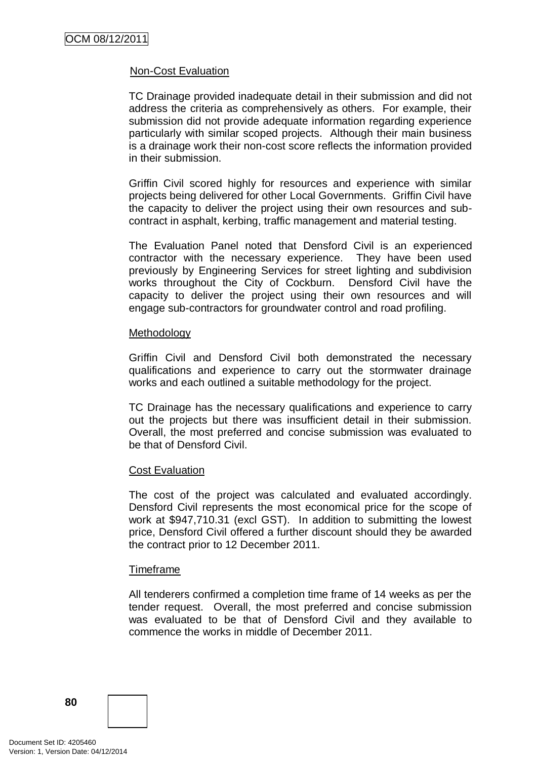Non-Cost Evaluation

TC Drainage provided inadequate detail in their submission and did not address the criteria as comprehensively as others. For example, their submission did not provide adequate information regarding experience particularly with similar scoped projects. Although their main business is a drainage work their non-cost score reflects the information provided in their submission.

Griffin Civil scored highly for resources and experience with similar projects being delivered for other Local Governments. Griffin Civil have the capacity to deliver the project using their own resources and sub-contract in asphalt, kerbing, traffic management and material testing.

The Evaluation Panel noted that Densford Civil is an experienced contractor with the necessary experience. They have been used previously by Engineering Services for street lighting and subdivision works throughout the City of Cockburn. Densford Civil have the capacity to deliver the project using their own resources and will engage sub-contractors for groundwater control and road profiling.

Methodology

Griffin Civil and Densford Civil both demonstrated the necessary qualifications and experience to carry out the stormwater drainage works and each outlined a suitable methodology for the project.

TC Drainage has the necessary qualifications and experience to carry out the projects but there was insufficient detail in their submission. Overall, the most preferred and concise submission was evaluated to be that of Densford Civil.

Cost Evaluation

The cost of the project was calculated and evaluated accordingly. Densford Civil represents the most economical price for the scope of work at $947,710.31 (excl GST). In addition to submitting the lowest price, Densford Civil offered a further discount should they be awarded the contract prior to 12 December 2011.

Timeframe

All tenderers confirmed a completion time frame of 14 weeks as per the tender request. Overall, the most preferred and concise submission was evaluated to be that of Densford Civil and they available to commence the works in middle of December 2011.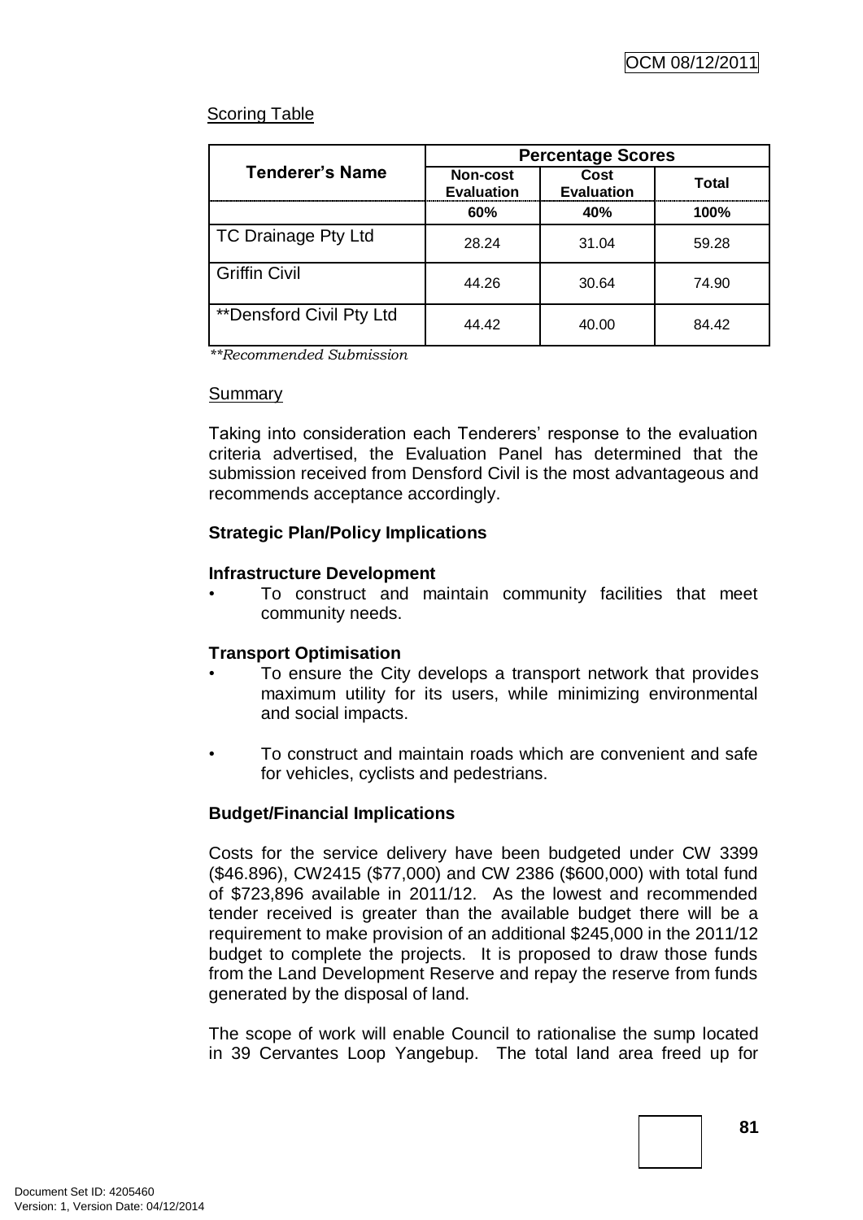Scoring Table

| Tenderer's Name | Percentage Scores | | |
|---|---|---|---|
| | Non-cost Evaluation | Cost Evaluation | Total |
| | 60% | 40% | 100% |
| TC Drainage Pty Ltd | 28.24 | 31.04 | 59.28 |
| Griffin Civil | 44.26 | 30.64 | 74.90 |
| **Densford Civil Pty Ltd | 44.42 | 40.00 | 84.42 |

*\*\*Recommended Submission*

Summary

Taking into consideration each Tenderers' response to the evaluation criteria advertised, the Evaluation Panel has determined that the submission received from Densford Civil is the most advantageous and recommends acceptance accordingly.

**Strategic Plan/Policy Implications**

**Infrastructure Development**

- To construct and maintain community facilities that meet community needs.

**Transport Optimisation**

- To ensure the City develops a transport network that provides maximum utility for its users, while minimizing environmental and social impacts.
- To construct and maintain roads which are convenient and safe for vehicles, cyclists and pedestrians.

**Budget/Financial Implications**

Costs for the service delivery have been budgeted under CW 3399 ($46.896), CW2415 ($77,000) and CW 2386 ($600,000) with total fund of $723,896 available in 2011/12. As the lowest and recommended tender received is greater than the available budget there will be a requirement to make provision of an additional $245,000 in the 2011/12 budget to complete the projects. It is proposed to draw those funds from the Land Development Reserve and repay the reserve from funds generated by the disposal of land.

The scope of work will enable Council to rationalise the sump located in 39 Cervantes Loop Yangebup. The total land area freed up for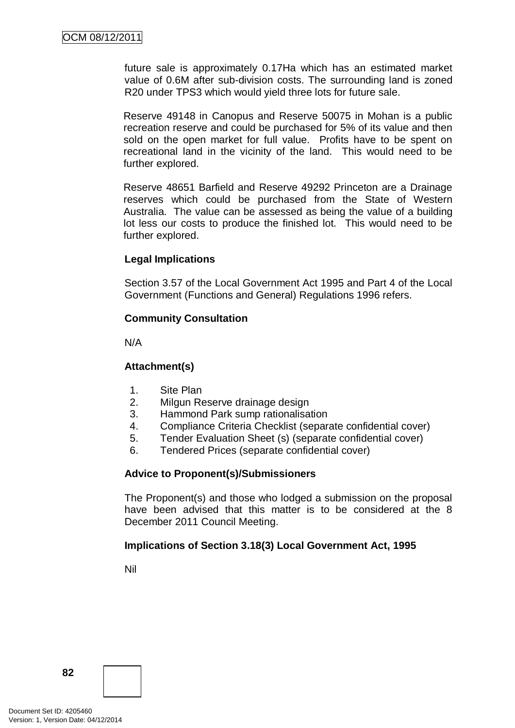future sale is approximately 0.17Ha which has an estimated market value of 0.6M after sub-division costs. The surrounding land is zoned R20 under TPS3 which would yield three lots for future sale.

Reserve 49148 in Canopus and Reserve 50075 in Mohan is a public recreation reserve and could be purchased for 5% of its value and then sold on the open market for full value. Profits have to be spent on recreational land in the vicinity of the land. This would need to be further explored.

Reserve 48651 Barfield and Reserve 49292 Princeton are a Drainage reserves which could be purchased from the State of Western Australia. The value can be assessed as being the value of a building lot less our costs to produce the finished lot. This would need to be further explored.

**Legal Implications**

Section 3.57 of the Local Government Act 1995 and Part 4 of the Local Government (Functions and General) Regulations 1996 refers.

**Community Consultation**

N/A

**Attachment(s)**

1. Site Plan
2. Milgun Reserve drainage design
3. Hammond Park sump rationalisation
4. Compliance Criteria Checklist (separate confidential cover)
5. Tender Evaluation Sheet (s) (separate confidential cover)
6. Tendered Prices (separate confidential cover)

**Advice to Proponent(s)/Submissioners**

The Proponent(s) and those who lodged a submission on the proposal have been advised that this matter is to be considered at the 8 December 2011 Council Meeting.

**Implications of Section 3.18(3) Local Government Act, 1995**

Nil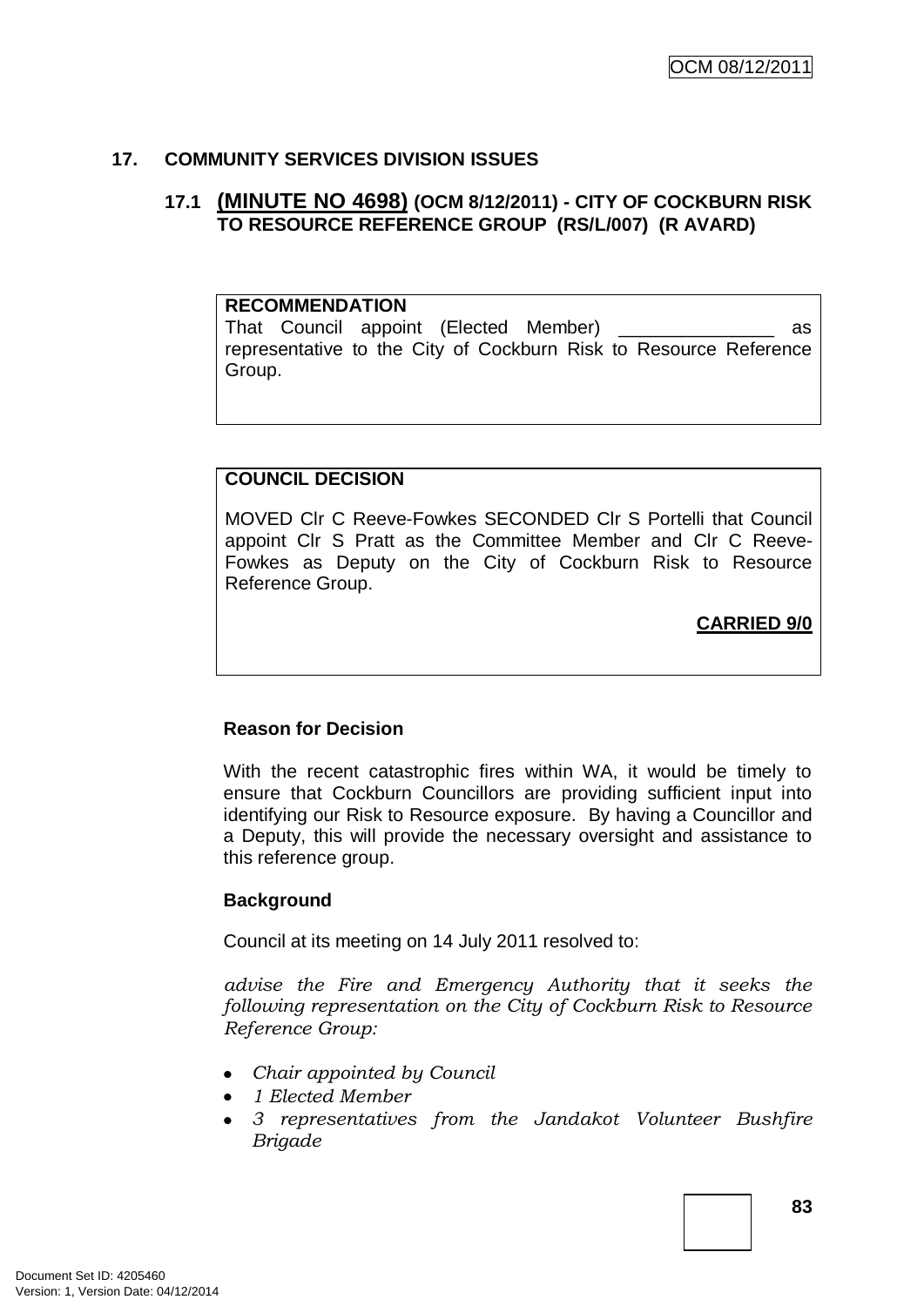## 17. COMMUNITY SERVICES DIVISION ISSUES

### 17.1 (MINUTE NO 4698) (OCM 8/12/2011) - CITY OF COCKBURN RISK TO RESOURCE REFERENCE GROUP (RS/L/007) (R AVARD)

**RECOMMENDATION**
That Council appoint (Elected Member) _______________ as representative to the City of Cockburn Risk to Resource Reference Group.

**COUNCIL DECISION**

MOVED Clr C Reeve-Fowkes SECONDED Clr S Portelli that Council appoint Clr S Pratt as the Committee Member and Clr C Reeve-Fowkes as Deputy on the City of Cockburn Risk to Resource Reference Group.

**CARRIED 9/0**

**Reason for Decision**

With the recent catastrophic fires within WA, it would be timely to ensure that Cockburn Councillors are providing sufficient input into identifying our Risk to Resource exposure. By having a Councillor and a Deputy, this will provide the necessary oversight and assistance to this reference group.

**Background**

Council at its meeting on 14 July 2011 resolved to:

*advise the Fire and Emergency Authority that it seeks the following representation on the City of Cockburn Risk to Resource Reference Group:*

- *Chair appointed by Council*
- *1 Elected Member*
- *3 representatives from the Jandakot Volunteer Bushfire Brigade*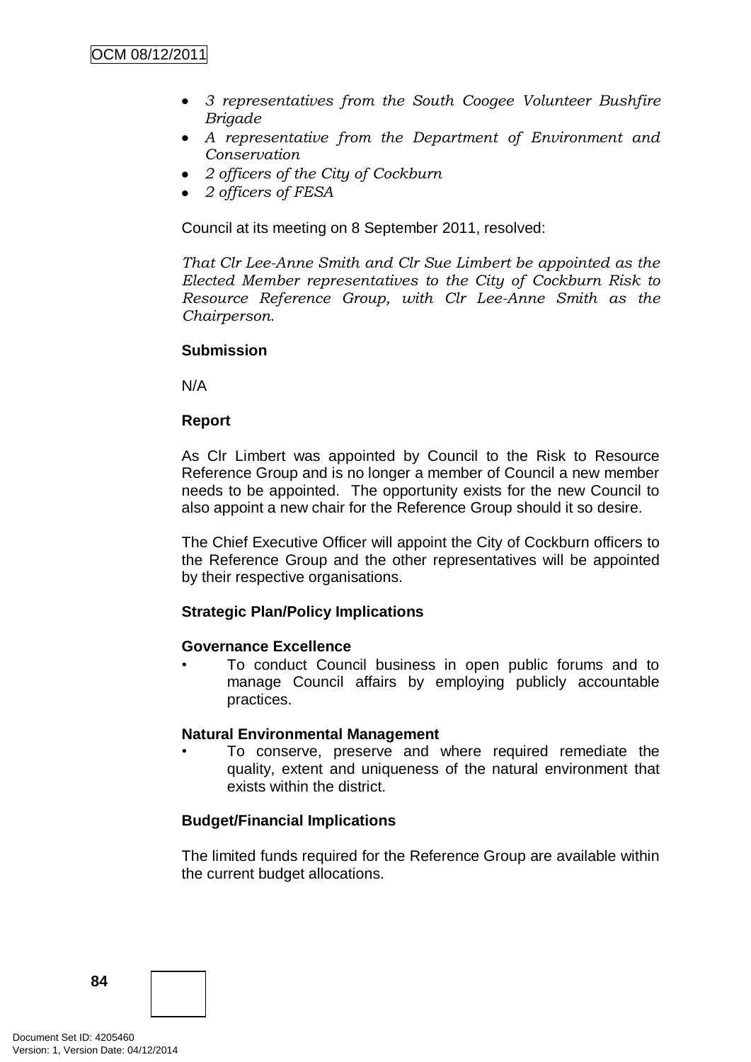- *3 representatives from the South Coogee Volunteer Bushfire Brigade*
- *A representative from the Department of Environment and Conservation*
- *2 officers of the City of Cockburn*
- *2 officers of FESA*

Council at its meeting on 8 September 2011, resolved:

*That Clr Lee-Anne Smith and Clr Sue Limbert be appointed as the Elected Member representatives to the City of Cockburn Risk to Resource Reference Group, with Clr Lee-Anne Smith as the Chairperson.*

**Submission**

N/A

**Report**

As Clr Limbert was appointed by Council to the Risk to Resource Reference Group and is no longer a member of Council a new member needs to be appointed. The opportunity exists for the new Council to also appoint a new chair for the Reference Group should it so desire.

The Chief Executive Officer will appoint the City of Cockburn officers to the Reference Group and the other representatives will be appointed by their respective organisations.

**Strategic Plan/Policy Implications**

**Governance Excellence**

- To conduct Council business in open public forums and to manage Council affairs by employing publicly accountable practices.

**Natural Environmental Management**

- To conserve, preserve and where required remediate the quality, extent and uniqueness of the natural environment that exists within the district.

**Budget/Financial Implications**

The limited funds required for the Reference Group are available within the current budget allocations.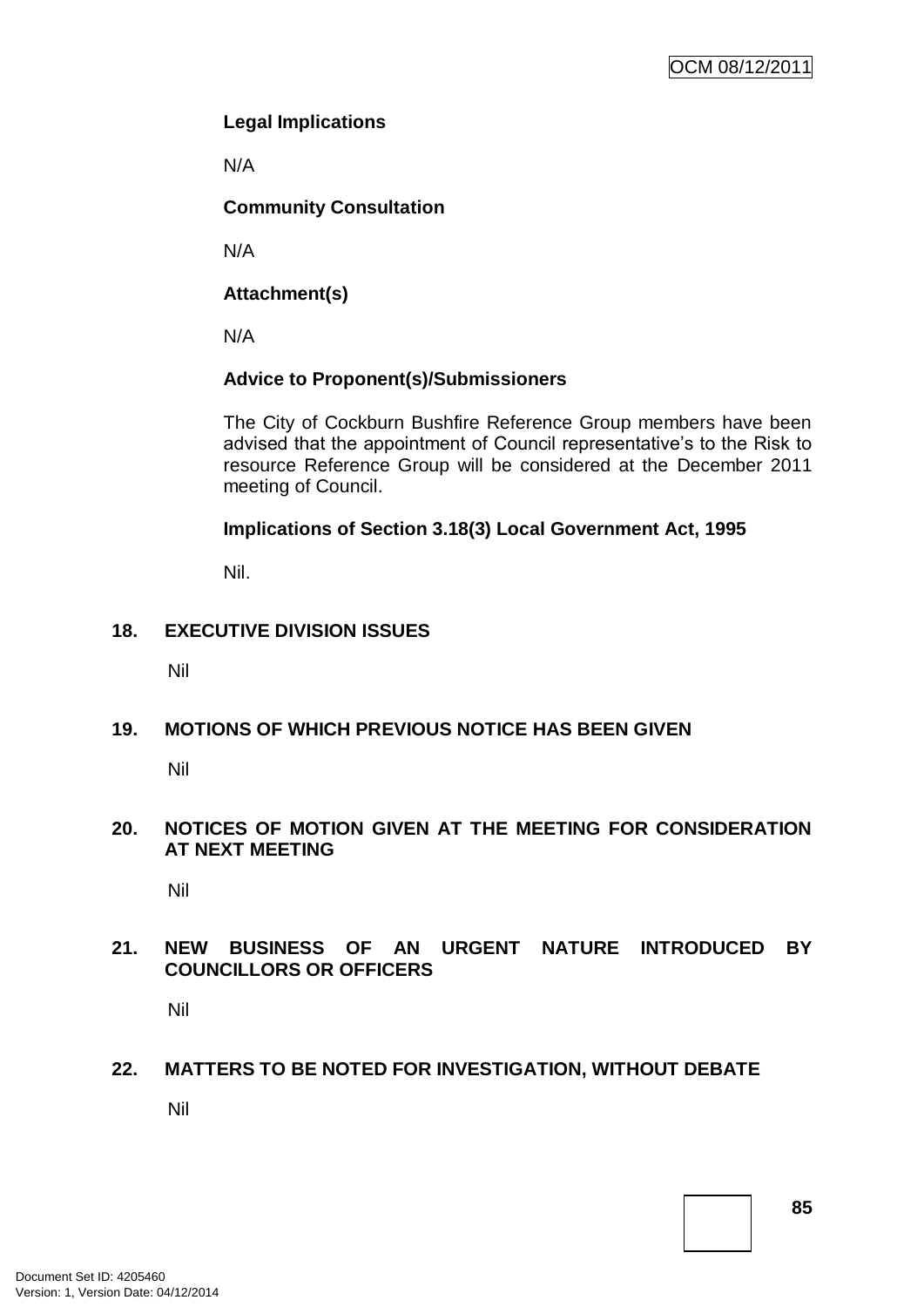**Legal Implications**

N/A

**Community Consultation**

N/A

**Attachment(s)**

N/A

**Advice to Proponent(s)/Submissioners**

The City of Cockburn Bushfire Reference Group members have been advised that the appointment of Council representative's to the Risk to resource Reference Group will be considered at the December 2011 meeting of Council.

**Implications of Section 3.18(3) Local Government Act, 1995**

Nil.

## 18. EXECUTIVE DIVISION ISSUES

Nil

## 19. MOTIONS OF WHICH PREVIOUS NOTICE HAS BEEN GIVEN

Nil

## 20. NOTICES OF MOTION GIVEN AT THE MEETING FOR CONSIDERATION AT NEXT MEETING

Nil

## 21. NEW BUSINESS OF AN URGENT NATURE INTRODUCED BY COUNCILLORS OR OFFICERS

Nil

## 22. MATTERS TO BE NOTED FOR INVESTIGATION, WITHOUT DEBATE

Nil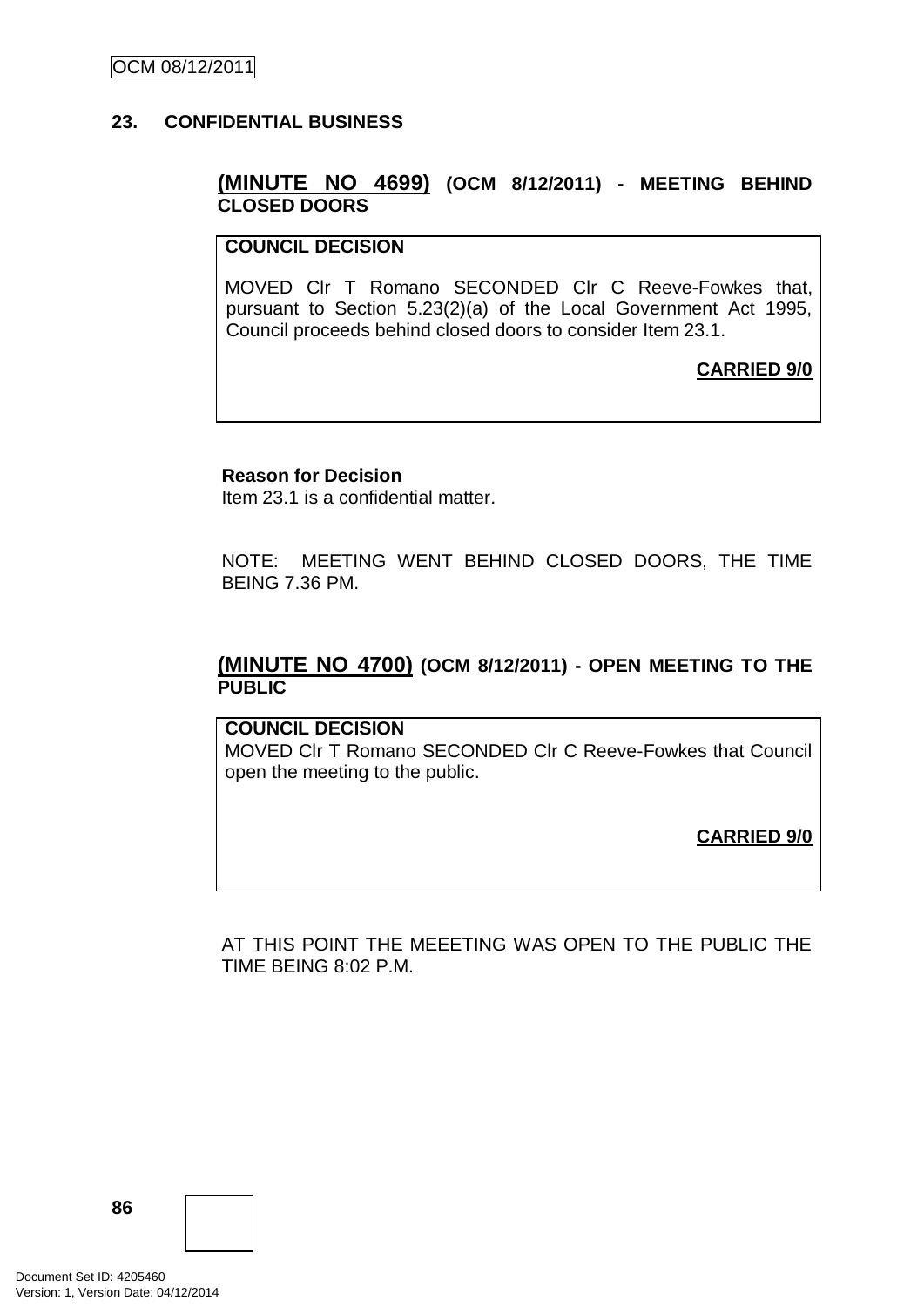## 23. CONFIDENTIAL BUSINESS

### **(MINUTE NO 4699)** (OCM 8/12/2011) - MEETING BEHIND CLOSED DOORS

**COUNCIL DECISION**

MOVED Clr T Romano SECONDED Clr C Reeve-Fowkes that, pursuant to Section 5.23(2)(a) of the Local Government Act 1995, Council proceeds behind closed doors to consider Item 23.1.

**CARRIED 9/0**

**Reason for Decision**

Item 23.1 is a confidential matter.

NOTE: MEETING WENT BEHIND CLOSED DOORS, THE TIME BEING 7.36 PM.

### **(MINUTE NO 4700)** (OCM 8/12/2011) - OPEN MEETING TO THE PUBLIC

**COUNCIL DECISION**

MOVED Clr T Romano SECONDED Clr C Reeve-Fowkes that Council open the meeting to the public.

**CARRIED 9/0**

AT THIS POINT THE MEEETING WAS OPEN TO THE PUBLIC THE TIME BEING 8:02 P.M.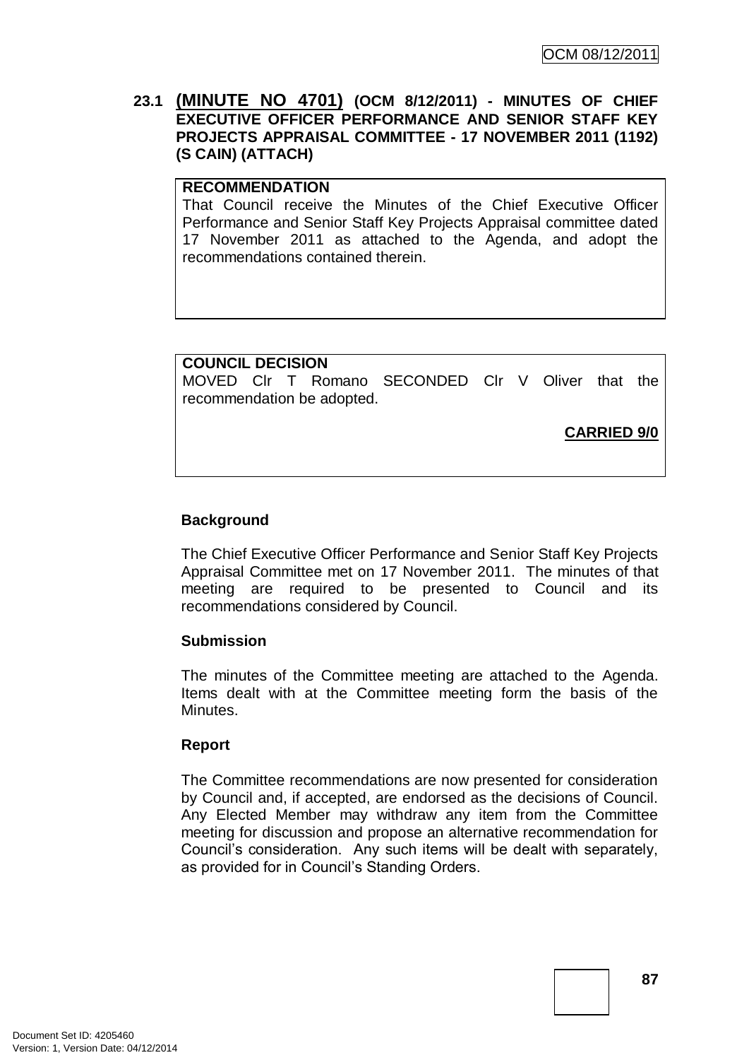### 23.1 **(MINUTE NO 4701)** (OCM 8/12/2011) - MINUTES OF CHIEF EXECUTIVE OFFICER PERFORMANCE AND SENIOR STAFF KEY PROJECTS APPRAISAL COMMITTEE - 17 NOVEMBER 2011 (1192) (S CAIN) (ATTACH)

**RECOMMENDATION**

That Council receive the Minutes of the Chief Executive Officer Performance and Senior Staff Key Projects Appraisal committee dated 17 November 2011 as attached to the Agenda, and adopt the recommendations contained therein.

**COUNCIL DECISION**

MOVED Clr T Romano SECONDED Clr V Oliver that the recommendation be adopted.

**CARRIED 9/0**

**Background**

The Chief Executive Officer Performance and Senior Staff Key Projects Appraisal Committee met on 17 November 2011. The minutes of that meeting are required to be presented to Council and its recommendations considered by Council.

**Submission**

The minutes of the Committee meeting are attached to the Agenda. Items dealt with at the Committee meeting form the basis of the Minutes.

**Report**

The Committee recommendations are now presented for consideration by Council and, if accepted, are endorsed as the decisions of Council. Any Elected Member may withdraw any item from the Committee meeting for discussion and propose an alternative recommendation for Council's consideration. Any such items will be dealt with separately, as provided for in Council's Standing Orders.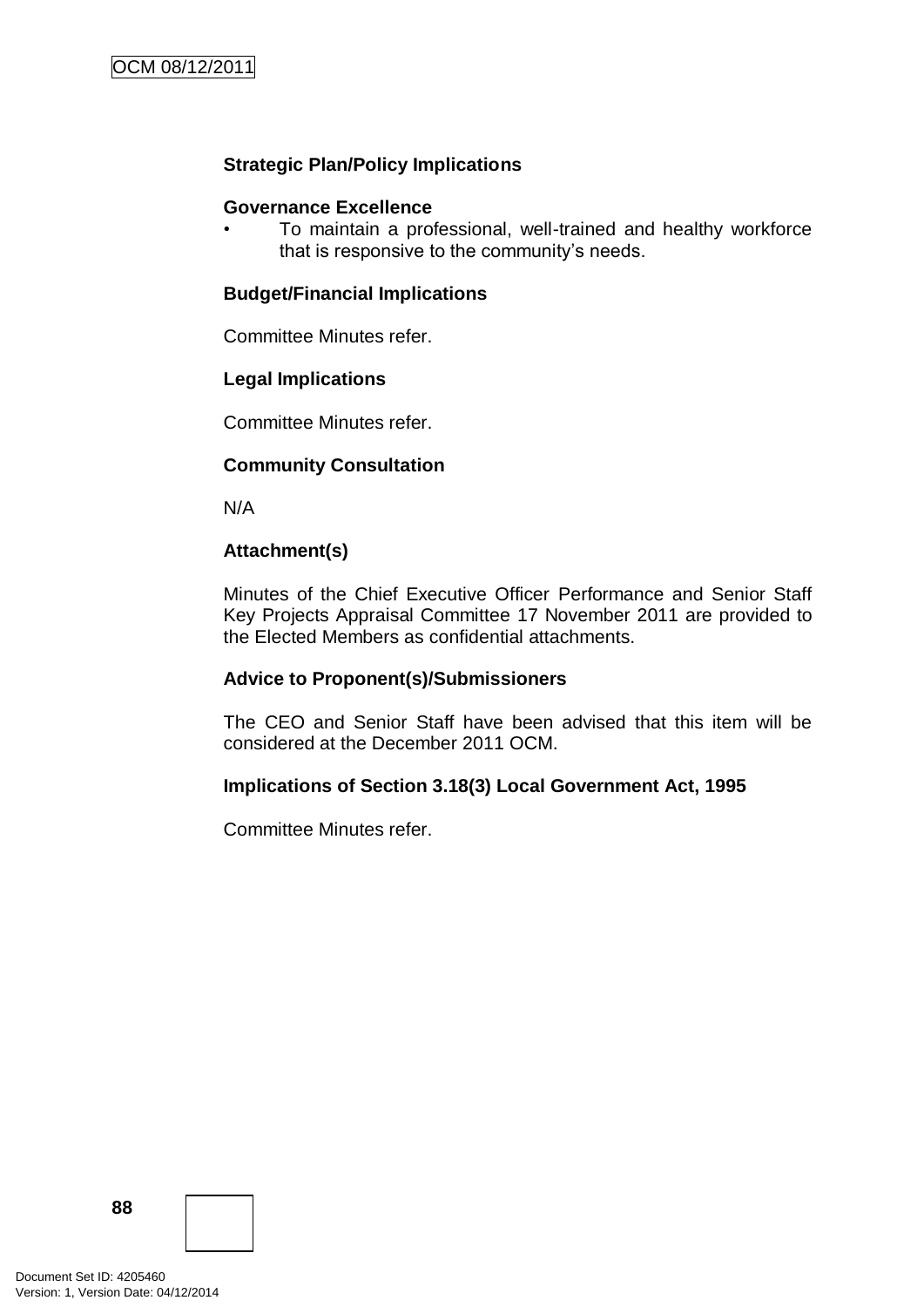**Strategic Plan/Policy Implications**

**Governance Excellence**

- To maintain a professional, well-trained and healthy workforce that is responsive to the community's needs.

**Budget/Financial Implications**

Committee Minutes refer.

**Legal Implications**

Committee Minutes refer.

**Community Consultation**

N/A

**Attachment(s)**

Minutes of the Chief Executive Officer Performance and Senior Staff Key Projects Appraisal Committee 17 November 2011 are provided to the Elected Members as confidential attachments.

**Advice to Proponent(s)/Submissioners**

The CEO and Senior Staff have been advised that this item will be considered at the December 2011 OCM.

**Implications of Section 3.18(3) Local Government Act, 1995**

Committee Minutes refer.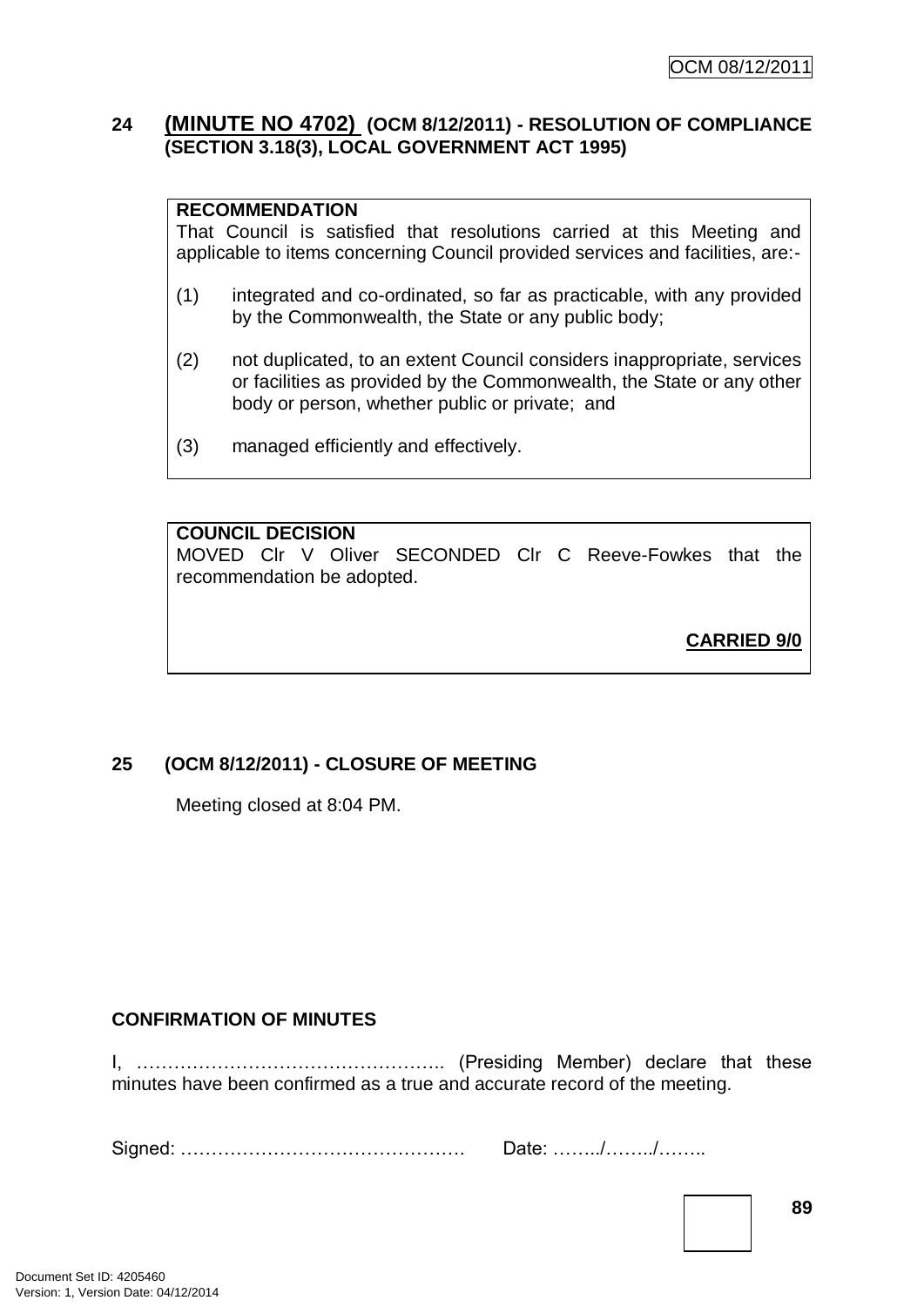## 24 (MINUTE NO 4702) (OCM 8/12/2011) - RESOLUTION OF COMPLIANCE (SECTION 3.18(3), LOCAL GOVERNMENT ACT 1995)

**RECOMMENDATION**

That Council is satisfied that resolutions carried at this Meeting and applicable to items concerning Council provided services and facilities, are:-

(1) integrated and co-ordinated, so far as practicable, with any provided by the Commonwealth, the State or any public body;

(2) not duplicated, to an extent Council considers inappropriate, services or facilities as provided by the Commonwealth, the State or any other body or person, whether public or private; and

(3) managed efficiently and effectively.

**COUNCIL DECISION**

MOVED Clr V Oliver SECONDED Clr C Reeve-Fowkes that the recommendation be adopted.

**CARRIED 9/0**

## 25 (OCM 8/12/2011) - CLOSURE OF MEETING

Meeting closed at 8:04 PM.

**CONFIRMATION OF MINUTES**

I, ………………………………………….. (Presiding Member) declare that these minutes have been confirmed as a true and accurate record of the meeting.

Signed: ……………………………………… Date: ……../……../……..

Document Set ID: 4205460
Version: 1, Version Date: 04/12/2014